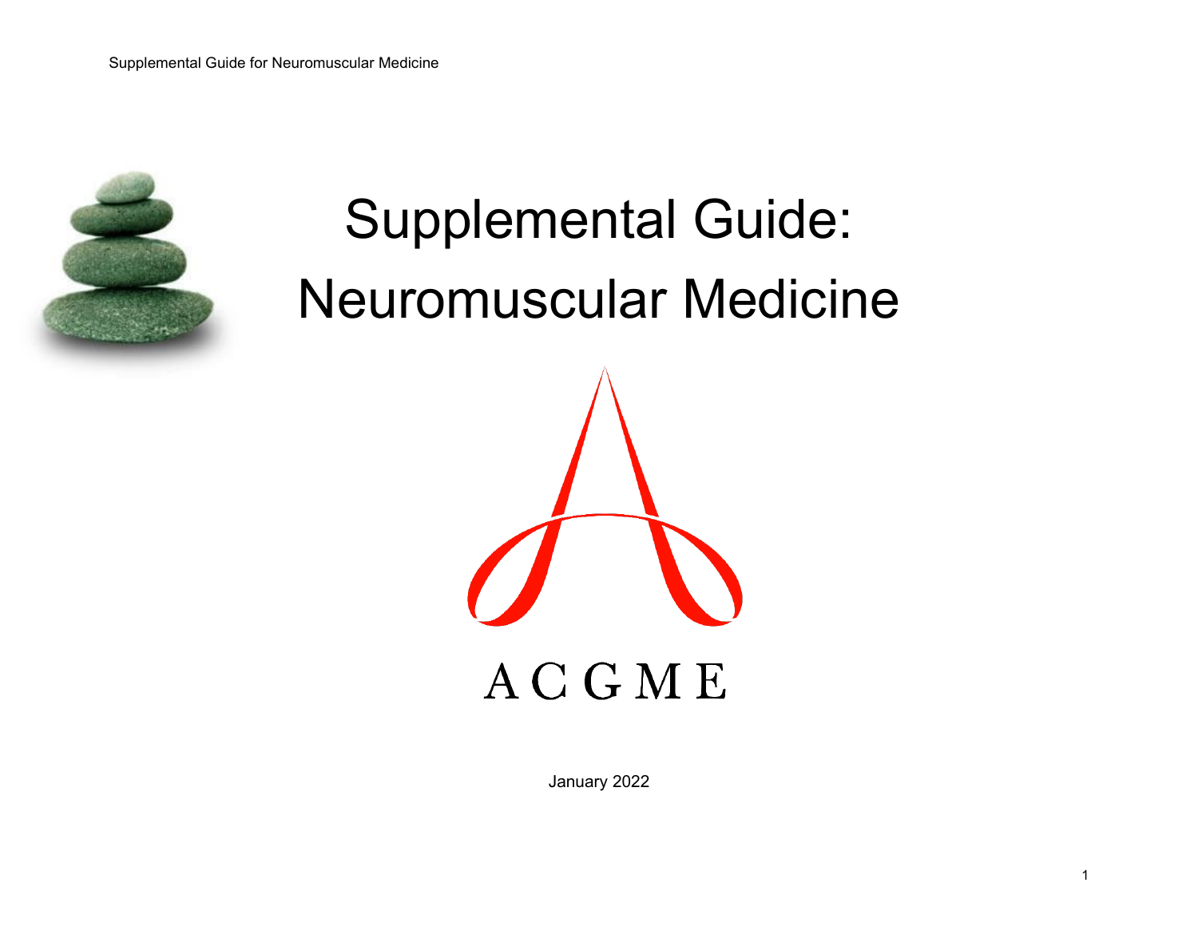# Supplemental Guide: Neuromuscular Medicine

ACGME

January 2022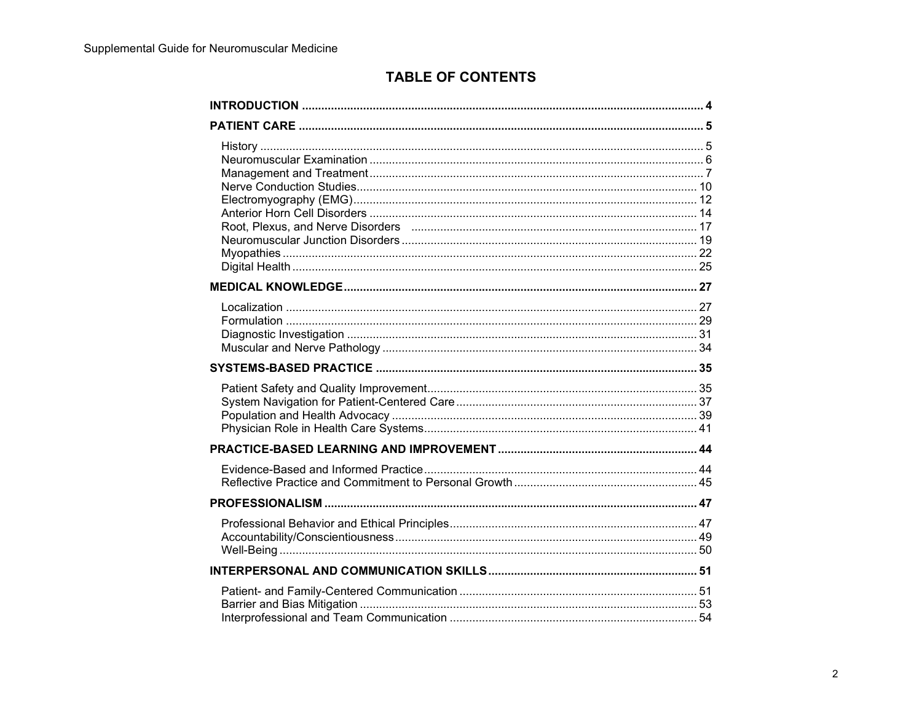# TABLE OF CONTENTS

**INTRODUCTION** ........................................................................................................................ **4**

**PATIENT CARE** ......................................................................................................................... **5**

- History ....................................................................................................................................... 5
- Neuromuscular Examination ...................................................................................................... 6
- Management and Treatment ...................................................................................................... 7
- Nerve Conduction Studies ........................................................................................................ 10
- Electromyography (EMG) ......................................................................................................... 12
- Anterior Horn Cell Disorders .................................................................................................... 14
- Root, Plexus, and Nerve Disorders ........................................................................................ 17
- Neuromuscular Junction Disorders .......................................................................................... 19
- Myopathies ............................................................................................................................... 22
- Digital Health ............................................................................................................................ 25

**MEDICAL KNOWLEDGE** ............................................................................................................ **27**

- Localization .............................................................................................................................. 27
- Formulation .............................................................................................................................. 29
- Diagnostic Investigation ........................................................................................................... 31
- Muscular and Nerve Pathology ................................................................................................ 34

**SYSTEMS-BASED PRACTICE** .................................................................................................. **35**

- Patient Safety and Quality Improvement .................................................................................. 35
- System Navigation for Patient-Centered Care .......................................................................... 37
- Population and Health Advocacy ............................................................................................. 39
- Physician Role in Health Care Systems ................................................................................... 41

**PRACTICE-BASED LEARNING AND IMPROVEMENT** ............................................................. **44**

- Evidence-Based and Informed Practice ................................................................................... 44
- Reflective Practice and Commitment to Personal Growth ........................................................ 45

**PROFESSIONALISM** .................................................................................................................. **47**

- Professional Behavior and Ethical Principles ............................................................................ 47
- Accountability/Conscientiousness ............................................................................................ 49
- Well-Being ................................................................................................................................ 50

**INTERPERSONAL AND COMMUNICATION SKILLS** ................................................................ **51**

- Patient- and Family-Centered Communication ......................................................................... 51
- Barrier and Bias Mitigation ....................................................................................................... 53
- Interprofessional and Team Communication ............................................................................ 54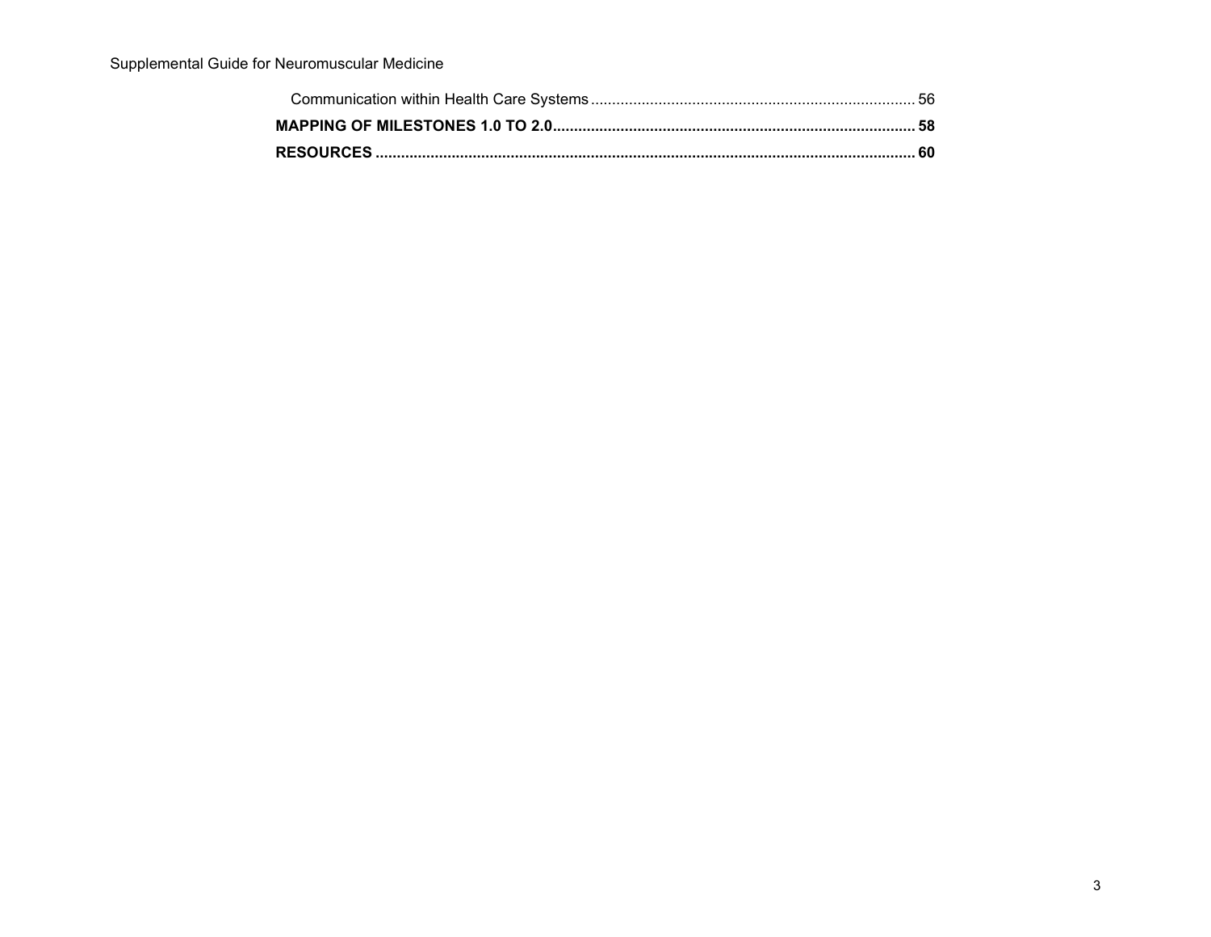Communication within Health Care Systems ........................................................................... 56

**MAPPING OF MILESTONES 1.0 TO 2.0..................................................................................... 58**

**RESOURCES ............................................................................................................................... 60**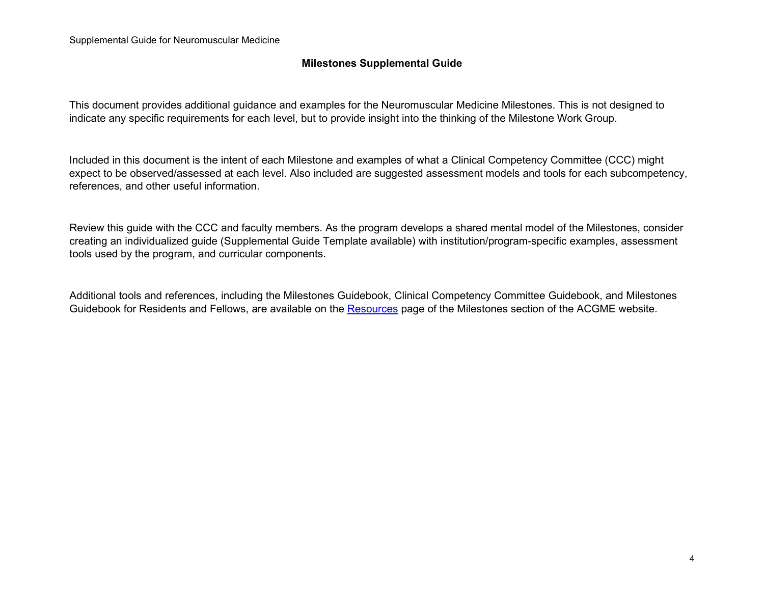## Milestones Supplemental Guide

This document provides additional guidance and examples for the Neuromuscular Medicine Milestones. This is not designed to indicate any specific requirements for each level, but to provide insight into the thinking of the Milestone Work Group.

Included in this document is the intent of each Milestone and examples of what a Clinical Competency Committee (CCC) might expect to be observed/assessed at each level. Also included are suggested assessment models and tools for each subcompetency, references, and other useful information.

Review this guide with the CCC and faculty members. As the program develops a shared mental model of the Milestones, consider creating an individualized guide (Supplemental Guide Template available) with institution/program-specific examples, assessment tools used by the program, and curricular components.

Additional tools and references, including the Milestones Guidebook, Clinical Competency Committee Guidebook, and Milestones Guidebook for Residents and Fellows, are available on the [Resources](https://www.acgme.org/milestones/resources/) page of the Milestones section of the ACGME website.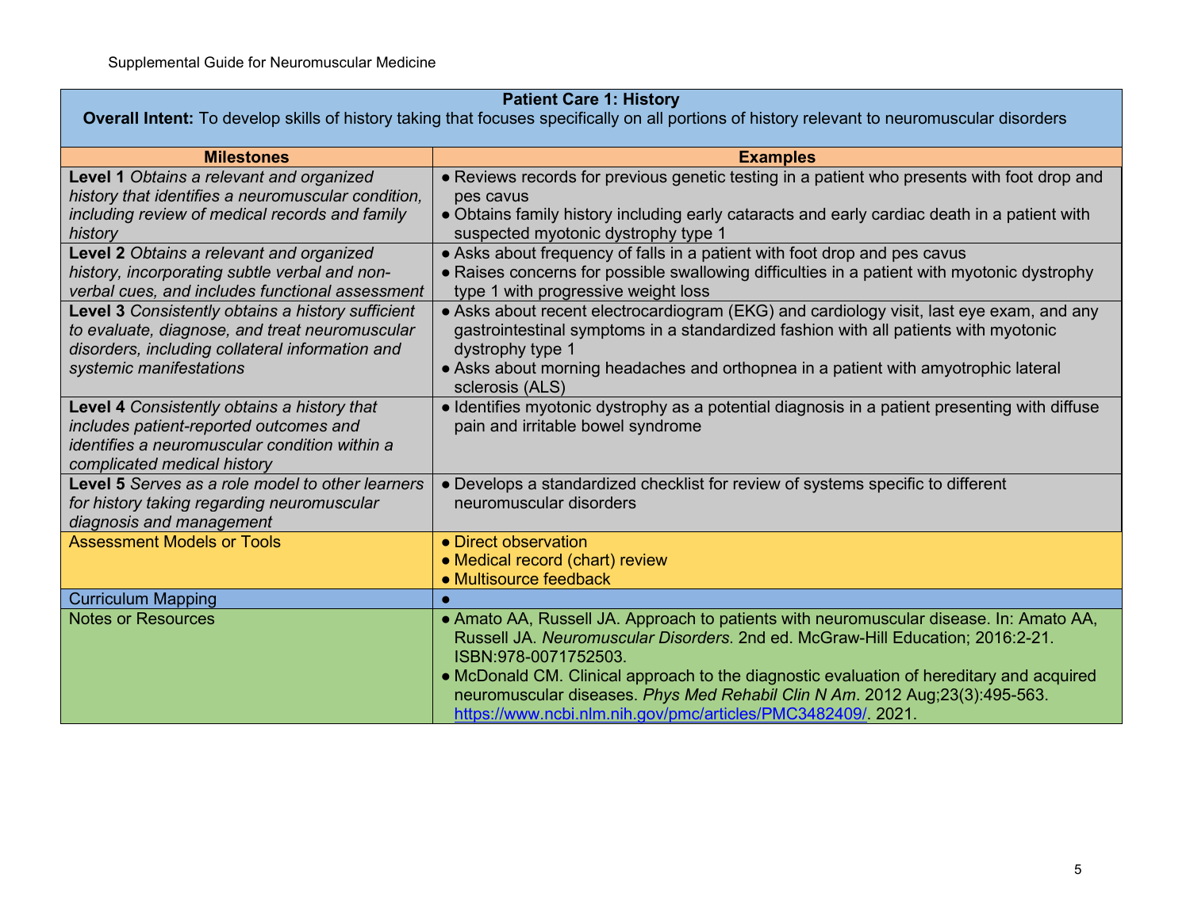| Patient Care 1: History<br>**Overall Intent:** To develop skills of history taking that focuses specifically on all portions of history relevant to neuromuscular disorders | |
|---|---|
| **Milestones** | **Examples** |
| **Level 1** *Obtains a relevant and organized history that identifies a neuromuscular condition, including review of medical records and family history* | ● Reviews records for previous genetic testing in a patient who presents with foot drop and pes cavus<br>● Obtains family history including early cataracts and early cardiac death in a patient with suspected myotonic dystrophy type 1 |
| **Level 2** *Obtains a relevant and organized history, incorporating subtle verbal and non-verbal cues, and includes functional assessment* | ● Asks about frequency of falls in a patient with foot drop and pes cavus<br>● Raises concerns for possible swallowing difficulties in a patient with myotonic dystrophy type 1 with progressive weight loss |
| **Level 3** *Consistently obtains a history sufficient to evaluate, diagnose, and treat neuromuscular disorders, including collateral information and systemic manifestations* | ● Asks about recent electrocardiogram (EKG) and cardiology visit, last eye exam, and any gastrointestinal symptoms in a standardized fashion with all patients with myotonic dystrophy type 1<br>● Asks about morning headaches and orthopnea in a patient with amyotrophic lateral sclerosis (ALS) |
| **Level 4** *Consistently obtains a history that includes patient-reported outcomes and identifies a neuromuscular condition within a complicated medical history* | ● Identifies myotonic dystrophy as a potential diagnosis in a patient presenting with diffuse pain and irritable bowel syndrome |
| **Level 5** *Serves as a role model to other learners for history taking regarding neuromuscular diagnosis and management* | ● Develops a standardized checklist for review of systems specific to different neuromuscular disorders |
| Assessment Models or Tools | ● Direct observation<br>● Medical record (chart) review<br>● Multisource feedback |
| Curriculum Mapping | ● |
| Notes or Resources | ● Amato AA, Russell JA. Approach to patients with neuromuscular disease. In: Amato AA, Russell JA. *Neuromuscular Disorders*. 2nd ed. McGraw-Hill Education; 2016:2-21. ISBN:978-0071752503.<br>● McDonald CM. Clinical approach to the diagnostic evaluation of hereditary and acquired neuromuscular diseases. *Phys Med Rehabil Clin N Am*. 2012 Aug;23(3):495-563. https://www.ncbi.nlm.nih.gov/pmc/articles/PMC3482409/. 2021. |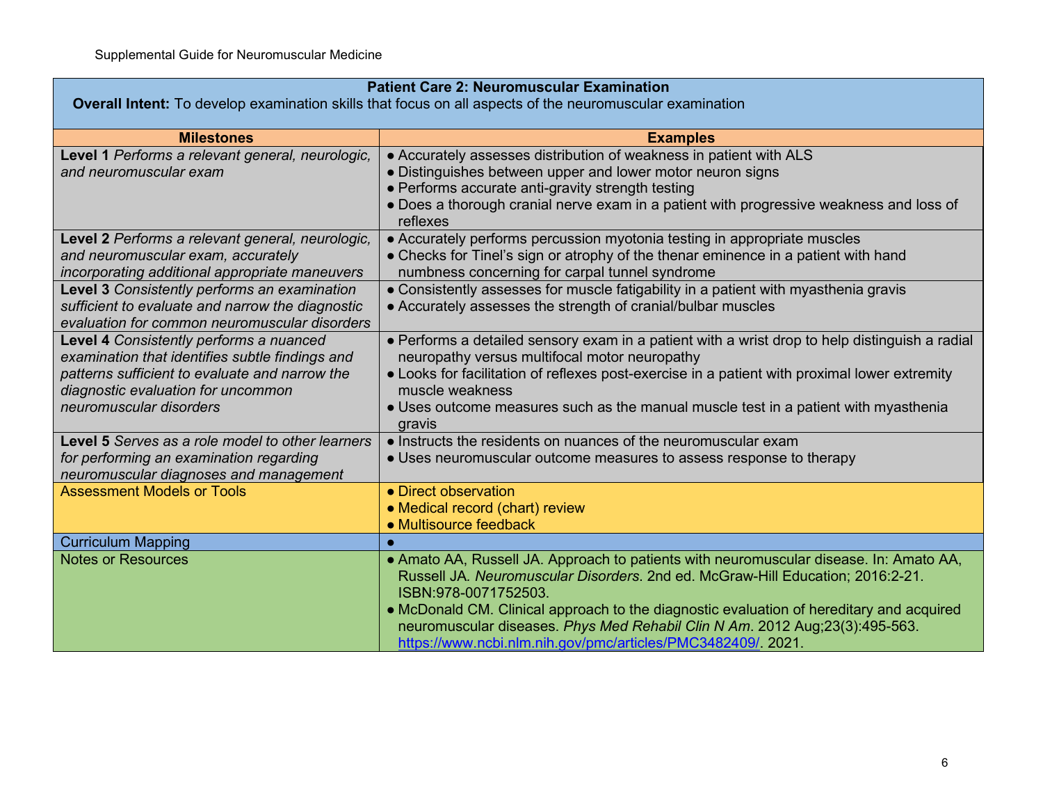| Patient Care 2: Neuromuscular Examination<br>**Overall Intent:** To develop examination skills that focus on all aspects of the neuromuscular examination | |
|---|---|
| **Milestones** | **Examples** |
| **Level 1** *Performs a relevant general, neurologic, and neuromuscular exam* | ● Accurately assesses distribution of weakness in patient with ALS<br>● Distinguishes between upper and lower motor neuron signs<br>● Performs accurate anti-gravity strength testing<br>● Does a thorough cranial nerve exam in a patient with progressive weakness and loss of reflexes |
| **Level 2** *Performs a relevant general, neurologic, and neuromuscular exam, accurately incorporating additional appropriate maneuvers* | ● Accurately performs percussion myotonia testing in appropriate muscles<br>● Checks for Tinel's sign or atrophy of the thenar eminence in a patient with hand numbness concerning for carpal tunnel syndrome |
| **Level 3** *Consistently performs an examination sufficient to evaluate and narrow the diagnostic evaluation for common neuromuscular disorders* | ● Consistently assesses for muscle fatigability in a patient with myasthenia gravis<br>● Accurately assesses the strength of cranial/bulbar muscles |
| **Level 4** *Consistently performs a nuanced examination that identifies subtle findings and patterns sufficient to evaluate and narrow the diagnostic evaluation for uncommon neuromuscular disorders* | ● Performs a detailed sensory exam in a patient with a wrist drop to help distinguish a radial neuropathy versus multifocal motor neuropathy<br>● Looks for facilitation of reflexes post-exercise in a patient with proximal lower extremity muscle weakness<br>● Uses outcome measures such as the manual muscle test in a patient with myasthenia gravis |
| **Level 5** *Serves as a role model to other learners for performing an examination regarding neuromuscular diagnoses and management* | ● Instructs the residents on nuances of the neuromuscular exam<br>● Uses neuromuscular outcome measures to assess response to therapy |
| Assessment Models or Tools | ● Direct observation<br>● Medical record (chart) review<br>● Multisource feedback |
| Curriculum Mapping | ● |
| Notes or Resources | ● Amato AA, Russell JA. Approach to patients with neuromuscular disease. In: Amato AA, Russell JA. *Neuromuscular Disorders*. 2nd ed. McGraw-Hill Education; 2016:2-21. ISBN:978-0071752503.<br>● McDonald CM. Clinical approach to the diagnostic evaluation of hereditary and acquired neuromuscular diseases. *Phys Med Rehabil Clin N Am*. 2012 Aug;23(3):495-563. https://www.ncbi.nlm.nih.gov/pmc/articles/PMC3482409/. 2021. |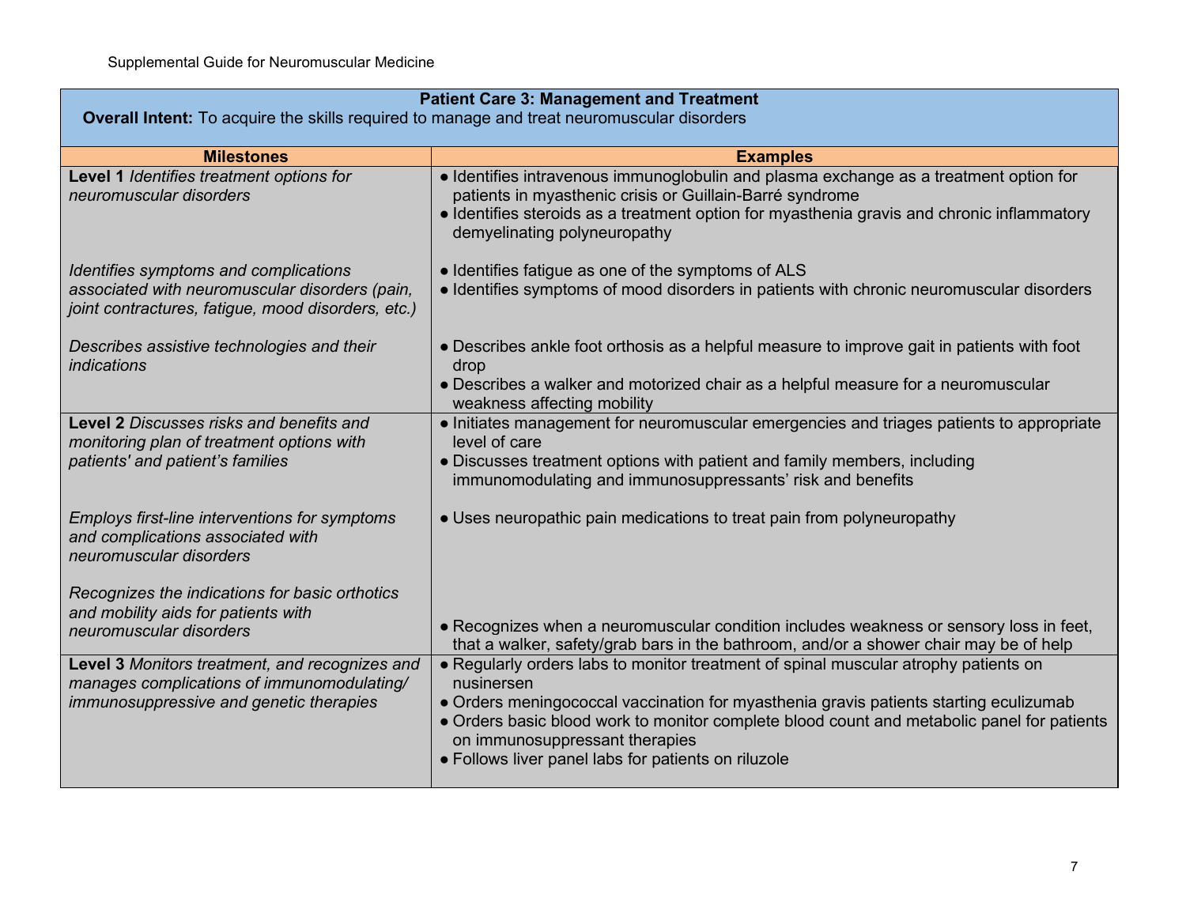| Patient Care 3: Management and Treatment<br>**Overall Intent:** To acquire the skills required to manage and treat neuromuscular disorders | |
|---|---|
| **Milestones** | **Examples** |
| **Level 1** *Identifies treatment options for neuromuscular disorders* | ● Identifies intravenous immunoglobulin and plasma exchange as a treatment option for patients in myasthenic crisis or Guillain-Barré syndrome<br>● Identifies steroids as a treatment option for myasthenia gravis and chronic inflammatory demyelinating polyneuropathy |
| *Identifies symptoms and complications associated with neuromuscular disorders (pain, joint contractures, fatigue, mood disorders, etc.)* | ● Identifies fatigue as one of the symptoms of ALS<br>● Identifies symptoms of mood disorders in patients with chronic neuromuscular disorders |
| *Describes assistive technologies and their indications* | ● Describes ankle foot orthosis as a helpful measure to improve gait in patients with foot drop<br>● Describes a walker and motorized chair as a helpful measure for a neuromuscular weakness affecting mobility |
| **Level 2** *Discusses risks and benefits and monitoring plan of treatment options with patients' and patient's families* | ● Initiates management for neuromuscular emergencies and triages patients to appropriate level of care<br>● Discusses treatment options with patient and family members, including immunomodulating and immunosuppressants' risk and benefits |
| *Employs first-line interventions for symptoms and complications associated with neuromuscular disorders* | ● Uses neuropathic pain medications to treat pain from polyneuropathy |
| *Recognizes the indications for basic orthotics and mobility aids for patients with neuromuscular disorders* | ● Recognizes when a neuromuscular condition includes weakness or sensory loss in feet, that a walker, safety/grab bars in the bathroom, and/or a shower chair may be of help |
| **Level 3** *Monitors treatment, and recognizes and manages complications of immunomodulating/ immunosuppressive and genetic therapies* | ● Regularly orders labs to monitor treatment of spinal muscular atrophy patients on nusinersen<br>● Orders meningococcal vaccination for myasthenia gravis patients starting eculizumab<br>● Orders basic blood work to monitor complete blood count and metabolic panel for patients on immunosuppressant therapies<br>● Follows liver panel labs for patients on riluzole |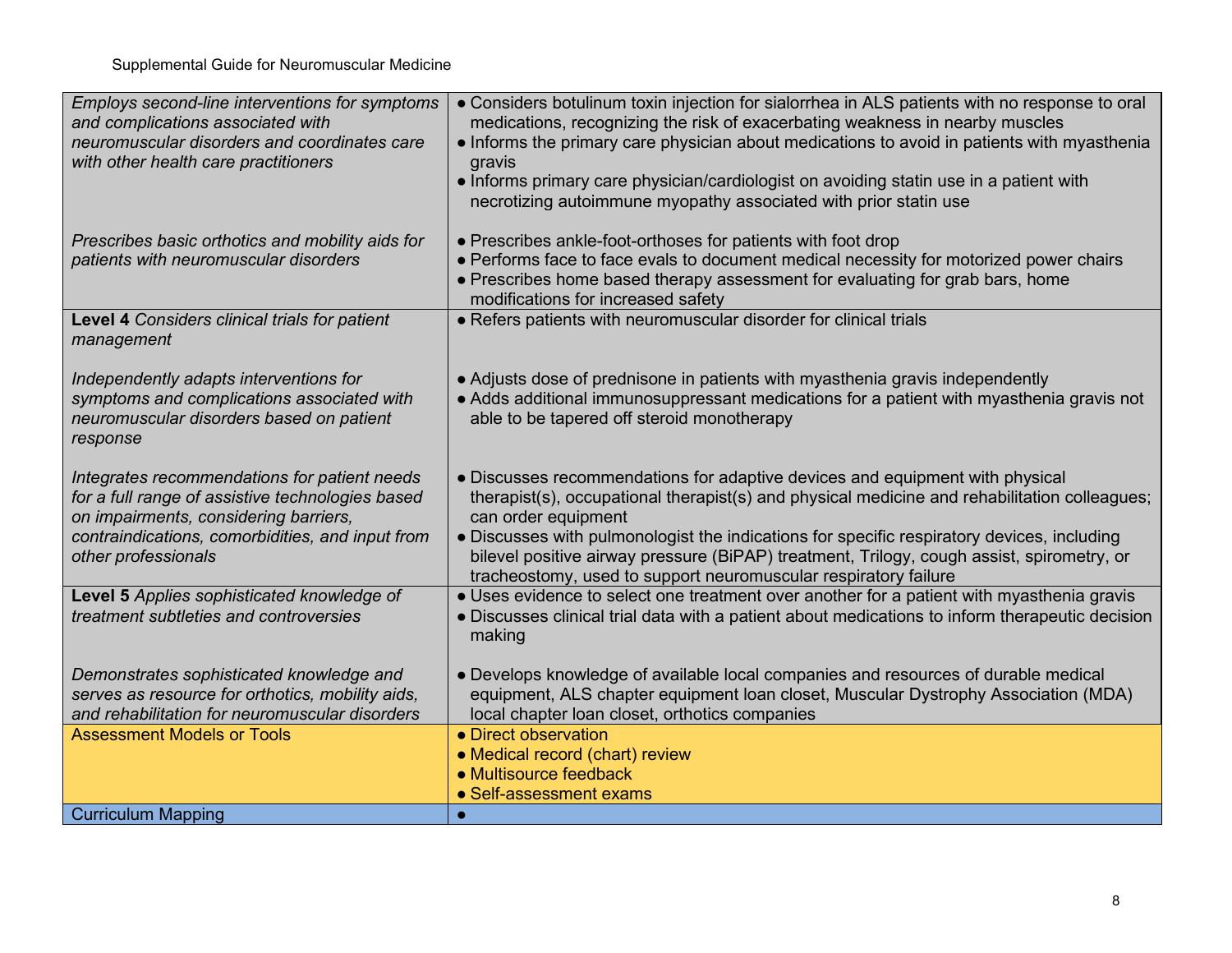| | |
|---|---|
| *Employs second-line interventions for symptoms and complications associated with neuromuscular disorders and coordinates care with other health care practitioners*<br><br>*Prescribes basic orthotics and mobility aids for patients with neuromuscular disorders* | ● Considers botulinum toxin injection for sialorrhea in ALS patients with no response to oral medications, recognizing the risk of exacerbating weakness in nearby muscles<br>● Informs the primary care physician about medications to avoid in patients with myasthenia gravis<br>● Informs primary care physician/cardiologist on avoiding statin use in a patient with necrotizing autoimmune myopathy associated with prior statin use<br><br>● Prescribes ankle-foot-orthoses for patients with foot drop<br>● Performs face to face evals to document medical necessity for motorized power chairs<br>● Prescribes home based therapy assessment for evaluating for grab bars, home modifications for increased safety |
| **Level 4** *Considers clinical trials for patient management*<br><br>*Independently adapts interventions for symptoms and complications associated with neuromuscular disorders based on patient response*<br><br>*Integrates recommendations for patient needs for a full range of assistive technologies based on impairments, considering barriers, contraindications, comorbidities, and input from other professionals* | ● Refers patients with neuromuscular disorder for clinical trials<br><br>● Adjusts dose of prednisone in patients with myasthenia gravis independently<br>● Adds additional immunosuppressant medications for a patient with myasthenia gravis not able to be tapered off steroid monotherapy<br><br>● Discusses recommendations for adaptive devices and equipment with physical therapist(s), occupational therapist(s) and physical medicine and rehabilitation colleagues; can order equipment<br>● Discusses with pulmonologist the indications for specific respiratory devices, including bilevel positive airway pressure (BiPAP) treatment, Trilogy, cough assist, spirometry, or tracheostomy, used to support neuromuscular respiratory failure |
| **Level 5** *Applies sophisticated knowledge of treatment subtleties and controversies*<br><br>*Demonstrates sophisticated knowledge and serves as resource for orthotics, mobility aids, and rehabilitation for neuromuscular disorders* | ● Uses evidence to select one treatment over another for a patient with myasthenia gravis<br>● Discusses clinical trial data with a patient about medications to inform therapeutic decision making<br><br>● Develops knowledge of available local companies and resources of durable medical equipment, ALS chapter equipment loan closet, Muscular Dystrophy Association (MDA) local chapter loan closet, orthotics companies |
| Assessment Models or Tools | ● Direct observation<br>● Medical record (chart) review<br>● Multisource feedback<br>● Self-assessment exams |
| Curriculum Mapping | ● |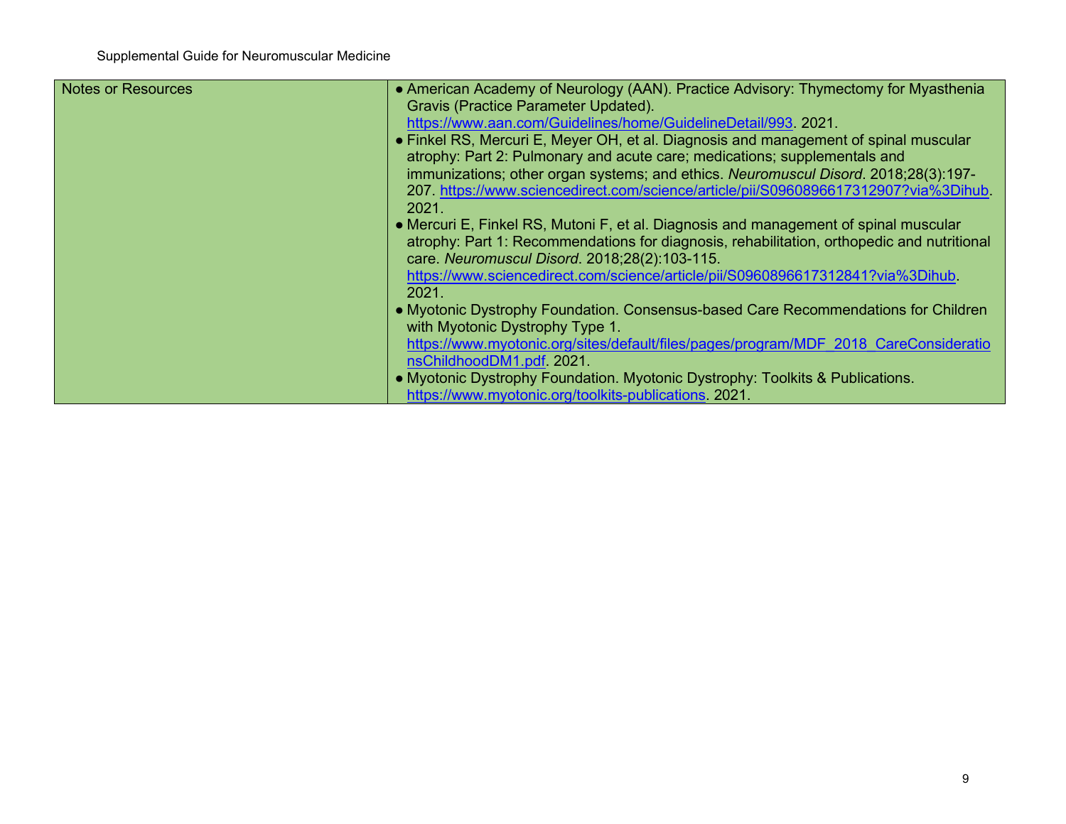| Notes or Resources | • American Academy of Neurology (AAN). Practice Advisory: Thymectomy for Myasthenia Gravis (Practice Parameter Updated). https://www.aan.com/Guidelines/home/GuidelineDetail/993. 2021.<br>• Finkel RS, Mercuri E, Meyer OH, et al. Diagnosis and management of spinal muscular atrophy: Part 2: Pulmonary and acute care; medications; supplementals and immunizations; other organ systems; and ethics. *Neuromuscul Disord*. 2018;28(3):197-207. https://www.sciencedirect.com/science/article/pii/S0960896617312907?via%3Dihub. 2021.<br>• Mercuri E, Finkel RS, Mutoni F, et al. Diagnosis and management of spinal muscular atrophy: Part 1: Recommendations for diagnosis, rehabilitation, orthopedic and nutritional care. *Neuromuscul Disord*. 2018;28(2):103-115. https://www.sciencedirect.com/science/article/pii/S0960896617312841?via%3Dihub. 2021.<br>• Myotonic Dystrophy Foundation. Consensus-based Care Recommendations for Children with Myotonic Dystrophy Type 1. https://www.myotonic.org/sites/default/files/pages/program/MDF_2018_CareConsiderationsChildhoodDM1.pdf. 2021.<br>• Myotonic Dystrophy Foundation. Myotonic Dystrophy: Toolkits & Publications. https://www.myotonic.org/toolkits-publications. 2021. |
|---|---|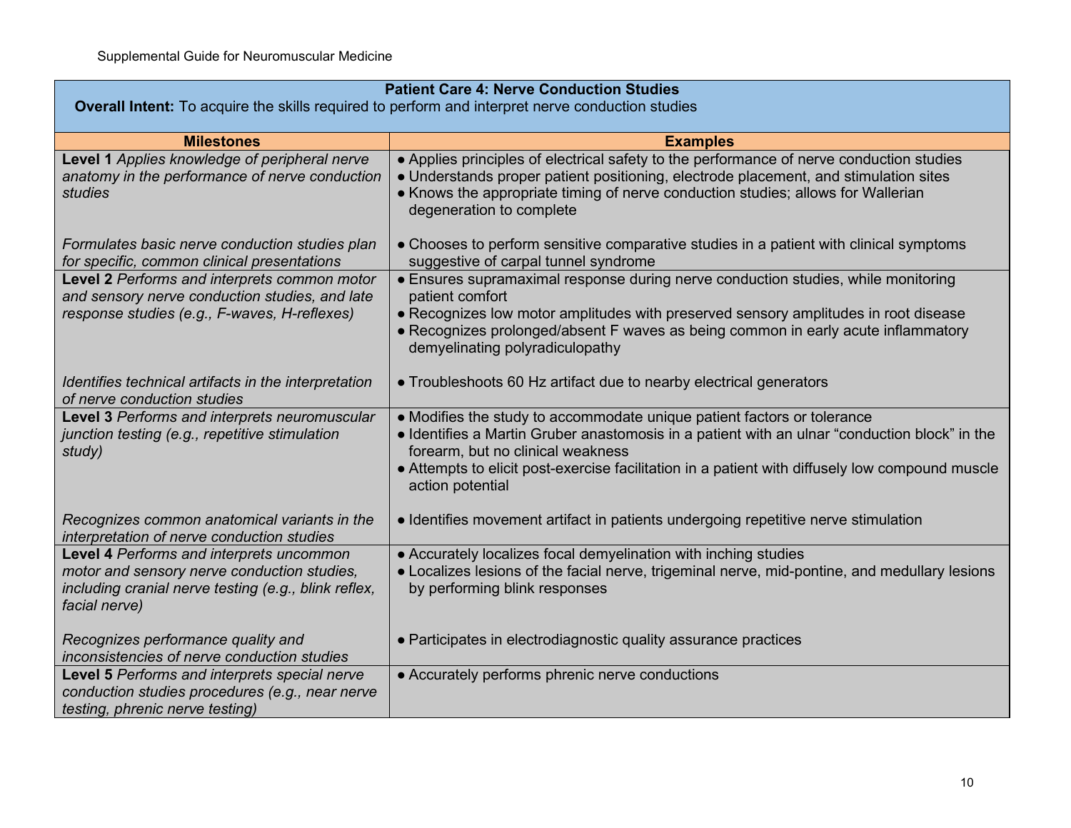| Patient Care 4: Nerve Conduction Studies<br>**Overall Intent:** To acquire the skills required to perform and interpret nerve conduction studies | |
|---|---|
| **Milestones** | **Examples** |
| **Level 1** *Applies knowledge of peripheral nerve anatomy in the performance of nerve conduction studies* | ● Applies principles of electrical safety to the performance of nerve conduction studies<br>● Understands proper patient positioning, electrode placement, and stimulation sites<br>● Knows the appropriate timing of nerve conduction studies; allows for Wallerian degeneration to complete |
| *Formulates basic nerve conduction studies plan for specific, common clinical presentations* | ● Chooses to perform sensitive comparative studies in a patient with clinical symptoms suggestive of carpal tunnel syndrome |
| **Level 2** *Performs and interprets common motor and sensory nerve conduction studies, and late response studies (e.g., F-waves, H-reflexes)* | ● Ensures supramaximal response during nerve conduction studies, while monitoring patient comfort<br>● Recognizes low motor amplitudes with preserved sensory amplitudes in root disease<br>● Recognizes prolonged/absent F waves as being common in early acute inflammatory demyelinating polyradiculopathy |
| *Identifies technical artifacts in the interpretation of nerve conduction studies* | ● Troubleshoots 60 Hz artifact due to nearby electrical generators |
| **Level 3** *Performs and interprets neuromuscular junction testing (e.g., repetitive stimulation study)* | ● Modifies the study to accommodate unique patient factors or tolerance<br>● Identifies a Martin Gruber anastomosis in a patient with an ulnar "conduction block" in the forearm, but no clinical weakness<br>● Attempts to elicit post-exercise facilitation in a patient with diffusely low compound muscle action potential |
| *Recognizes common anatomical variants in the interpretation of nerve conduction studies* | ● Identifies movement artifact in patients undergoing repetitive nerve stimulation |
| **Level 4** *Performs and interprets uncommon motor and sensory nerve conduction studies, including cranial nerve testing (e.g., blink reflex, facial nerve)* | ● Accurately localizes focal demyelination with inching studies<br>● Localizes lesions of the facial nerve, trigeminal nerve, mid-pontine, and medullary lesions by performing blink responses |
| *Recognizes performance quality and inconsistencies of nerve conduction studies* | ● Participates in electrodiagnostic quality assurance practices |
| **Level 5** *Performs and interprets special nerve conduction studies procedures (e.g., near nerve testing, phrenic nerve testing)* | ● Accurately performs phrenic nerve conductions |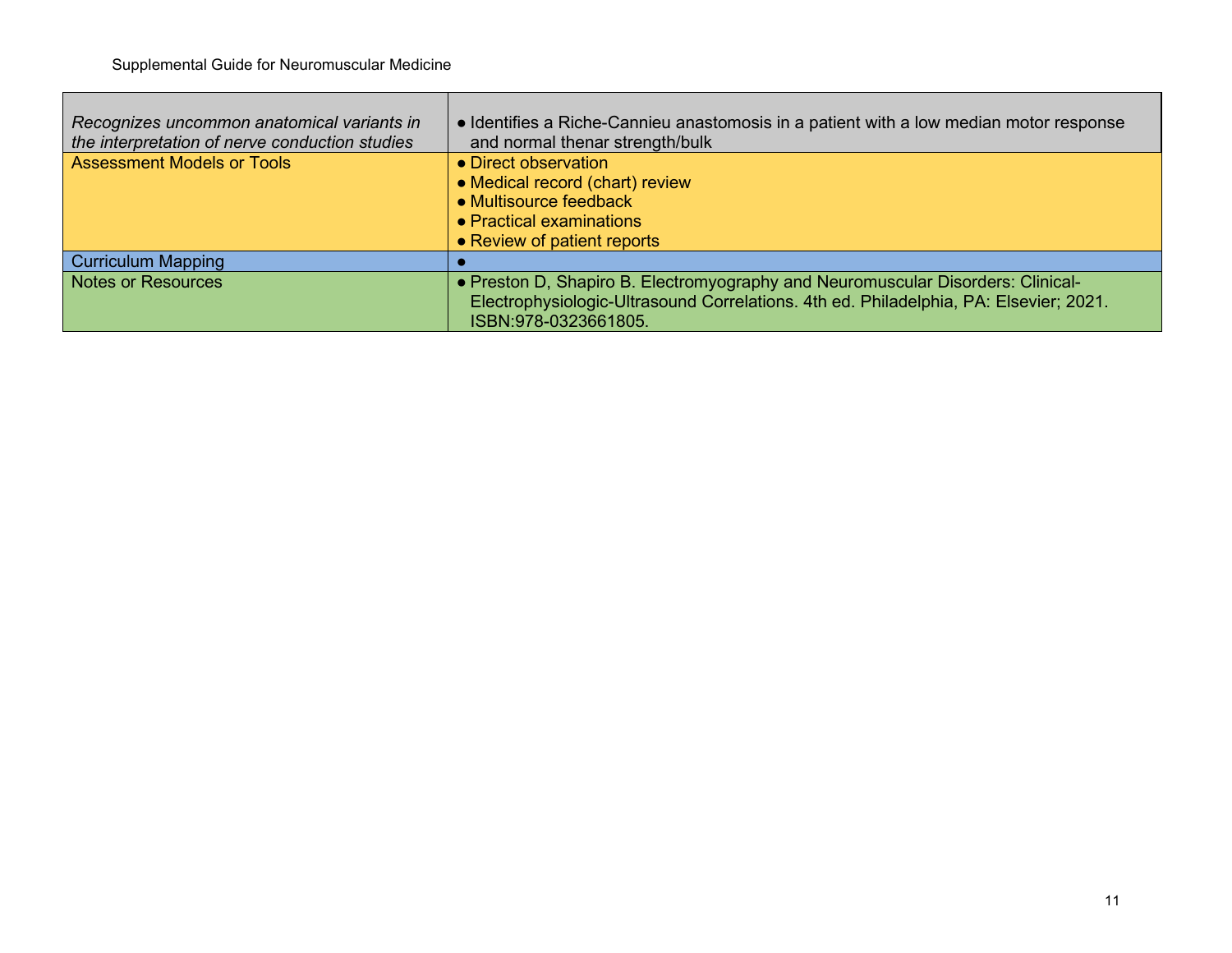| *Recognizes uncommon anatomical variants in the interpretation of nerve conduction studies* | ● Identifies a Riche-Cannieu anastomosis in a patient with a low median motor response and normal thenar strength/bulk |
|---|---|
| Assessment Models or Tools | ● Direct observation<br>● Medical record (chart) review<br>● Multisource feedback<br>● Practical examinations<br>● Review of patient reports |
| Curriculum Mapping | ● |
| Notes or Resources | ● Preston D, Shapiro B. Electromyography and Neuromuscular Disorders: Clinical-Electrophysiologic-Ultrasound Correlations. 4th ed. Philadelphia, PA: Elsevier; 2021. ISBN:978-0323661805. |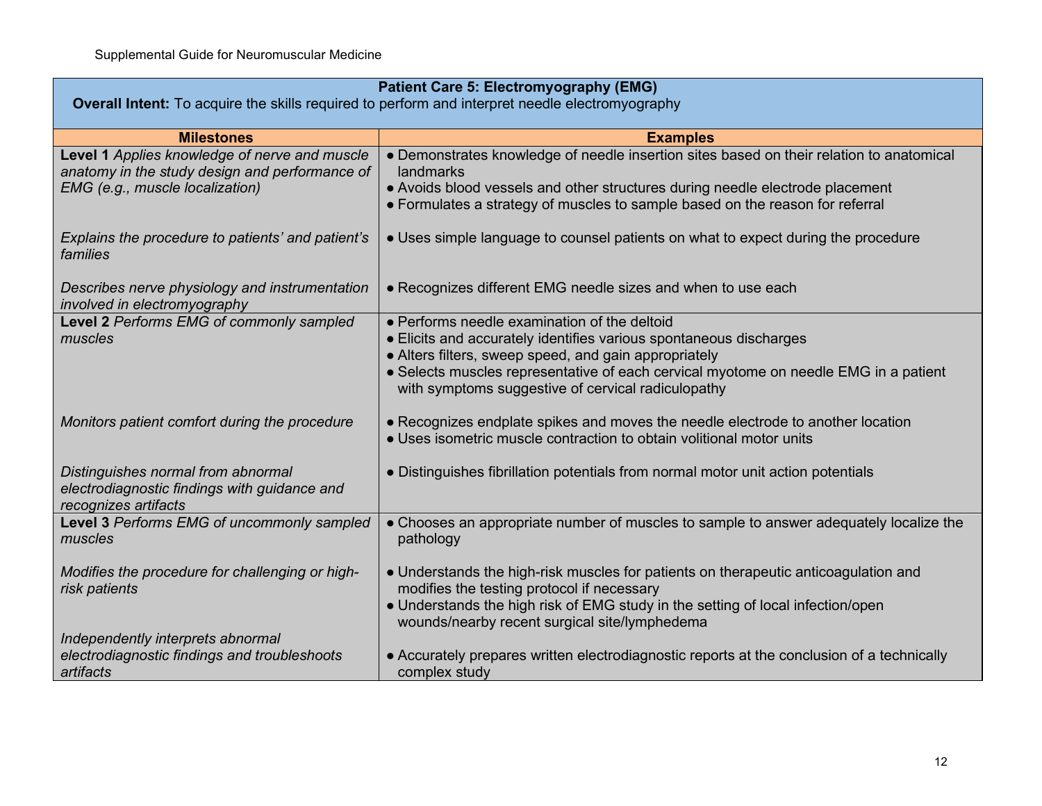| **Patient Care 5: Electromyography (EMG)**<br>**Overall Intent:** To acquire the skills required to perform and interpret needle electromyography | |
|---|---|
| **Milestones** | **Examples** |
| **Level 1** *Applies knowledge of nerve and muscle anatomy in the study design and performance of EMG (e.g., muscle localization)* | ● Demonstrates knowledge of needle insertion sites based on their relation to anatomical landmarks<br>● Avoids blood vessels and other structures during needle electrode placement<br>● Formulates a strategy of muscles to sample based on the reason for referral |
| *Explains the procedure to patients' and patient's families* | ● Uses simple language to counsel patients on what to expect during the procedure |
| *Describes nerve physiology and instrumentation involved in electromyography* | ● Recognizes different EMG needle sizes and when to use each |
| **Level 2** *Performs EMG of commonly sampled muscles* | ● Performs needle examination of the deltoid<br>● Elicits and accurately identifies various spontaneous discharges<br>● Alters filters, sweep speed, and gain appropriately<br>● Selects muscles representative of each cervical myotome on needle EMG in a patient with symptoms suggestive of cervical radiculopathy |
| *Monitors patient comfort during the procedure* | ● Recognizes endplate spikes and moves the needle electrode to another location<br>● Uses isometric muscle contraction to obtain volitional motor units |
| *Distinguishes normal from abnormal electrodiagnostic findings with guidance and recognizes artifacts* | ● Distinguishes fibrillation potentials from normal motor unit action potentials |
| **Level 3** *Performs EMG of uncommonly sampled muscles* | ● Chooses an appropriate number of muscles to sample to answer adequately localize the pathology |
| *Modifies the procedure for challenging or high-risk patients* | ● Understands the high-risk muscles for patients on therapeutic anticoagulation and modifies the testing protocol if necessary<br>● Understands the high risk of EMG study in the setting of local infection/open wounds/nearby recent surgical site/lymphedema |
| *Independently interprets abnormal electrodiagnostic findings and troubleshoots artifacts* | ● Accurately prepares written electrodiagnostic reports at the conclusion of a technically complex study |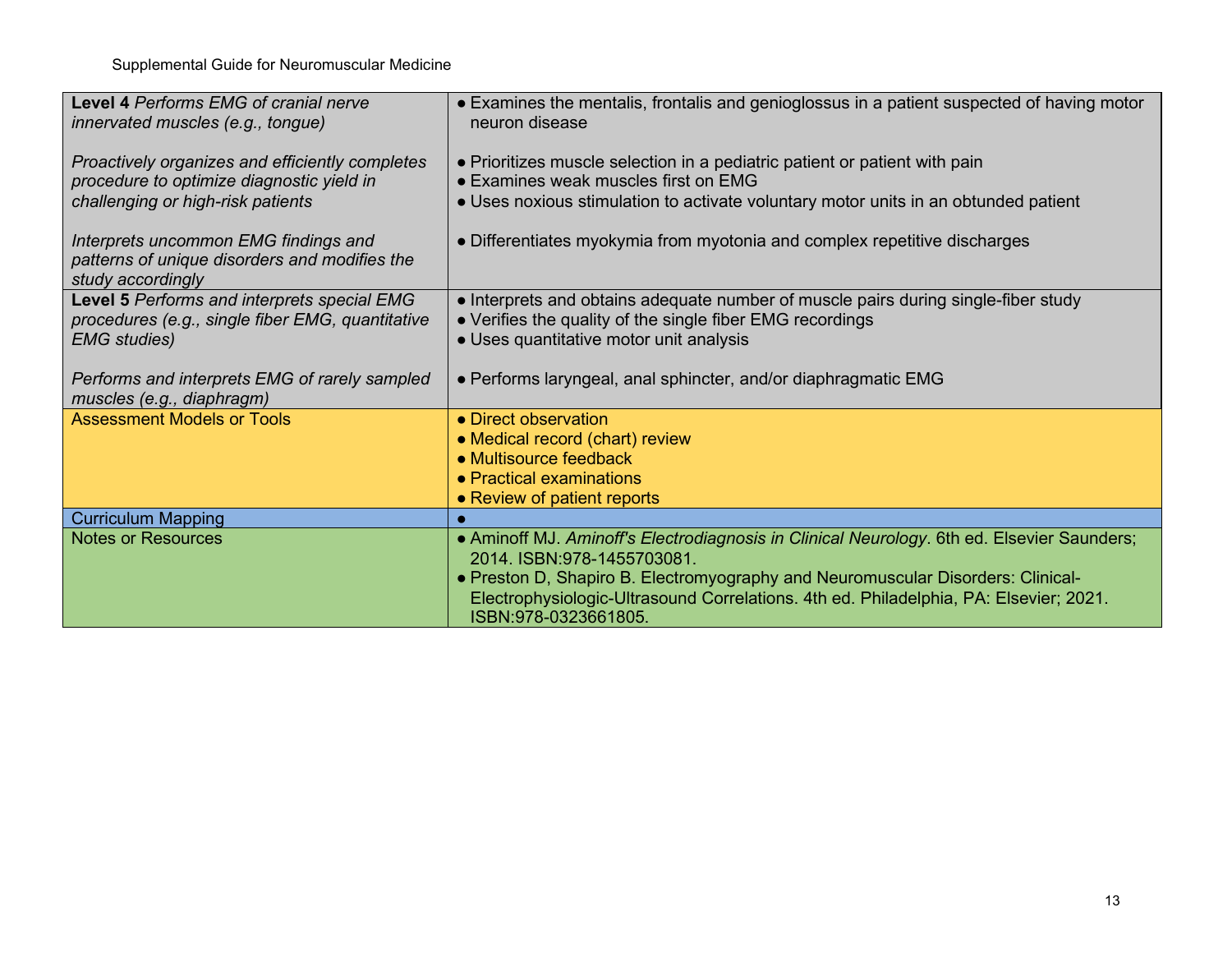| | |
|---|---|
| **Level 4** *Performs EMG of cranial nerve innervated muscles (e.g., tongue)*<br><br>*Proactively organizes and efficiently completes procedure to optimize diagnostic yield in challenging or high-risk patients*<br><br>*Interprets uncommon EMG findings and patterns of unique disorders and modifies the study accordingly* | ● Examines the mentalis, frontalis and genioglossus in a patient suspected of having motor neuron disease<br><br>● Prioritizes muscle selection in a pediatric patient or patient with pain<br>● Examines weak muscles first on EMG<br>● Uses noxious stimulation to activate voluntary motor units in an obtunded patient<br><br>● Differentiates myokymia from myotonia and complex repetitive discharges |
| **Level 5** *Performs and interprets special EMG procedures (e.g., single fiber EMG, quantitative EMG studies)*<br><br>*Performs and interprets EMG of rarely sampled muscles (e.g., diaphragm)* | ● Interprets and obtains adequate number of muscle pairs during single-fiber study<br>● Verifies the quality of the single fiber EMG recordings<br>● Uses quantitative motor unit analysis<br><br>● Performs laryngeal, anal sphincter, and/or diaphragmatic EMG |
| Assessment Models or Tools | ● Direct observation<br>● Medical record (chart) review<br>● Multisource feedback<br>● Practical examinations<br>● Review of patient reports |
| Curriculum Mapping | ● |
| Notes or Resources | ● Aminoff MJ. *Aminoff's Electrodiagnosis in Clinical Neurology*. 6th ed. Elsevier Saunders; 2014. ISBN:978-1455703081.<br>● Preston D, Shapiro B. Electromyography and Neuromuscular Disorders: Clinical-Electrophysiologic-Ultrasound Correlations. 4th ed. Philadelphia, PA: Elsevier; 2021. ISBN:978-0323661805. |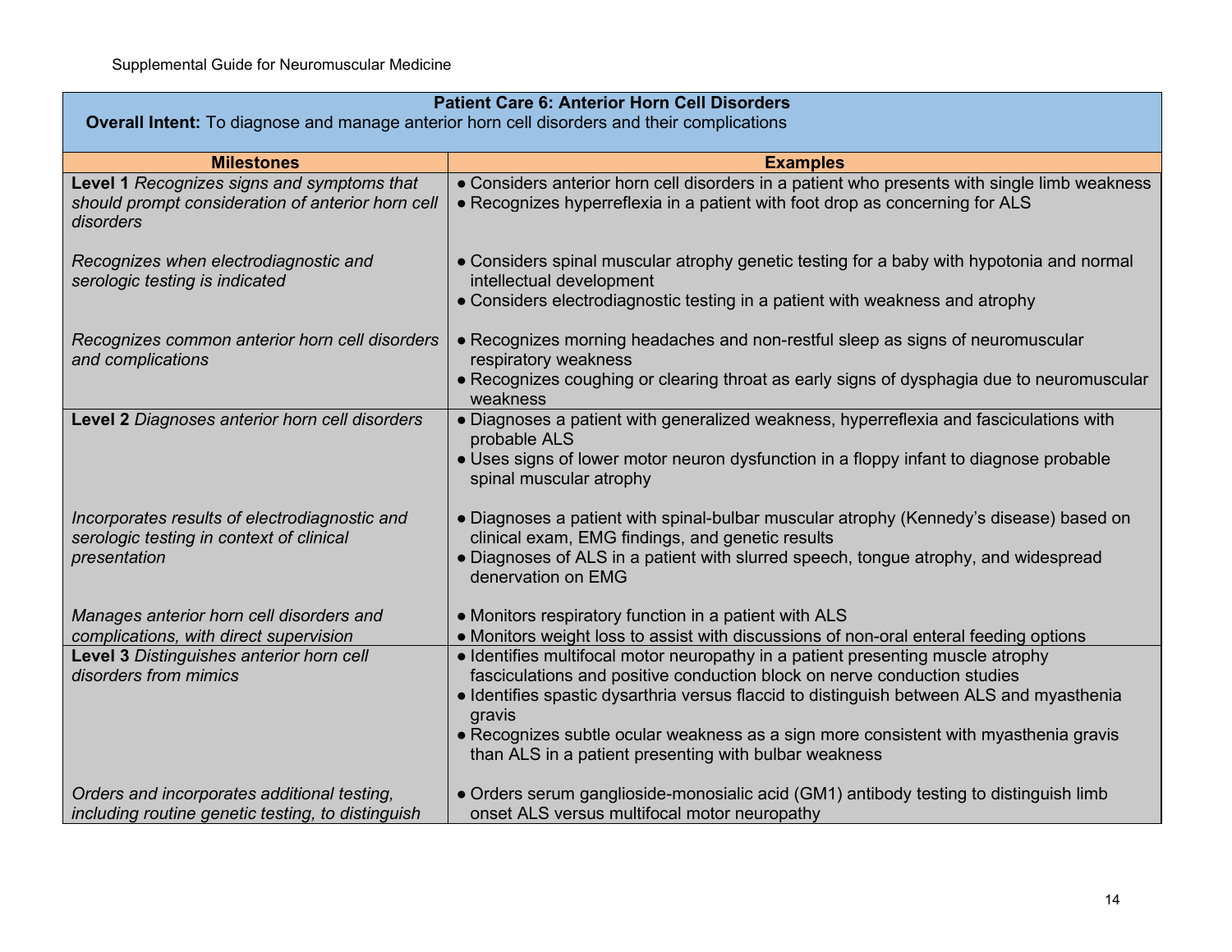| Patient Care 6: Anterior Horn Cell Disorders<br>**Overall Intent:** To diagnose and manage anterior horn cell disorders and their complications | |
|---|---|
| **Milestones** | **Examples** |
| **Level 1** *Recognizes signs and symptoms that should prompt consideration of anterior horn cell disorders* | ● Considers anterior horn cell disorders in a patient who presents with single limb weakness<br>● Recognizes hyperreflexia in a patient with foot drop as concerning for ALS |
| *Recognizes when electrodiagnostic and serologic testing is indicated* | ● Considers spinal muscular atrophy genetic testing for a baby with hypotonia and normal intellectual development<br>● Considers electrodiagnostic testing in a patient with weakness and atrophy |
| *Recognizes common anterior horn cell disorders and complications* | ● Recognizes morning headaches and non-restful sleep as signs of neuromuscular respiratory weakness<br>● Recognizes coughing or clearing throat as early signs of dysphagia due to neuromuscular weakness |
| **Level 2** *Diagnoses anterior horn cell disorders* | ● Diagnoses a patient with generalized weakness, hyperreflexia and fasciculations with probable ALS<br>● Uses signs of lower motor neuron dysfunction in a floppy infant to diagnose probable spinal muscular atrophy |
| *Incorporates results of electrodiagnostic and serologic testing in context of clinical presentation* | ● Diagnoses a patient with spinal-bulbar muscular atrophy (Kennedy's disease) based on clinical exam, EMG findings, and genetic results<br>● Diagnoses of ALS in a patient with slurred speech, tongue atrophy, and widespread denervation on EMG |
| *Manages anterior horn cell disorders and complications, with direct supervision* | ● Monitors respiratory function in a patient with ALS<br>● Monitors weight loss to assist with discussions of non-oral enteral feeding options |
| **Level 3** *Distinguishes anterior horn cell disorders from mimics* | ● Identifies multifocal motor neuropathy in a patient presenting muscle atrophy fasciculations and positive conduction block on nerve conduction studies<br>● Identifies spastic dysarthria versus flaccid to distinguish between ALS and myasthenia gravis<br>● Recognizes subtle ocular weakness as a sign more consistent with myasthenia gravis than ALS in a patient presenting with bulbar weakness |
| *Orders and incorporates additional testing, including routine genetic testing, to distinguish* | ● Orders serum ganglioside-monosialic acid (GM1) antibody testing to distinguish limb onset ALS versus multifocal motor neuropathy |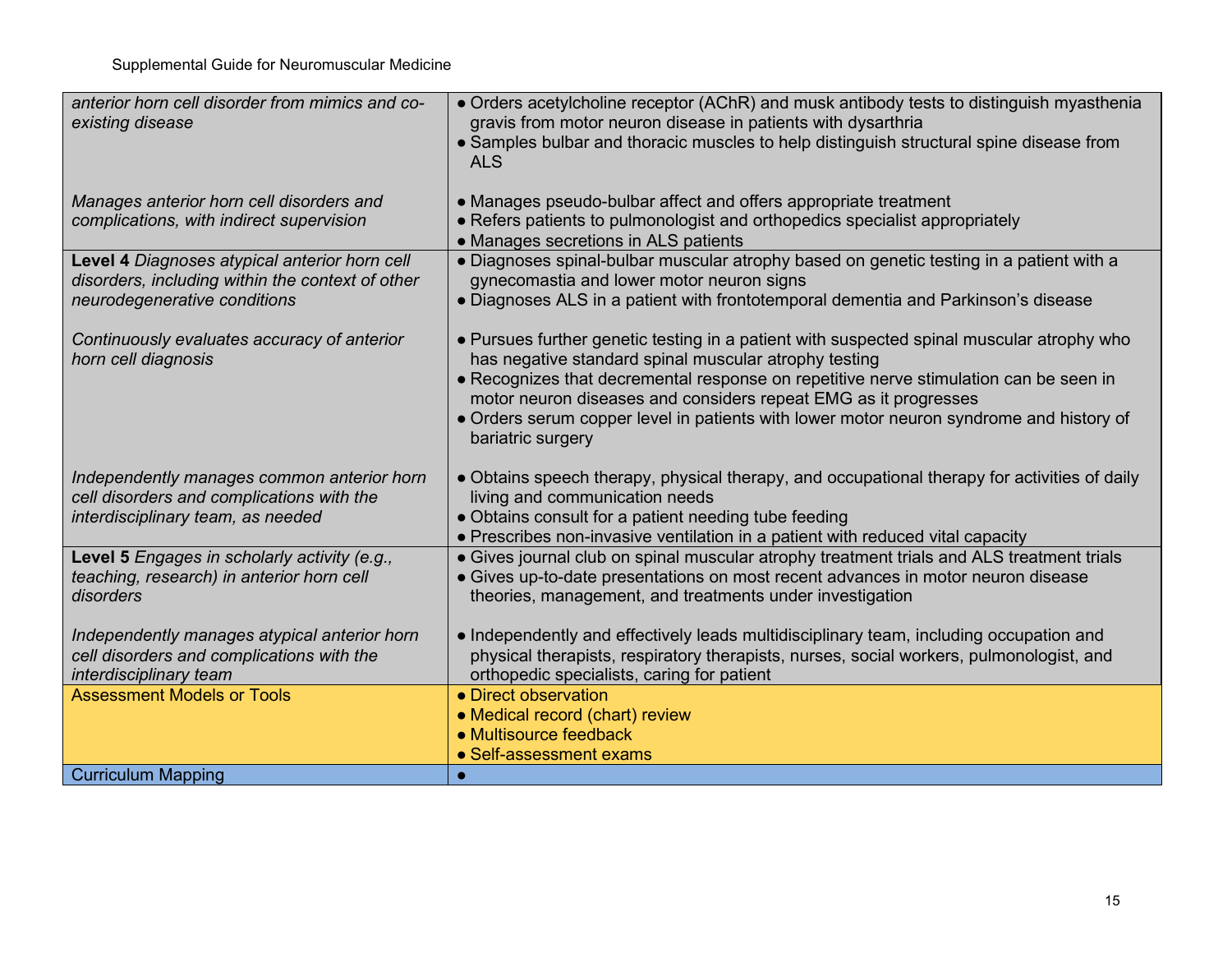| | |
|---|---|
| *anterior horn cell disorder from mimics and co-existing disease*<br><br>*Manages anterior horn cell disorders and complications, with indirect supervision* | ● Orders acetylcholine receptor (AChR) and musk antibody tests to distinguish myasthenia gravis from motor neuron disease in patients with dysarthria<br>● Samples bulbar and thoracic muscles to help distinguish structural spine disease from ALS<br><br>● Manages pseudo-bulbar affect and offers appropriate treatment<br>● Refers patients to pulmonologist and orthopedics specialist appropriately<br>● Manages secretions in ALS patients |
| **Level 4** *Diagnoses atypical anterior horn cell disorders, including within the context of other neurodegenerative conditions*<br><br>*Continuously evaluates accuracy of anterior horn cell diagnosis*<br><br>*Independently manages common anterior horn cell disorders and complications with the interdisciplinary team, as needed* | ● Diagnoses spinal-bulbar muscular atrophy based on genetic testing in a patient with a gynecomastia and lower motor neuron signs<br>● Diagnoses ALS in a patient with frontotemporal dementia and Parkinson's disease<br><br>● Pursues further genetic testing in a patient with suspected spinal muscular atrophy who has negative standard spinal muscular atrophy testing<br>● Recognizes that decremental response on repetitive nerve stimulation can be seen in motor neuron diseases and considers repeat EMG as it progresses<br>● Orders serum copper level in patients with lower motor neuron syndrome and history of bariatric surgery<br><br>● Obtains speech therapy, physical therapy, and occupational therapy for activities of daily living and communication needs<br>● Obtains consult for a patient needing tube feeding<br>● Prescribes non-invasive ventilation in a patient with reduced vital capacity |
| **Level 5** *Engages in scholarly activity (e.g., teaching, research) in anterior horn cell disorders*<br><br>*Independently manages atypical anterior horn cell disorders and complications with the interdisciplinary team* | ● Gives journal club on spinal muscular atrophy treatment trials and ALS treatment trials<br>● Gives up-to-date presentations on most recent advances in motor neuron disease theories, management, and treatments under investigation<br><br>● Independently and effectively leads multidisciplinary team, including occupation and physical therapists, respiratory therapists, nurses, social workers, pulmonologist, and orthopedic specialists, caring for patient |
| Assessment Models or Tools | ● Direct observation<br>● Medical record (chart) review<br>● Multisource feedback<br>● Self-assessment exams |
| Curriculum Mapping | ● |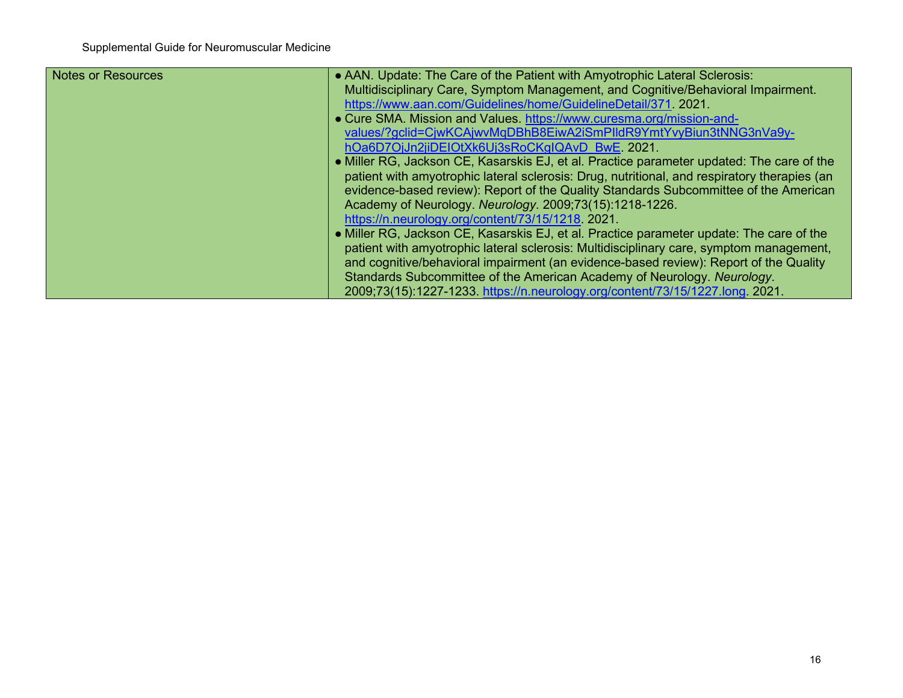| Notes or Resources | ● AAN. Update: The Care of the Patient with Amyotrophic Lateral Sclerosis: Multidisciplinary Care, Symptom Management, and Cognitive/Behavioral Impairment. https://www.aan.com/Guidelines/home/GuidelineDetail/371. 2021.<br>● Cure SMA. Mission and Values. https://www.curesma.org/mission-and-values/?gclid=CjwKCAjwvMqDBhB8EiwA2iSmPIldR9YmtYvyBiun3tNNG3nVa9y-hOa6D7OjJn2jiDEIOtXk6Uj3sRoCKgIQAvD_BwE. 2021.<br>● Miller RG, Jackson CE, Kasarskis EJ, et al. Practice parameter updated: The care of the patient with amyotrophic lateral sclerosis: Drug, nutritional, and respiratory therapies (an evidence-based review): Report of the Quality Standards Subcommittee of the American Academy of Neurology. *Neurology*. 2009;73(15):1218-1226. https://n.neurology.org/content/73/15/1218. 2021.<br>● Miller RG, Jackson CE, Kasarskis EJ, et al. Practice parameter update: The care of the patient with amyotrophic lateral sclerosis: Multidisciplinary care, symptom management, and cognitive/behavioral impairment (an evidence-based review): Report of the Quality Standards Subcommittee of the American Academy of Neurology. *Neurology*. 2009;73(15):1227-1233. https://n.neurology.org/content/73/15/1227.long. 2021. |
|---|---|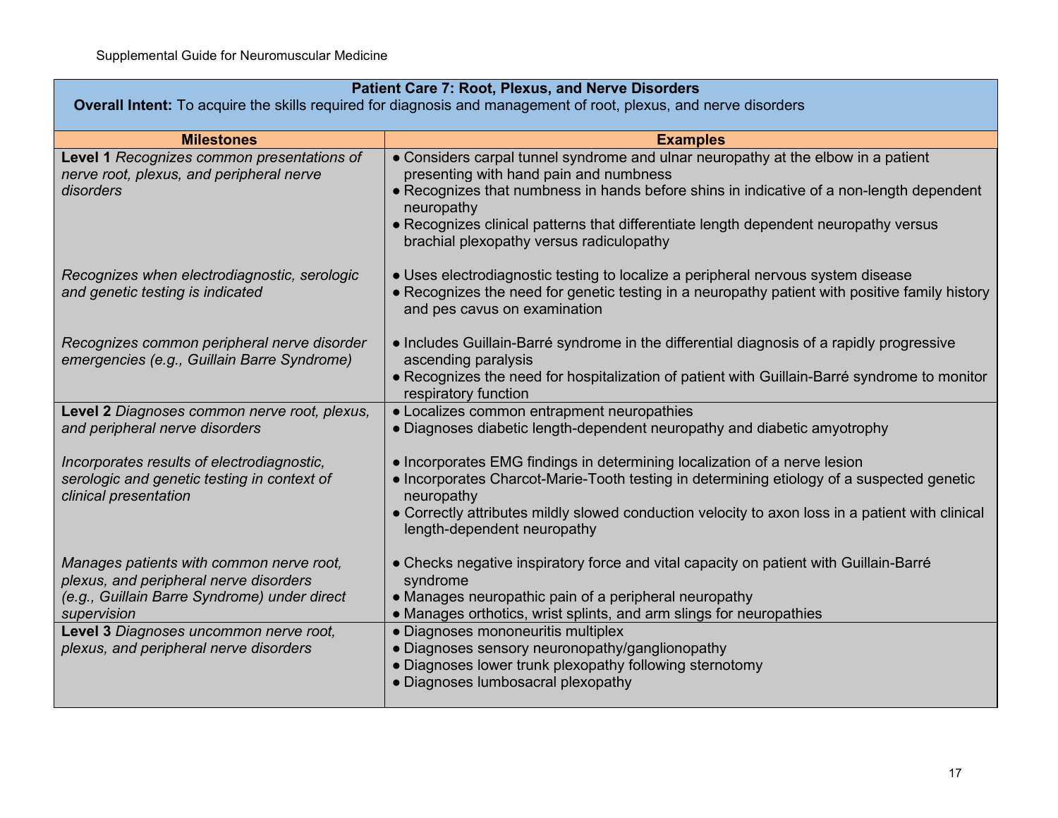| Patient Care 7: Root, Plexus, and Nerve Disorders<br>**Overall Intent:** To acquire the skills required for diagnosis and management of root, plexus, and nerve disorders | |
|---|---|
| **Milestones** | **Examples** |
| **Level 1** *Recognizes common presentations of nerve root, plexus, and peripheral nerve disorders* | ● Considers carpal tunnel syndrome and ulnar neuropathy at the elbow in a patient presenting with hand pain and numbness<br>● Recognizes that numbness in hands before shins in indicative of a non-length dependent neuropathy<br>● Recognizes clinical patterns that differentiate length dependent neuropathy versus brachial plexopathy versus radiculopathy |
| *Recognizes when electrodiagnostic, serologic and genetic testing is indicated* | ● Uses electrodiagnostic testing to localize a peripheral nervous system disease<br>● Recognizes the need for genetic testing in a neuropathy patient with positive family history and pes cavus on examination |
| *Recognizes common peripheral nerve disorder emergencies (e.g., Guillain Barre Syndrome)* | ● Includes Guillain-Barré syndrome in the differential diagnosis of a rapidly progressive ascending paralysis<br>● Recognizes the need for hospitalization of patient with Guillain-Barré syndrome to monitor respiratory function |
| **Level 2** *Diagnoses common nerve root, plexus, and peripheral nerve disorders* | ● Localizes common entrapment neuropathies<br>● Diagnoses diabetic length-dependent neuropathy and diabetic amyotrophy |
| *Incorporates results of electrodiagnostic, serologic and genetic testing in context of clinical presentation* | ● Incorporates EMG findings in determining localization of a nerve lesion<br>● Incorporates Charcot-Marie-Tooth testing in determining etiology of a suspected genetic neuropathy<br>● Correctly attributes mildly slowed conduction velocity to axon loss in a patient with clinical length-dependent neuropathy |
| *Manages patients with common nerve root, plexus, and peripheral nerve disorders (e.g., Guillain Barre Syndrome) under direct supervision* | ● Checks negative inspiratory force and vital capacity on patient with Guillain-Barré syndrome<br>● Manages neuropathic pain of a peripheral neuropathy<br>● Manages orthotics, wrist splints, and arm slings for neuropathies |
| **Level 3** *Diagnoses uncommon nerve root, plexus, and peripheral nerve disorders* | ● Diagnoses mononeuritis multiplex<br>● Diagnoses sensory neuronopathy/ganglionopathy<br>● Diagnoses lower trunk plexopathy following sternotomy<br>● Diagnoses lumbosacral plexopathy |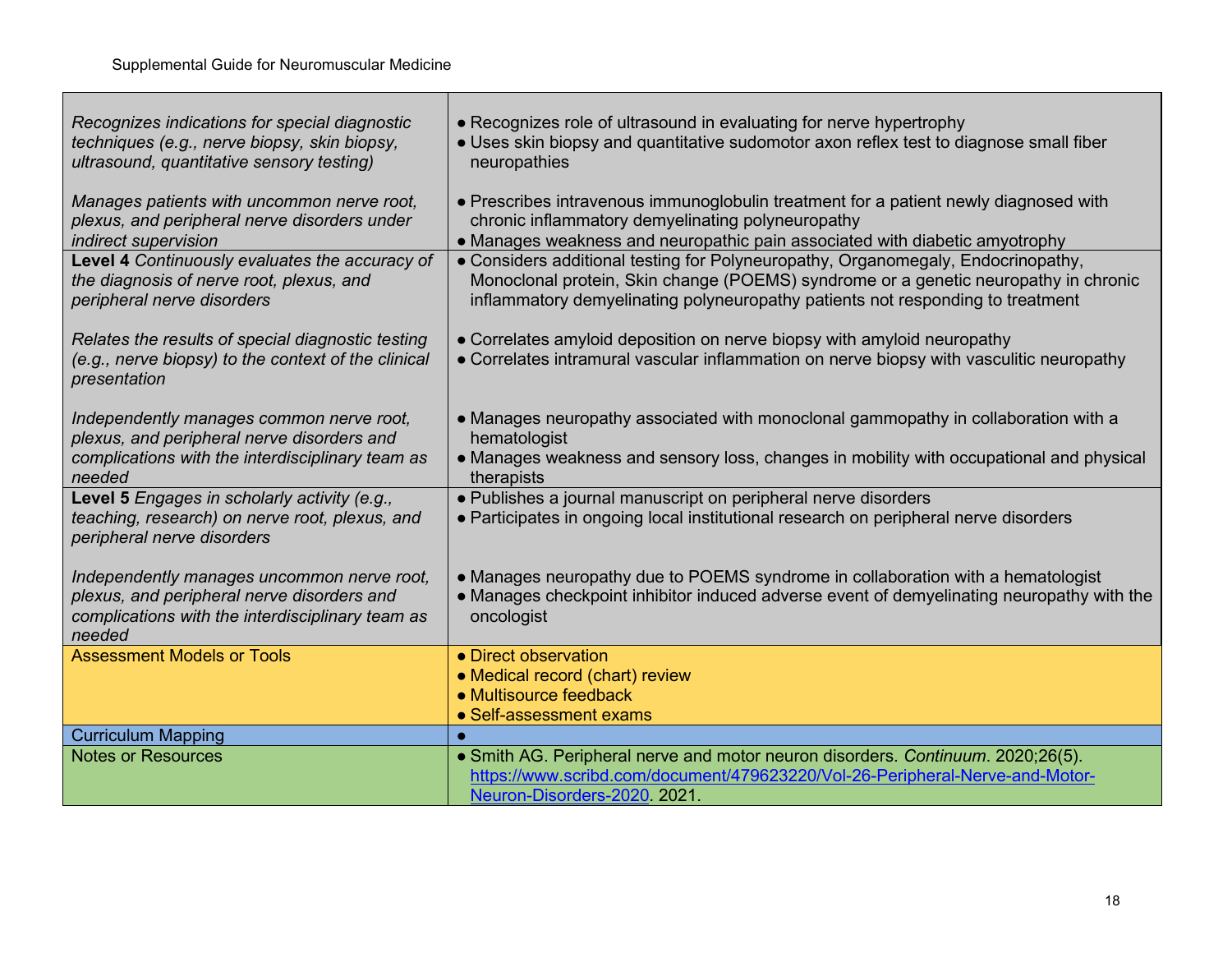| | |
|---|---|
| *Recognizes indications for special diagnostic techniques (e.g., nerve biopsy, skin biopsy, ultrasound, quantitative sensory testing)*<br><br>*Manages patients with uncommon nerve root, plexus, and peripheral nerve disorders under indirect supervision* | ● Recognizes role of ultrasound in evaluating for nerve hypertrophy<br>● Uses skin biopsy and quantitative sudomotor axon reflex test to diagnose small fiber neuropathies<br><br>● Prescribes intravenous immunoglobulin treatment for a patient newly diagnosed with chronic inflammatory demyelinating polyneuropathy<br>● Manages weakness and neuropathic pain associated with diabetic amyotrophy |
| **Level 4** *Continuously evaluates the accuracy of the diagnosis of nerve root, plexus, and peripheral nerve disorders*<br><br>*Relates the results of special diagnostic testing (e.g., nerve biopsy) to the context of the clinical presentation*<br><br>*Independently manages common nerve root, plexus, and peripheral nerve disorders and complications with the interdisciplinary team as needed* | ● Considers additional testing for Polyneuropathy, Organomegaly, Endocrinopathy, Monoclonal protein, Skin change (POEMS) syndrome or a genetic neuropathy in chronic inflammatory demyelinating polyneuropathy patients not responding to treatment<br><br>● Correlates amyloid deposition on nerve biopsy with amyloid neuropathy<br>● Correlates intramural vascular inflammation on nerve biopsy with vasculitic neuropathy<br><br>● Manages neuropathy associated with monoclonal gammopathy in collaboration with a hematologist<br>● Manages weakness and sensory loss, changes in mobility with occupational and physical therapists |
| **Level 5** *Engages in scholarly activity (e.g., teaching, research) on nerve root, plexus, and peripheral nerve disorders*<br><br>*Independently manages uncommon nerve root, plexus, and peripheral nerve disorders and complications with the interdisciplinary team as needed* | ● Publishes a journal manuscript on peripheral nerve disorders<br>● Participates in ongoing local institutional research on peripheral nerve disorders<br><br>● Manages neuropathy due to POEMS syndrome in collaboration with a hematologist<br>● Manages checkpoint inhibitor induced adverse event of demyelinating neuropathy with the oncologist |
| Assessment Models or Tools | ● Direct observation<br>● Medical record (chart) review<br>● Multisource feedback<br>● Self-assessment exams |
| Curriculum Mapping | ● |
| Notes or Resources | ● Smith AG. Peripheral nerve and motor neuron disorders. *Continuum*. 2020;26(5). https://www.scribd.com/document/479623220/Vol-26-Peripheral-Nerve-and-Motor-Neuron-Disorders-2020. 2021. |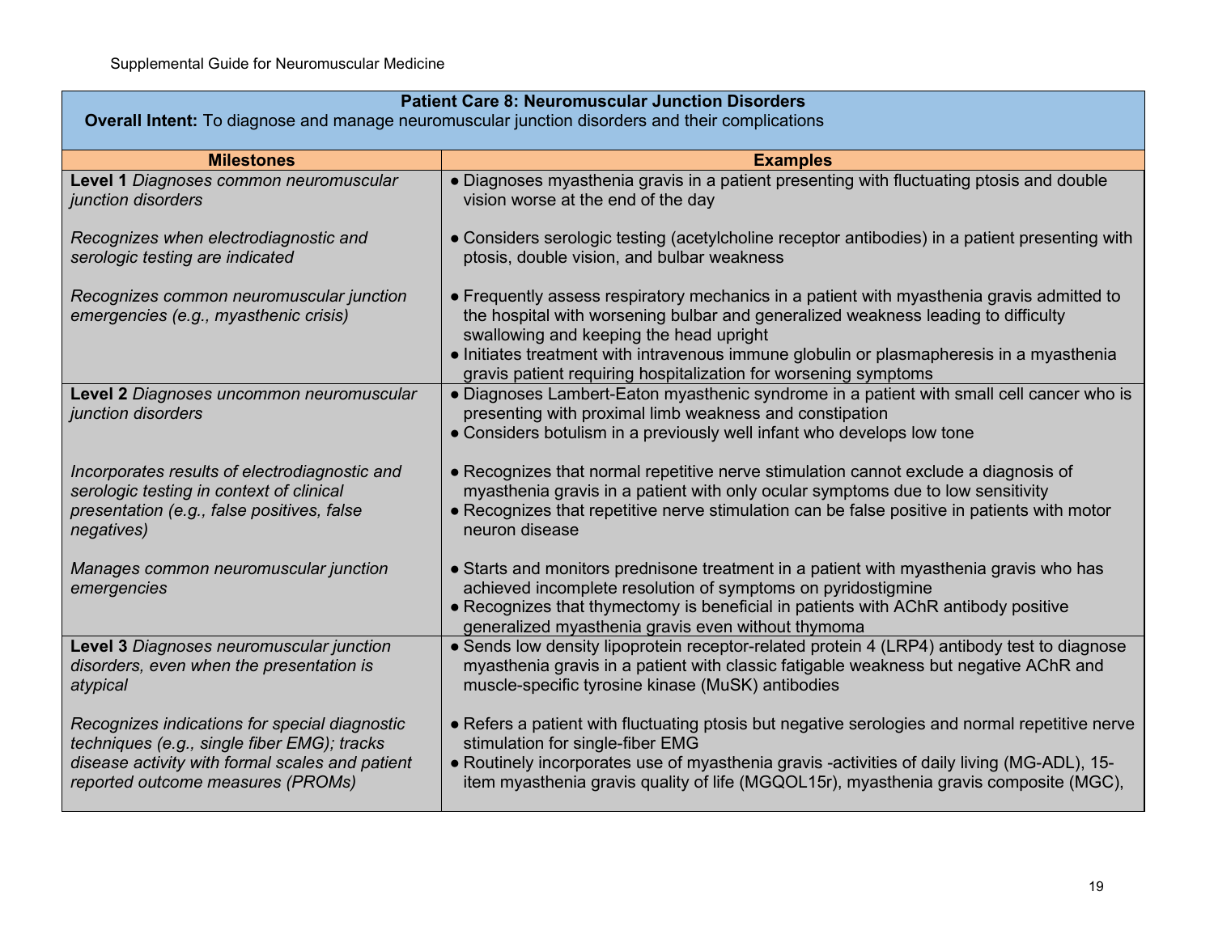| Patient Care 8: Neuromuscular Junction Disorders<br>**Overall Intent:** To diagnose and manage neuromuscular junction disorders and their complications | |
|---|---|
| **Milestones** | **Examples** |
| **Level 1** *Diagnoses common neuromuscular junction disorders* | ● Diagnoses myasthenia gravis in a patient presenting with fluctuating ptosis and double vision worse at the end of the day |
| *Recognizes when electrodiagnostic and serologic testing are indicated* | ● Considers serologic testing (acetylcholine receptor antibodies) in a patient presenting with ptosis, double vision, and bulbar weakness |
| *Recognizes common neuromuscular junction emergencies (e.g., myasthenic crisis)* | ● Frequently assess respiratory mechanics in a patient with myasthenia gravis admitted to the hospital with worsening bulbar and generalized weakness leading to difficulty swallowing and keeping the head upright<br>● Initiates treatment with intravenous immune globulin or plasmapheresis in a myasthenia gravis patient requiring hospitalization for worsening symptoms |
| **Level 2** *Diagnoses uncommon neuromuscular junction disorders* | ● Diagnoses Lambert-Eaton myasthenic syndrome in a patient with small cell cancer who is presenting with proximal limb weakness and constipation<br>● Considers botulism in a previously well infant who develops low tone |
| *Incorporates results of electrodiagnostic and serologic testing in context of clinical presentation (e.g., false positives, false negatives)* | ● Recognizes that normal repetitive nerve stimulation cannot exclude a diagnosis of myasthenia gravis in a patient with only ocular symptoms due to low sensitivity<br>● Recognizes that repetitive nerve stimulation can be false positive in patients with motor neuron disease |
| *Manages common neuromuscular junction emergencies* | ● Starts and monitors prednisone treatment in a patient with myasthenia gravis who has achieved incomplete resolution of symptoms on pyridostigmine<br>● Recognizes that thymectomy is beneficial in patients with AChR antibody positive generalized myasthenia gravis even without thymoma |
| **Level 3** *Diagnoses neuromuscular junction disorders, even when the presentation is atypical* | ● Sends low density lipoprotein receptor-related protein 4 (LRP4) antibody test to diagnose myasthenia gravis in a patient with classic fatigable weakness but negative AChR and muscle-specific tyrosine kinase (MuSK) antibodies |
| *Recognizes indications for special diagnostic techniques (e.g., single fiber EMG); tracks disease activity with formal scales and patient reported outcome measures (PROMs)* | ● Refers a patient with fluctuating ptosis but negative serologies and normal repetitive nerve stimulation for single-fiber EMG<br>● Routinely incorporates use of myasthenia gravis -activities of daily living (MG-ADL), 15-item myasthenia gravis quality of life (MGQOL15r), myasthenia gravis composite (MGC), |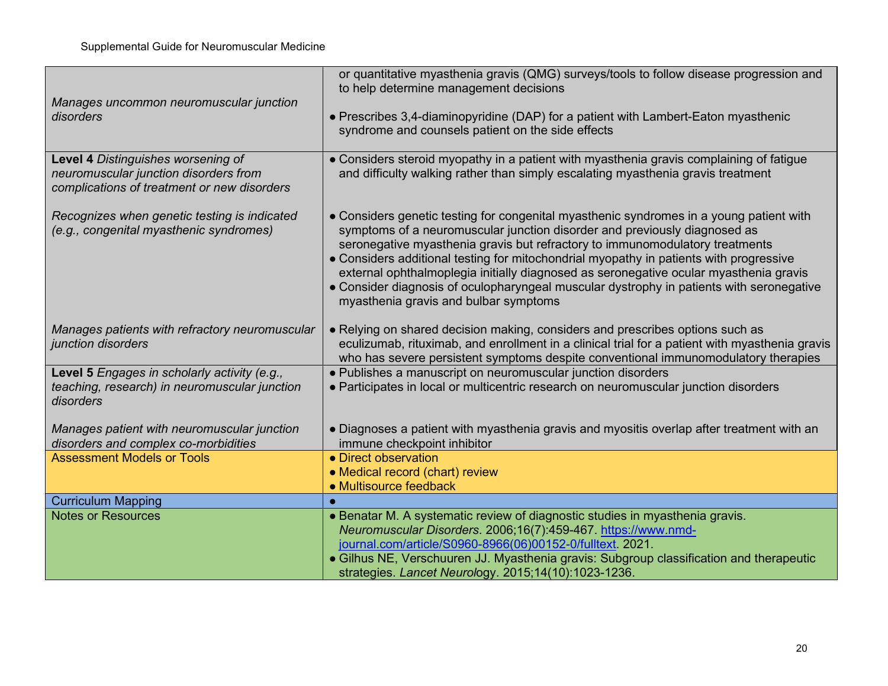| | |
|---|---|
| *Manages uncommon neuromuscular junction disorders* | or quantitative myasthenia gravis (QMG) surveys/tools to follow disease progression and to help determine management decisions<br><br>● Prescribes 3,4-diaminopyridine (DAP) for a patient with Lambert-Eaton myasthenic syndrome and counsels patient on the side effects |
| **Level 4** *Distinguishes worsening of neuromuscular junction disorders from complications of treatment or new disorders*<br><br>*Recognizes when genetic testing is indicated (e.g., congenital myasthenic syndromes)*<br><br>*Manages patients with refractory neuromuscular junction disorders* | ● Considers steroid myopathy in a patient with myasthenia gravis complaining of fatigue and difficulty walking rather than simply escalating myasthenia gravis treatment<br><br>● Considers genetic testing for congenital myasthenic syndromes in a young patient with symptoms of a neuromuscular junction disorder and previously diagnosed as seronegative myasthenia gravis but refractory to immunomodulatory treatments<br>● Considers additional testing for mitochondrial myopathy in patients with progressive external ophthalmoplegia initially diagnosed as seronegative ocular myasthenia gravis<br>● Consider diagnosis of oculopharyngeal muscular dystrophy in patients with seronegative myasthenia gravis and bulbar symptoms<br><br>● Relying on shared decision making, considers and prescribes options such as eculizumab, rituximab, and enrollment in a clinical trial for a patient with myasthenia gravis who has severe persistent symptoms despite conventional immunomodulatory therapies |
| **Level 5** *Engages in scholarly activity (e.g., teaching, research) in neuromuscular junction disorders*<br><br>*Manages patient with neuromuscular junction disorders and complex co-morbidities* | ● Publishes a manuscript on neuromuscular junction disorders<br>● Participates in local or multicentric research on neuromuscular junction disorders<br><br>● Diagnoses a patient with myasthenia gravis and myositis overlap after treatment with an immune checkpoint inhibitor |
| Assessment Models or Tools | ● Direct observation<br>● Medical record (chart) review<br>● Multisource feedback |
| Curriculum Mapping | ● |
| Notes or Resources | ● Benatar M. A systematic review of diagnostic studies in myasthenia gravis. *Neuromuscular Disorders*. 2006;16(7):459-467. https://www.nmd-journal.com/article/S0960-8966(06)00152-0/fulltext. 2021.<br>● Gilhus NE, Verschuuren JJ. Myasthenia gravis: Subgroup classification and therapeutic strategies. *Lancet Neurol*ogy. 2015;14(10):1023-1236. |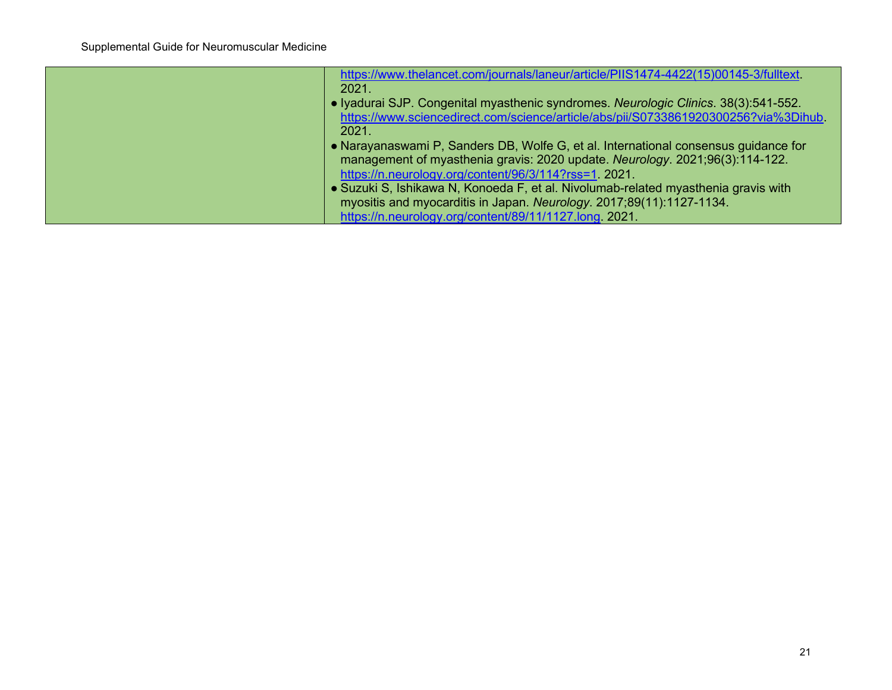| | |
|---|---|
| | https://www.thelancet.com/journals/laneur/article/PIIS1474-4422(15)00145-3/fulltext. 2021.<br>● Iyadurai SJP. Congenital myasthenic syndromes. *Neurologic Clinics*. 38(3):541-552. https://www.sciencedirect.com/science/article/abs/pii/S0733861920300256?via%3Dihub. 2021.<br>● Narayanaswami P, Sanders DB, Wolfe G, et al. International consensus guidance for management of myasthenia gravis: 2020 update. *Neurology*. 2021;96(3):114-122. https://n.neurology.org/content/96/3/114?rss=1. 2021.<br>● Suzuki S, Ishikawa N, Konoeda F, et al. Nivolumab-related myasthenia gravis with myositis and myocarditis in Japan. *Neurology*. 2017;89(11):1127-1134. https://n.neurology.org/content/89/11/1127.long. 2021. |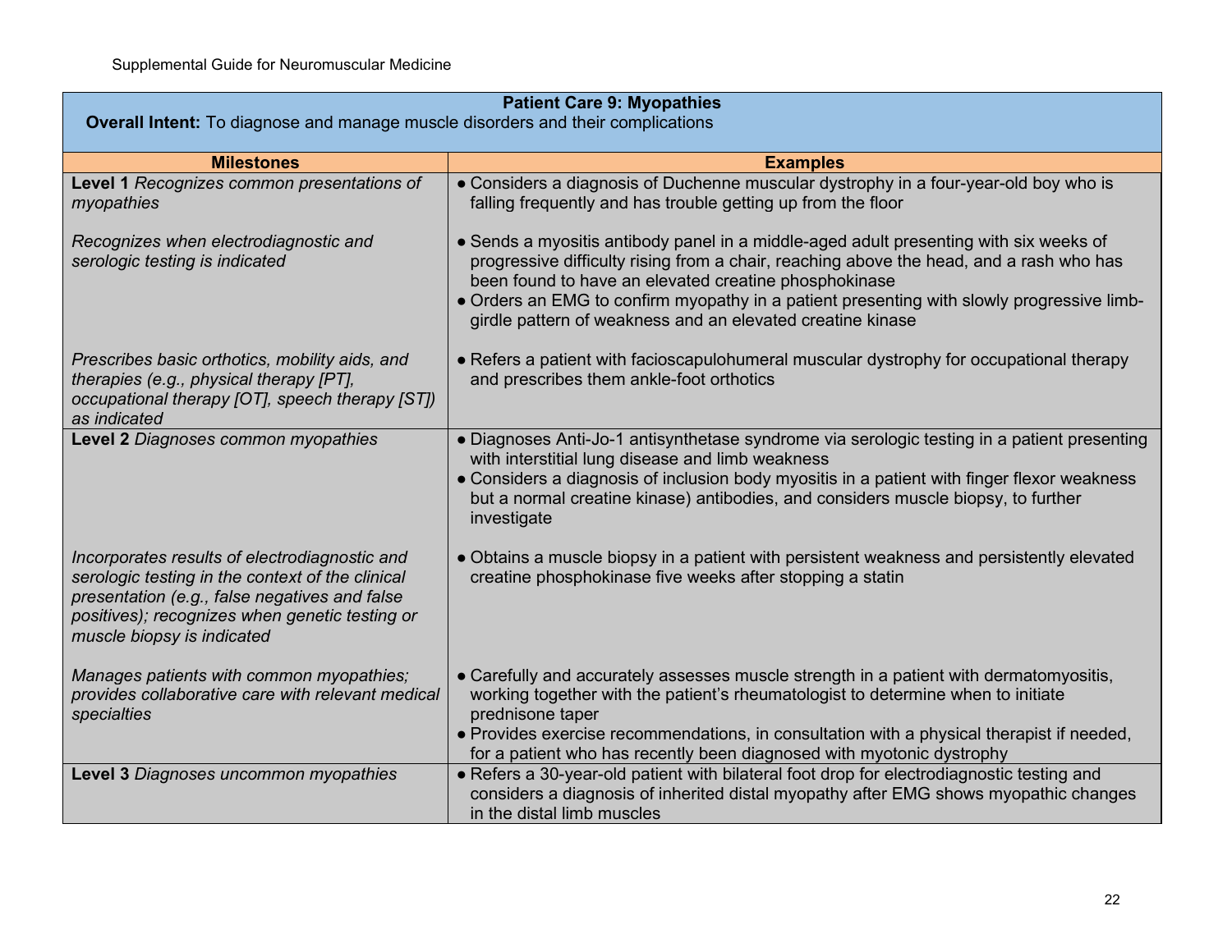Supplemental Guide for Neuromuscular Medicine

| **Patient Care 9: Myopathies**<br>**Overall Intent:** To diagnose and manage muscle disorders and their complications | |
|---|---|
| **Milestones** | **Examples** |
| **Level 1** *Recognizes common presentations of myopathies* | ● Considers a diagnosis of Duchenne muscular dystrophy in a four-year-old boy who is falling frequently and has trouble getting up from the floor |
| *Recognizes when electrodiagnostic and serologic testing is indicated* | ● Sends a myositis antibody panel in a middle-aged adult presenting with six weeks of progressive difficulty rising from a chair, reaching above the head, and a rash who has been found to have an elevated creatine phosphokinase<br>● Orders an EMG to confirm myopathy in a patient presenting with slowly progressive limb-girdle pattern of weakness and an elevated creatine kinase |
| *Prescribes basic orthotics, mobility aids, and therapies (e.g., physical therapy [PT], occupational therapy [OT], speech therapy [ST]) as indicated* | ● Refers a patient with facioscapulohumeral muscular dystrophy for occupational therapy and prescribes them ankle-foot orthotics |
| **Level 2** *Diagnoses common myopathies* | ● Diagnoses Anti-Jo-1 antisynthetase syndrome via serologic testing in a patient presenting with interstitial lung disease and limb weakness<br>● Considers a diagnosis of inclusion body myositis in a patient with finger flexor weakness but a normal creatine kinase) antibodies, and considers muscle biopsy, to further investigate |
| *Incorporates results of electrodiagnostic and serologic testing in the context of the clinical presentation (e.g., false negatives and false positives); recognizes when genetic testing or muscle biopsy is indicated* | ● Obtains a muscle biopsy in a patient with persistent weakness and persistently elevated creatine phosphokinase five weeks after stopping a statin |
| *Manages patients with common myopathies; provides collaborative care with relevant medical specialties* | ● Carefully and accurately assesses muscle strength in a patient with dermatomyositis, working together with the patient's rheumatologist to determine when to initiate prednisone taper<br>● Provides exercise recommendations, in consultation with a physical therapist if needed, for a patient who has recently been diagnosed with myotonic dystrophy |
| **Level 3** *Diagnoses uncommon myopathies* | ● Refers a 30-year-old patient with bilateral foot drop for electrodiagnostic testing and considers a diagnosis of inherited distal myopathy after EMG shows myopathic changes in the distal limb muscles |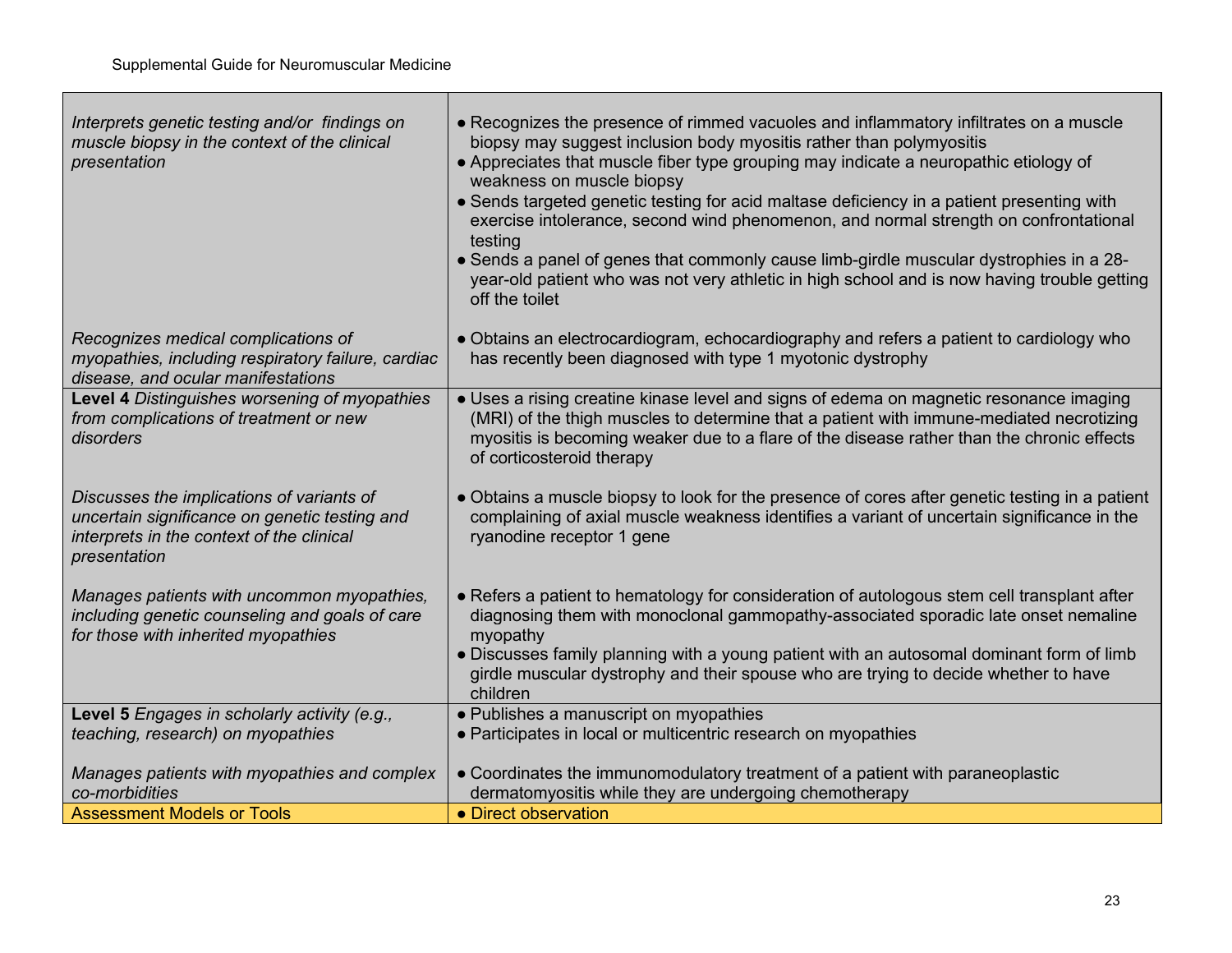| | |
|---|---|
| *Interprets genetic testing and/or findings on muscle biopsy in the context of the clinical presentation* | • Recognizes the presence of rimmed vacuoles and inflammatory infiltrates on a muscle biopsy may suggest inclusion body myositis rather than polymyositis<br>• Appreciates that muscle fiber type grouping may indicate a neuropathic etiology of weakness on muscle biopsy<br>• Sends targeted genetic testing for acid maltase deficiency in a patient presenting with exercise intolerance, second wind phenomenon, and normal strength on confrontational testing<br>• Sends a panel of genes that commonly cause limb-girdle muscular dystrophies in a 28-year-old patient who was not very athletic in high school and is now having trouble getting off the toilet |
| *Recognizes medical complications of myopathies, including respiratory failure, cardiac disease, and ocular manifestations* | • Obtains an electrocardiogram, echocardiography and refers a patient to cardiology who has recently been diagnosed with type 1 myotonic dystrophy |
| **Level 4** *Distinguishes worsening of myopathies from complications of treatment or new disorders* | • Uses a rising creatine kinase level and signs of edema on magnetic resonance imaging (MRI) of the thigh muscles to determine that a patient with immune-mediated necrotizing myositis is becoming weaker due to a flare of the disease rather than the chronic effects of corticosteroid therapy |
| *Discusses the implications of variants of uncertain significance on genetic testing and interprets in the context of the clinical presentation* | • Obtains a muscle biopsy to look for the presence of cores after genetic testing in a patient complaining of axial muscle weakness identifies a variant of uncertain significance in the ryanodine receptor 1 gene |
| *Manages patients with uncommon myopathies, including genetic counseling and goals of care for those with inherited myopathies* | • Refers a patient to hematology for consideration of autologous stem cell transplant after diagnosing them with monoclonal gammopathy-associated sporadic late onset nemaline myopathy<br>• Discusses family planning with a young patient with an autosomal dominant form of limb girdle muscular dystrophy and their spouse who are trying to decide whether to have children |
| **Level 5** *Engages in scholarly activity (e.g., teaching, research) on myopathies* | • Publishes a manuscript on myopathies<br>• Participates in local or multicentric research on myopathies |
| *Manages patients with myopathies and complex co-morbidities* | • Coordinates the immunomodulatory treatment of a patient with paraneoplastic dermatomyositis while they are undergoing chemotherapy |
| Assessment Models or Tools | • Direct observation |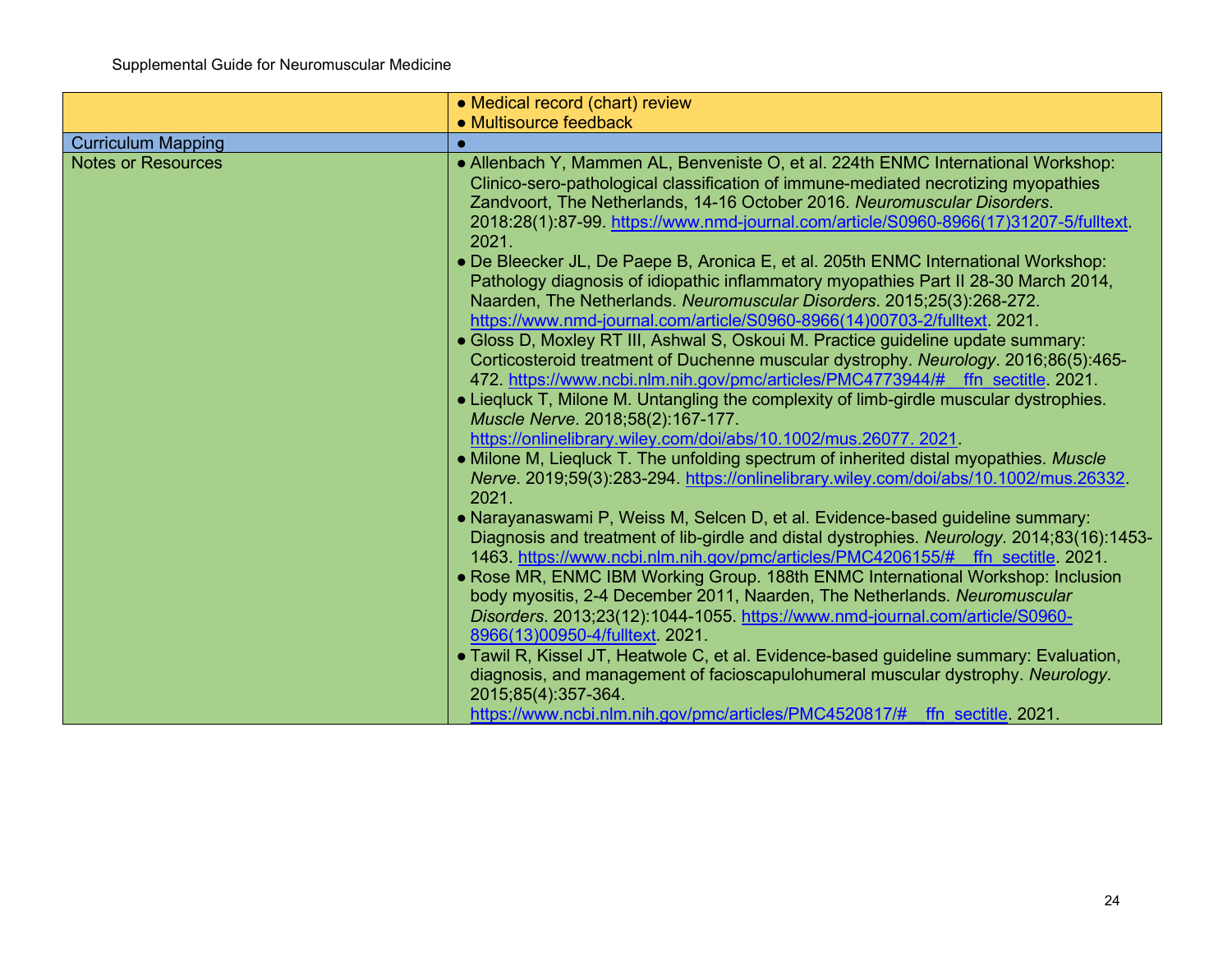| | |
|---|---|
| | • Medical record (chart) review<br>• Multisource feedback |
| Curriculum Mapping | • |
| Notes or Resources | • Allenbach Y, Mammen AL, Benveniste O, et al. 224th ENMC International Workshop: Clinico-sero-pathological classification of immune-mediated necrotizing myopathies Zandvoort, The Netherlands, 14-16 October 2016. *Neuromuscular Disorders*. 2018:28(1):87-99. https://www.nmd-journal.com/article/S0960-8966(17)31207-5/fulltext. 2021.<br>• De Bleecker JL, De Paepe B, Aronica E, et al. 205th ENMC International Workshop: Pathology diagnosis of idiopathic inflammatory myopathies Part II 28-30 March 2014, Naarden, The Netherlands. *Neuromuscular Disorders*. 2015;25(3):268-272. https://www.nmd-journal.com/article/S0960-8966(14)00703-2/fulltext. 2021.<br>• Gloss D, Moxley RT III, Ashwal S, Oskoui M. Practice guideline update summary: Corticosteroid treatment of Duchenne muscular dystrophy. *Neurology*. 2016;86(5):465-472. https://www.ncbi.nlm.nih.gov/pmc/articles/PMC4773944/#__ffn_sectitle. 2021.<br>• Lieqluck T, Milone M. Untangling the complexity of limb-girdle muscular dystrophies. *Muscle Nerve*. 2018;58(2):167-177. https://onlinelibrary.wiley.com/doi/abs/10.1002/mus.26077. 2021.<br>• Milone M, Lieqluck T. The unfolding spectrum of inherited distal myopathies. *Muscle Nerve*. 2019;59(3):283-294. https://onlinelibrary.wiley.com/doi/abs/10.1002/mus.26332. 2021.<br>• Narayanaswami P, Weiss M, Selcen D, et al. Evidence-based guideline summary: Diagnosis and treatment of lib-girdle and distal dystrophies. *Neurology*. 2014;83(16):1453-1463. https://www.ncbi.nlm.nih.gov/pmc/articles/PMC4206155/#__ffn_sectitle. 2021.<br>• Rose MR, ENMC IBM Working Group. 188th ENMC International Workshop: Inclusion body myositis, 2-4 December 2011, Naarden, The Netherlands. *Neuromuscular Disorders*. 2013;23(12):1044-1055. https://www.nmd-journal.com/article/S0960-8966(13)00950-4/fulltext. 2021.<br>• Tawil R, Kissel JT, Heatwole C, et al. Evidence-based guideline summary: Evaluation, diagnosis, and management of facioscapulohumeral muscular dystrophy. *Neurology*. 2015;85(4):357-364. https://www.ncbi.nlm.nih.gov/pmc/articles/PMC4520817/#__ffn_sectitle. 2021. |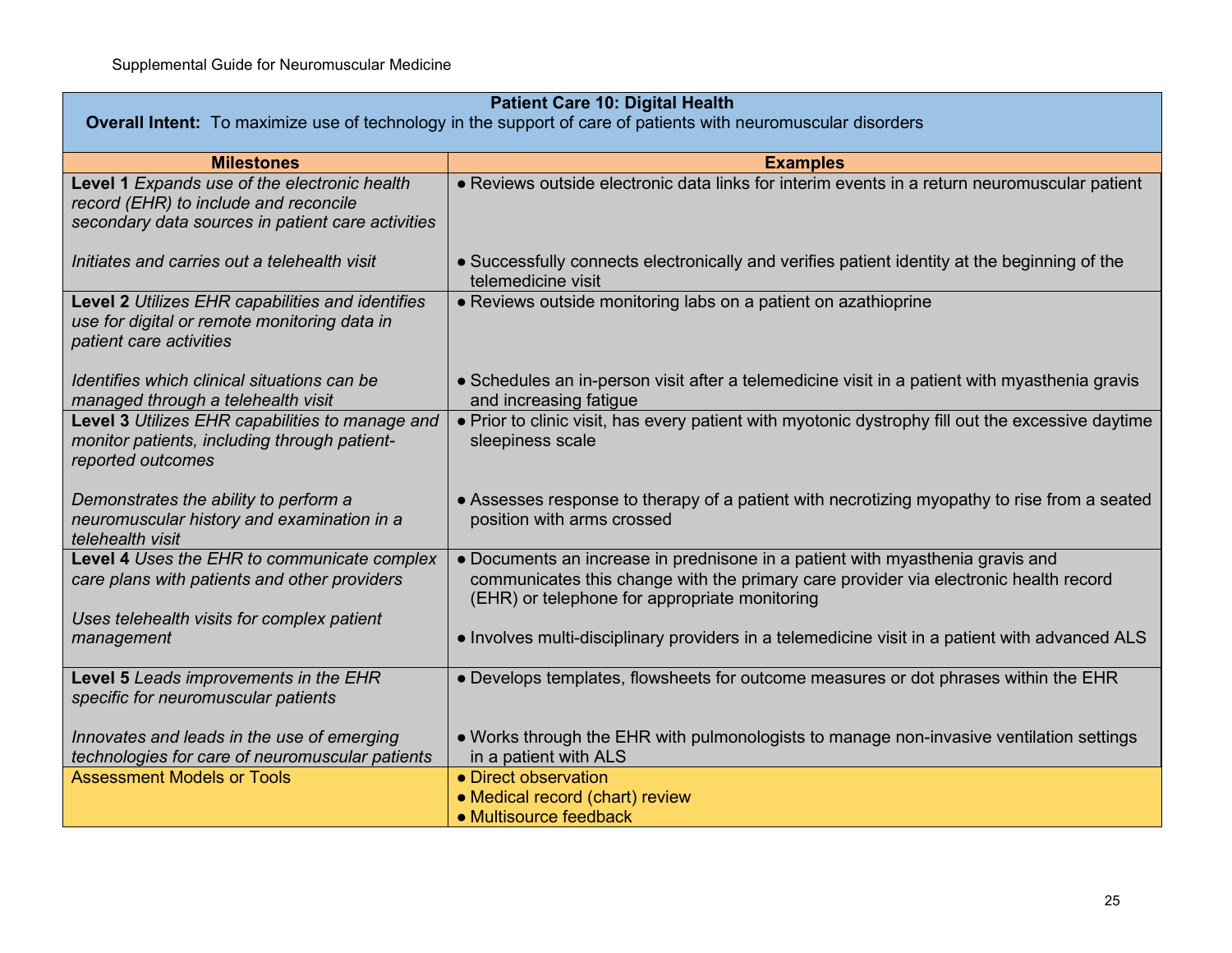| **Patient Care 10: Digital Health**<br>**Overall Intent:** To maximize use of technology in the support of care of patients with neuromuscular disorders | |
|---|---|
| **Milestones** | **Examples** |
| **Level 1** *Expands use of the electronic health record (EHR) to include and reconcile secondary data sources in patient care activities*<br><br>*Initiates and carries out a telehealth visit* | ● Reviews outside electronic data links for interim events in a return neuromuscular patient<br><br>● Successfully connects electronically and verifies patient identity at the beginning of the telemedicine visit |
| **Level 2** *Utilizes EHR capabilities and identifies use for digital or remote monitoring data in patient care activities*<br><br>*Identifies which clinical situations can be managed through a telehealth visit* | ● Reviews outside monitoring labs on a patient on azathioprine<br><br>● Schedules an in-person visit after a telemedicine visit in a patient with myasthenia gravis and increasing fatigue |
| **Level 3** *Utilizes EHR capabilities to manage and monitor patients, including through patient-reported outcomes*<br><br>*Demonstrates the ability to perform a neuromuscular history and examination in a telehealth visit* | ● Prior to clinic visit, has every patient with myotonic dystrophy fill out the excessive daytime sleepiness scale<br><br>● Assesses response to therapy of a patient with necrotizing myopathy to rise from a seated position with arms crossed |
| **Level 4** *Uses the EHR to communicate complex care plans with patients and other providers*<br><br>*Uses telehealth visits for complex patient management* | ● Documents an increase in prednisone in a patient with myasthenia gravis and communicates this change with the primary care provider via electronic health record (EHR) or telephone for appropriate monitoring<br><br>● Involves multi-disciplinary providers in a telemedicine visit in a patient with advanced ALS |
| **Level 5** *Leads improvements in the EHR specific for neuromuscular patients*<br><br>*Innovates and leads in the use of emerging technologies for care of neuromuscular patients* | ● Develops templates, flowsheets for outcome measures or dot phrases within the EHR<br><br>● Works through the EHR with pulmonologists to manage non-invasive ventilation settings in a patient with ALS |
| Assessment Models or Tools | ● Direct observation<br>● Medical record (chart) review<br>● Multisource feedback |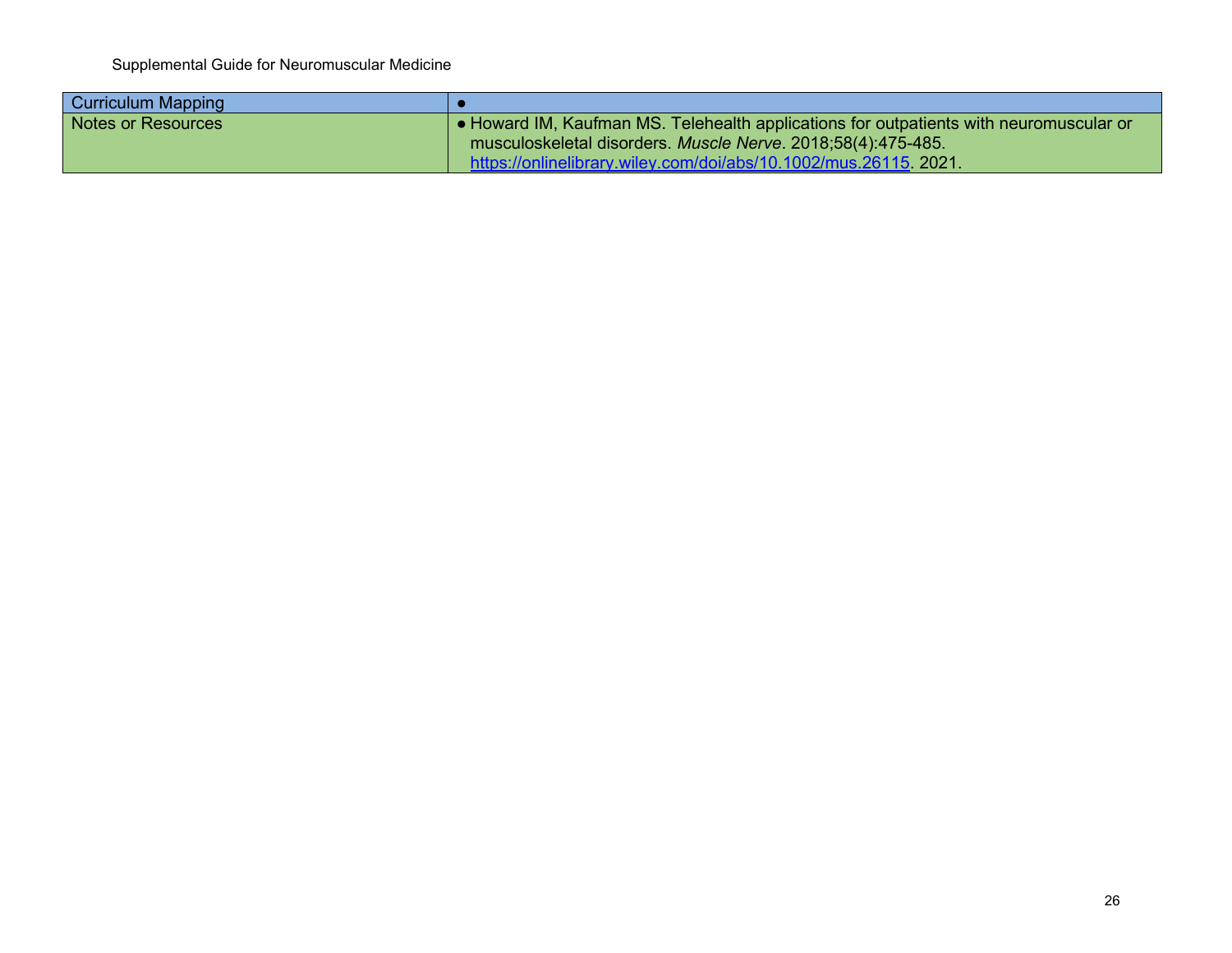| Curriculum Mapping | • |
|---|---|
| Notes or Resources | • Howard IM, Kaufman MS. Telehealth applications for outpatients with neuromuscular or musculoskeletal disorders. *Muscle Nerve*. 2018;58(4):475-485. https://onlinelibrary.wiley.com/doi/abs/10.1002/mus.26115. 2021. |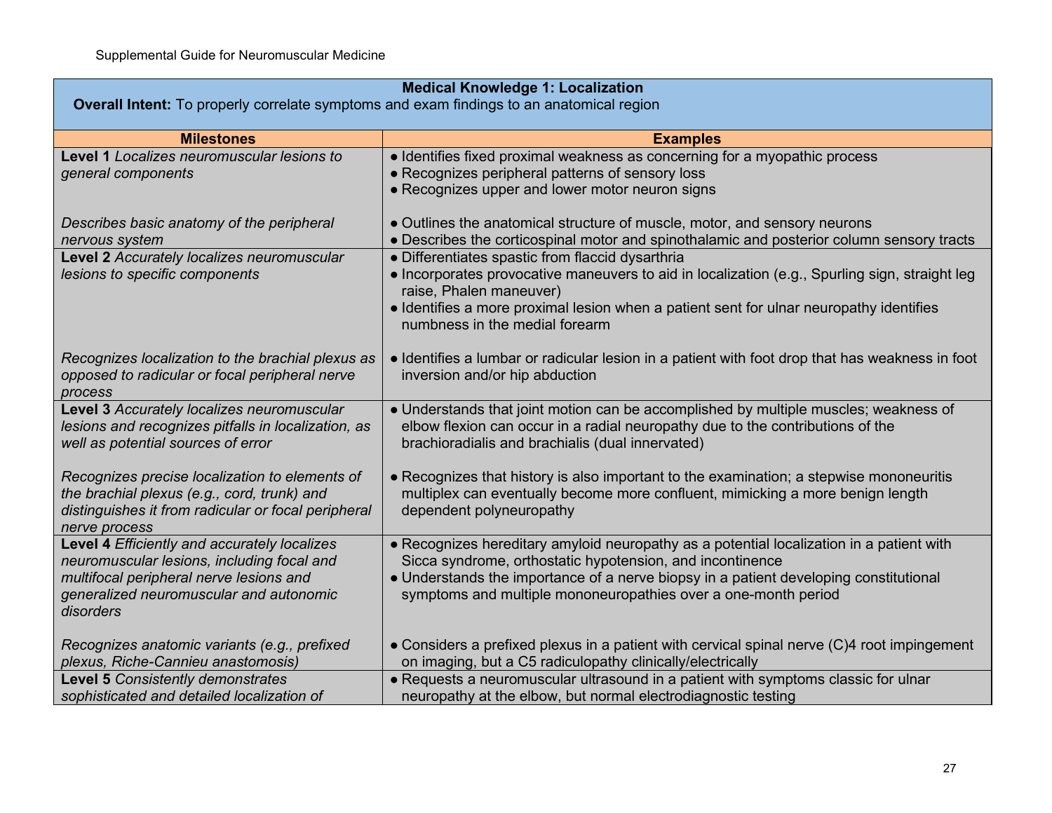| **Medical Knowledge 1: Localization**<br>**Overall Intent:** To properly correlate symptoms and exam findings to an anatomical region | |
|---|---|
| **Milestones** | **Examples** |
| **Level 1** *Localizes neuromuscular lesions to general components*<br><br>*Describes basic anatomy of the peripheral nervous system* | ● Identifies fixed proximal weakness as concerning for a myopathic process<br>● Recognizes peripheral patterns of sensory loss<br>● Recognizes upper and lower motor neuron signs<br><br>● Outlines the anatomical structure of muscle, motor, and sensory neurons<br>● Describes the corticospinal motor and spinothalamic and posterior column sensory tracts |
| **Level 2** *Accurately localizes neuromuscular lesions to specific components*<br><br>*Recognizes localization to the brachial plexus as opposed to radicular or focal peripheral nerve process* | ● Differentiates spastic from flaccid dysarthria<br>● Incorporates provocative maneuvers to aid in localization (e.g., Spurling sign, straight leg raise, Phalen maneuver)<br>● Identifies a more proximal lesion when a patient sent for ulnar neuropathy identifies numbness in the medial forearm<br><br>● Identifies a lumbar or radicular lesion in a patient with foot drop that has weakness in foot inversion and/or hip abduction |
| **Level 3** *Accurately localizes neuromuscular lesions and recognizes pitfalls in localization, as well as potential sources of error*<br><br>*Recognizes precise localization to elements of the brachial plexus (e.g., cord, trunk) and distinguishes it from radicular or focal peripheral nerve process* | ● Understands that joint motion can be accomplished by multiple muscles; weakness of elbow flexion can occur in a radial neuropathy due to the contributions of the brachioradialis and brachialis (dual innervated)<br><br>● Recognizes that history is also important to the examination; a stepwise mononeuritis multiplex can eventually become more confluent, mimicking a more benign length dependent polyneuropathy |
| **Level 4** *Efficiently and accurately localizes neuromuscular lesions, including focal and multifocal peripheral nerve lesions and generalized neuromuscular and autonomic disorders*<br><br>*Recognizes anatomic variants (e.g., prefixed plexus, Riche-Cannieu anastomosis)* | ● Recognizes hereditary amyloid neuropathy as a potential localization in a patient with Sicca syndrome, orthostatic hypotension, and incontinence<br>● Understands the importance of a nerve biopsy in a patient developing constitutional symptoms and multiple mononeuropathies over a one-month period<br><br>● Considers a prefixed plexus in a patient with cervical spinal nerve (C)4 root impingement on imaging, but a C5 radiculopathy clinically/electrically |
| **Level 5** *Consistently demonstrates sophisticated and detailed localization of* | ● Requests a neuromuscular ultrasound in a patient with symptoms classic for ulnar neuropathy at the elbow, but normal electrodiagnostic testing |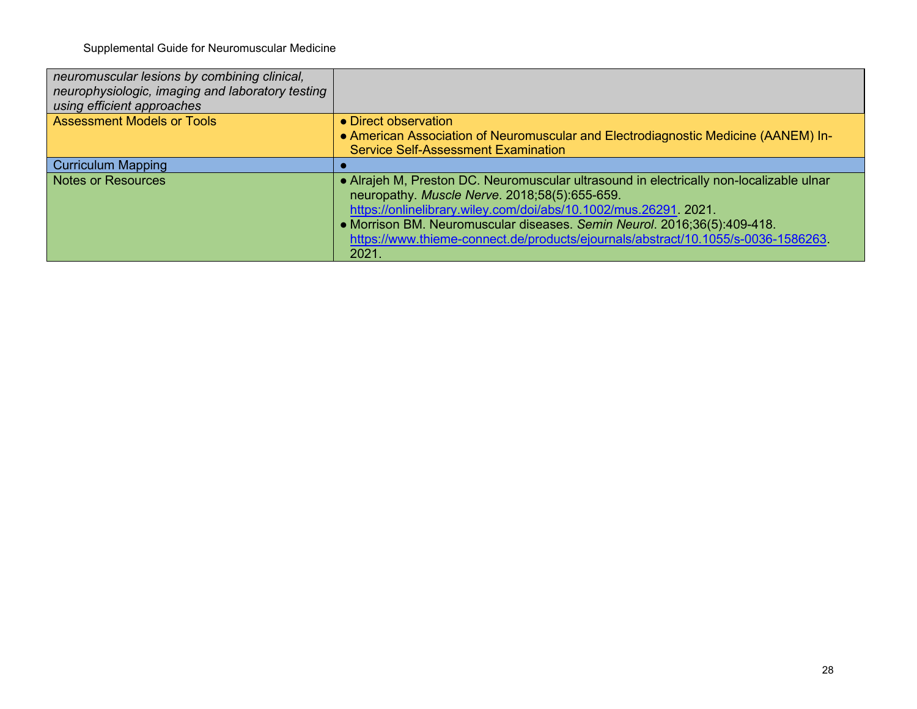| *neuromuscular lesions by combining clinical, neurophysiologic, imaging and laboratory testing using efficient approaches* | |
|---|---|
| Assessment Models or Tools | ● Direct observation<br>● American Association of Neuromuscular and Electrodiagnostic Medicine (AANEM) In-Service Self-Assessment Examination |
| Curriculum Mapping | ● |
| Notes or Resources | ● Alrajeh M, Preston DC. Neuromuscular ultrasound in electrically non-localizable ulnar neuropathy. *Muscle Nerve*. 2018;58(5):655-659. https://onlinelibrary.wiley.com/doi/abs/10.1002/mus.26291. 2021.<br>● Morrison BM. Neuromuscular diseases. *Semin Neurol*. 2016;36(5):409-418. https://www.thieme-connect.de/products/ejournals/abstract/10.1055/s-0036-1586263. 2021. |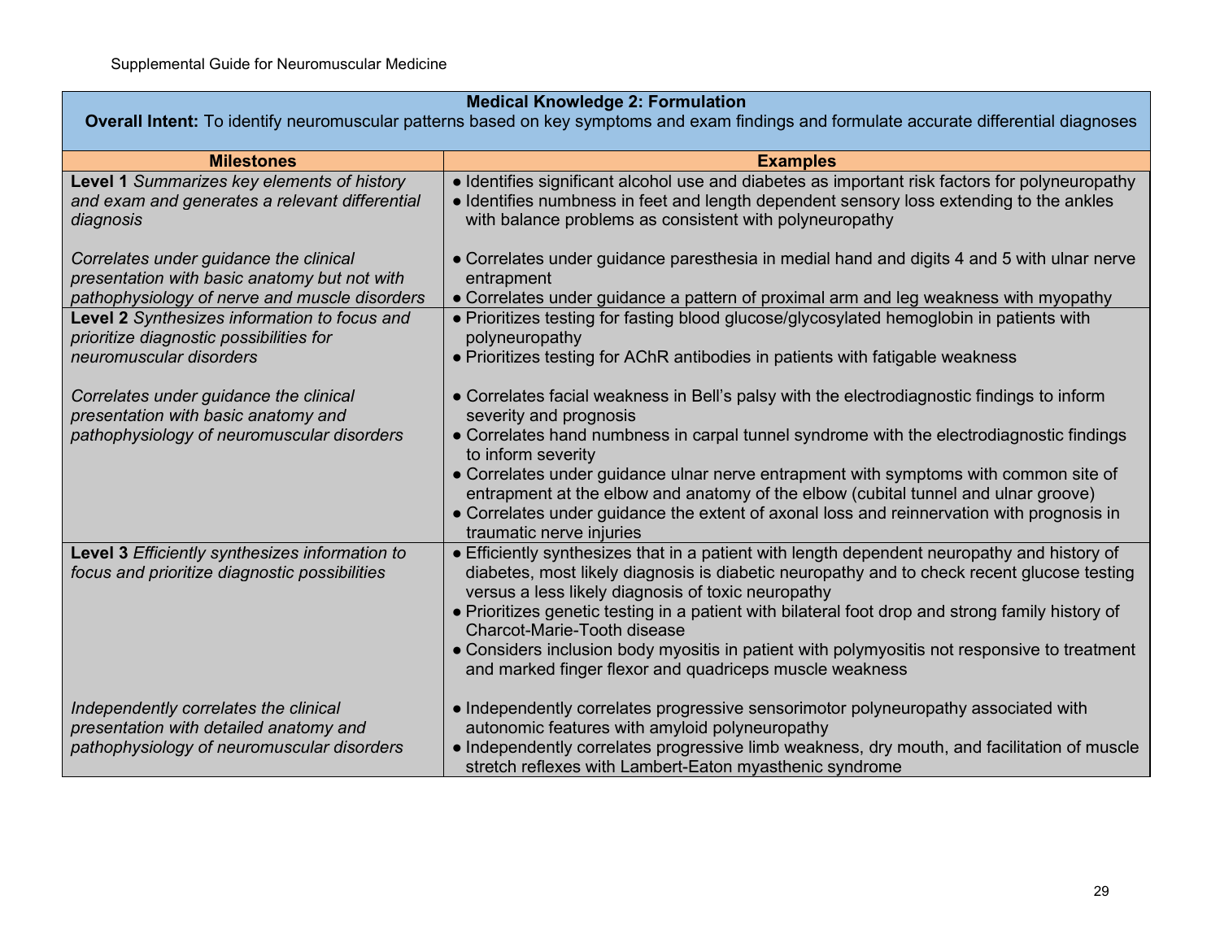Supplemental Guide for Neuromuscular Medicine

| **Medical Knowledge 2: Formulation**<br>**Overall Intent:** To identify neuromuscular patterns based on key symptoms and exam findings and formulate accurate differential diagnoses | |
|---|---|
| **Milestones** | **Examples** |
| **Level 1** *Summarizes key elements of history and exam and generates a relevant differential diagnosis*<br><br>*Correlates under guidance the clinical presentation with basic anatomy but not with pathophysiology of nerve and muscle disorders* | ● Identifies significant alcohol use and diabetes as important risk factors for polyneuropathy<br>● Identifies numbness in feet and length dependent sensory loss extending to the ankles with balance problems as consistent with polyneuropathy<br><br>● Correlates under guidance paresthesia in medial hand and digits 4 and 5 with ulnar nerve entrapment<br>● Correlates under guidance a pattern of proximal arm and leg weakness with myopathy |
| **Level 2** *Synthesizes information to focus and prioritize diagnostic possibilities for neuromuscular disorders*<br><br>*Correlates under guidance the clinical presentation with basic anatomy and pathophysiology of neuromuscular disorders* | ● Prioritizes testing for fasting blood glucose/glycosylated hemoglobin in patients with polyneuropathy<br>● Prioritizes testing for AChR antibodies in patients with fatigable weakness<br><br>● Correlates facial weakness in Bell's palsy with the electrodiagnostic findings to inform severity and prognosis<br>● Correlates hand numbness in carpal tunnel syndrome with the electrodiagnostic findings to inform severity<br>● Correlates under guidance ulnar nerve entrapment with symptoms with common site of entrapment at the elbow and anatomy of the elbow (cubital tunnel and ulnar groove)<br>● Correlates under guidance the extent of axonal loss and reinnervation with prognosis in traumatic nerve injuries |
| **Level 3** *Efficiently synthesizes information to focus and prioritize diagnostic possibilities*<br><br>*Independently correlates the clinical presentation with detailed anatomy and pathophysiology of neuromuscular disorders* | ● Efficiently synthesizes that in a patient with length dependent neuropathy and history of diabetes, most likely diagnosis is diabetic neuropathy and to check recent glucose testing versus a less likely diagnosis of toxic neuropathy<br>● Prioritizes genetic testing in a patient with bilateral foot drop and strong family history of Charcot-Marie-Tooth disease<br>● Considers inclusion body myositis in patient with polymyositis not responsive to treatment and marked finger flexor and quadriceps muscle weakness<br><br>● Independently correlates progressive sensorimotor polyneuropathy associated with autonomic features with amyloid polyneuropathy<br>● Independently correlates progressive limb weakness, dry mouth, and facilitation of muscle stretch reflexes with Lambert-Eaton myasthenic syndrome |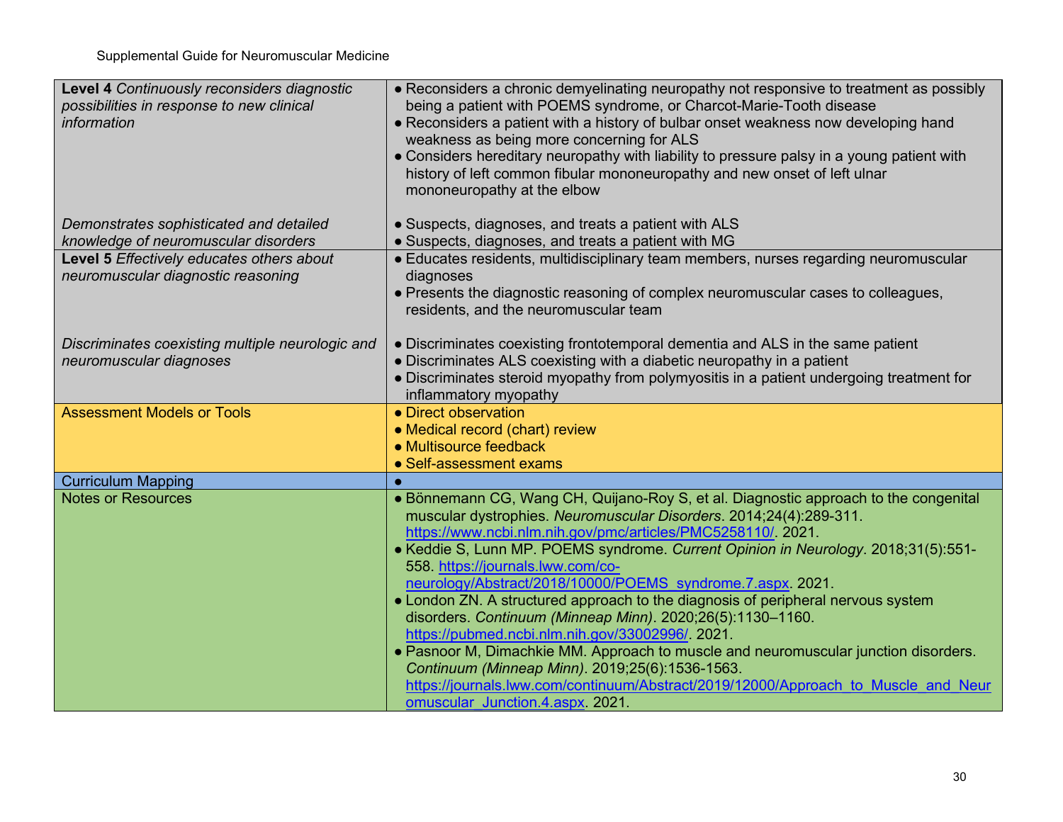| | |
|---|---|
| **Level 4** *Continuously reconsiders diagnostic possibilities in response to new clinical information*<br><br>*Demonstrates sophisticated and detailed knowledge of neuromuscular disorders* | ● Reconsiders a chronic demyelinating neuropathy not responsive to treatment as possibly being a patient with POEMS syndrome, or Charcot-Marie-Tooth disease<br>● Reconsiders a patient with a history of bulbar onset weakness now developing hand weakness as being more concerning for ALS<br>● Considers hereditary neuropathy with liability to pressure palsy in a young patient with history of left common fibular mononeuropathy and new onset of left ulnar mononeuropathy at the elbow<br><br>● Suspects, diagnoses, and treats a patient with ALS<br>● Suspects, diagnoses, and treats a patient with MG |
| **Level 5** *Effectively educates others about neuromuscular diagnostic reasoning*<br><br>*Discriminates coexisting multiple neurologic and neuromuscular diagnoses* | ● Educates residents, multidisciplinary team members, nurses regarding neuromuscular diagnoses<br>● Presents the diagnostic reasoning of complex neuromuscular cases to colleagues, residents, and the neuromuscular team<br><br>● Discriminates coexisting frontotemporal dementia and ALS in the same patient<br>● Discriminates ALS coexisting with a diabetic neuropathy in a patient<br>● Discriminates steroid myopathy from polymyositis in a patient undergoing treatment for inflammatory myopathy |
| Assessment Models or Tools | ● Direct observation<br>● Medical record (chart) review<br>● Multisource feedback<br>● Self-assessment exams |
| Curriculum Mapping | ● |
| Notes or Resources | ● Bönnemann CG, Wang CH, Quijano-Roy S, et al. Diagnostic approach to the congenital muscular dystrophies. *Neuromuscular Disorders*. 2014;24(4):289-311. https://www.ncbi.nlm.nih.gov/pmc/articles/PMC5258110/. 2021.<br>● Keddie S, Lunn MP. POEMS syndrome. *Current Opinion in Neurology*. 2018;31(5):551-558. https://journals.lww.com/co-neurology/Abstract/2018/10000/POEMS_syndrome.7.aspx. 2021.<br>● London ZN. A structured approach to the diagnosis of peripheral nervous system disorders. *Continuum (Minneap Minn)*. 2020;26(5):1130–1160. https://pubmed.ncbi.nlm.nih.gov/33002996/. 2021.<br>● Pasnoor M, Dimachkie MM. Approach to muscle and neuromuscular junction disorders. *Continuum (Minneap Minn)*. 2019;25(6):1536-1563. https://journals.lww.com/continuum/Abstract/2019/12000/Approach_to_Muscle_and_Neuromuscular_Junction.4.aspx. 2021. |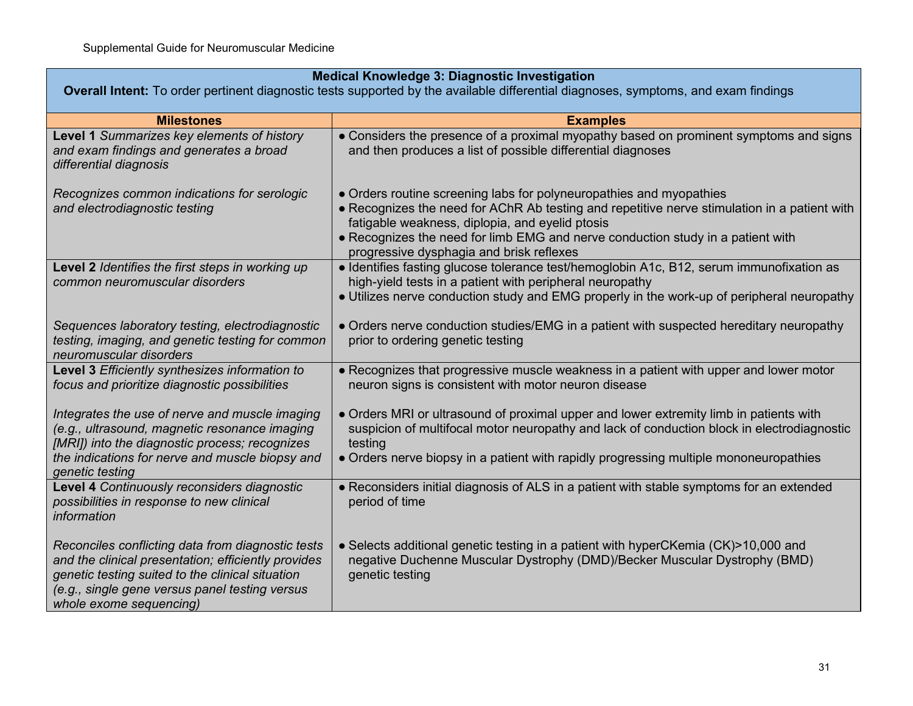| **Medical Knowledge 3: Diagnostic Investigation**<br>**Overall Intent:** To order pertinent diagnostic tests supported by the available differential diagnoses, symptoms, and exam findings | |
|---|---|
| **Milestones** | **Examples** |
| **Level 1** *Summarizes key elements of history and exam findings and generates a broad differential diagnosis* | ● Considers the presence of a proximal myopathy based on prominent symptoms and signs and then produces a list of possible differential diagnoses |
| *Recognizes common indications for serologic and electrodiagnostic testing* | ● Orders routine screening labs for polyneuropathies and myopathies<br>● Recognizes the need for AChR Ab testing and repetitive nerve stimulation in a patient with fatigable weakness, diplopia, and eyelid ptosis<br>● Recognizes the need for limb EMG and nerve conduction study in a patient with progressive dysphagia and brisk reflexes |
| **Level 2** *Identifies the first steps in working up common neuromuscular disorders* | ● Identifies fasting glucose tolerance test/hemoglobin A1c, B12, serum immunofixation as high-yield tests in a patient with peripheral neuropathy<br>● Utilizes nerve conduction study and EMG properly in the work-up of peripheral neuropathy |
| *Sequences laboratory testing, electrodiagnostic testing, imaging, and genetic testing for common neuromuscular disorders* | ● Orders nerve conduction studies/EMG in a patient with suspected hereditary neuropathy prior to ordering genetic testing |
| **Level 3** *Efficiently synthesizes information to focus and prioritize diagnostic possibilities* | ● Recognizes that progressive muscle weakness in a patient with upper and lower motor neuron signs is consistent with motor neuron disease |
| *Integrates the use of nerve and muscle imaging (e.g., ultrasound, magnetic resonance imaging [MRI]) into the diagnostic process; recognizes the indications for nerve and muscle biopsy and genetic testing* | ● Orders MRI or ultrasound of proximal upper and lower extremity limb in patients with suspicion of multifocal motor neuropathy and lack of conduction block in electrodiagnostic testing<br>● Orders nerve biopsy in a patient with rapidly progressing multiple mononeuropathies |
| **Level 4** *Continuously reconsiders diagnostic possibilities in response to new clinical information* | ● Reconsiders initial diagnosis of ALS in a patient with stable symptoms for an extended period of time |
| *Reconciles conflicting data from diagnostic tests and the clinical presentation; efficiently provides genetic testing suited to the clinical situation (e.g., single gene versus panel testing versus whole exome sequencing)* | ● Selects additional genetic testing in a patient with hyperCKemia (CK)>10,000 and negative Duchenne Muscular Dystrophy (DMD)/Becker Muscular Dystrophy (BMD) genetic testing |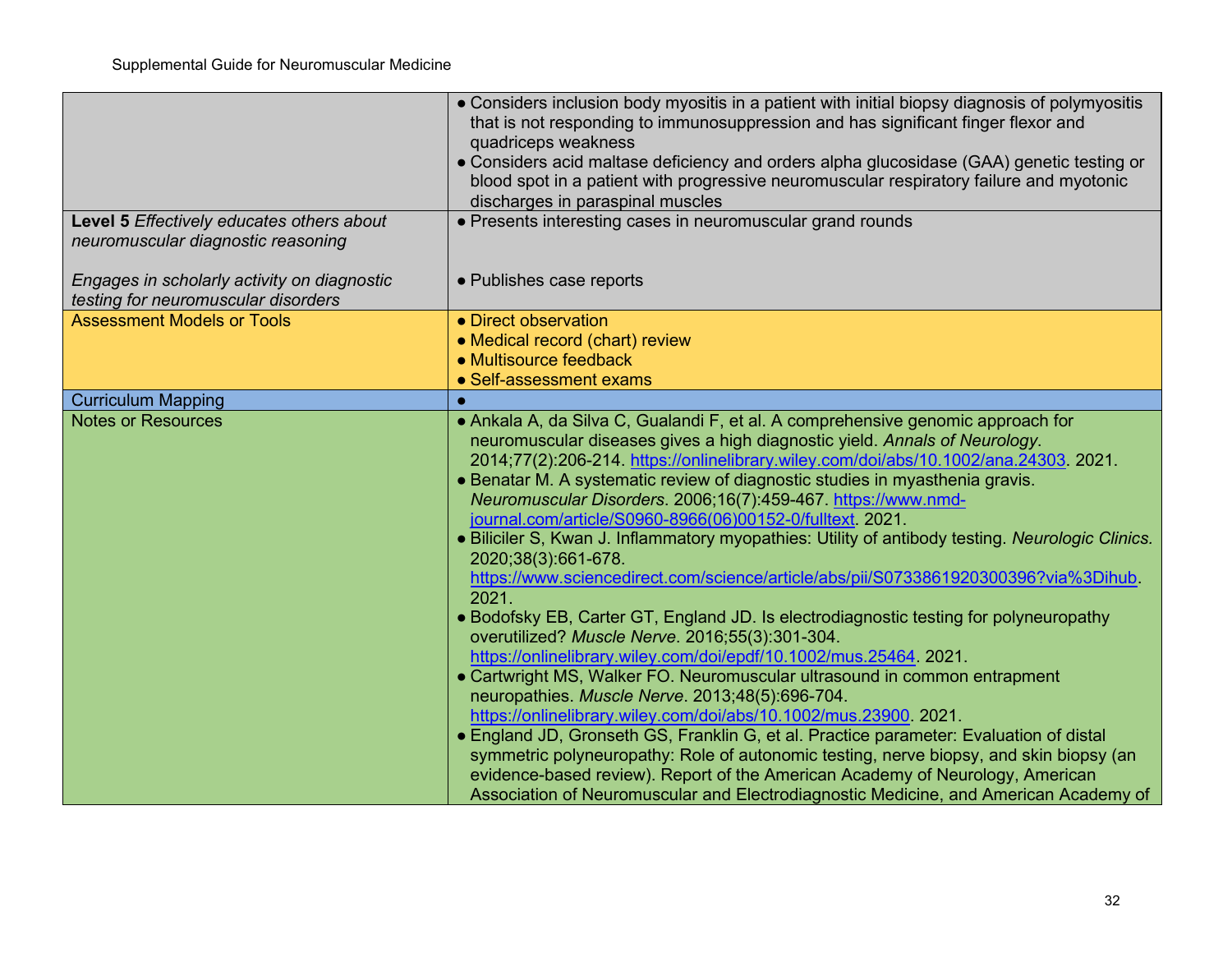| | |
|---|---|
| | • Considers inclusion body myositis in a patient with initial biopsy diagnosis of polymyositis that is not responding to immunosuppression and has significant finger flexor and quadriceps weakness<br>• Considers acid maltase deficiency and orders alpha glucosidase (GAA) genetic testing or blood spot in a patient with progressive neuromuscular respiratory failure and myotonic discharges in paraspinal muscles |
| **Level 5** *Effectively educates others about neuromuscular diagnostic reasoning*<br><br>*Engages in scholarly activity on diagnostic testing for neuromuscular disorders* | • Presents interesting cases in neuromuscular grand rounds<br><br>• Publishes case reports |
| Assessment Models or Tools | • Direct observation<br>• Medical record (chart) review<br>• Multisource feedback<br>• Self-assessment exams |
| Curriculum Mapping | • |
| Notes or Resources | • Ankala A, da Silva C, Gualandi F, et al. A comprehensive genomic approach for neuromuscular diseases gives a high diagnostic yield. *Annals of Neurology*. 2014;77(2):206-214. https://onlinelibrary.wiley.com/doi/abs/10.1002/ana.24303. 2021.<br>• Benatar M. A systematic review of diagnostic studies in myasthenia gravis. *Neuromuscular Disorders*. 2006;16(7):459-467. https://www.nmd-journal.com/article/S0960-8966(06)00152-0/fulltext. 2021.<br>• Biliciler S, Kwan J. Inflammatory myopathies: Utility of antibody testing. *Neurologic Clinics.* 2020;38(3):661-678. https://www.sciencedirect.com/science/article/abs/pii/S0733861920300396?via%3Dihub. 2021.<br>• Bodofsky EB, Carter GT, England JD. Is electrodiagnostic testing for polyneuropathy overutilized? *Muscle Nerve*. 2016;55(3):301-304. https://onlinelibrary.wiley.com/doi/epdf/10.1002/mus.25464. 2021.<br>• Cartwright MS, Walker FO. Neuromuscular ultrasound in common entrapment neuropathies. *Muscle Nerve*. 2013;48(5):696-704. https://onlinelibrary.wiley.com/doi/abs/10.1002/mus.23900. 2021.<br>• England JD, Gronseth GS, Franklin G, et al. Practice parameter: Evaluation of distal symmetric polyneuropathy: Role of autonomic testing, nerve biopsy, and skin biopsy (an evidence-based review). Report of the American Academy of Neurology, American Association of Neuromuscular and Electrodiagnostic Medicine, and American Academy of |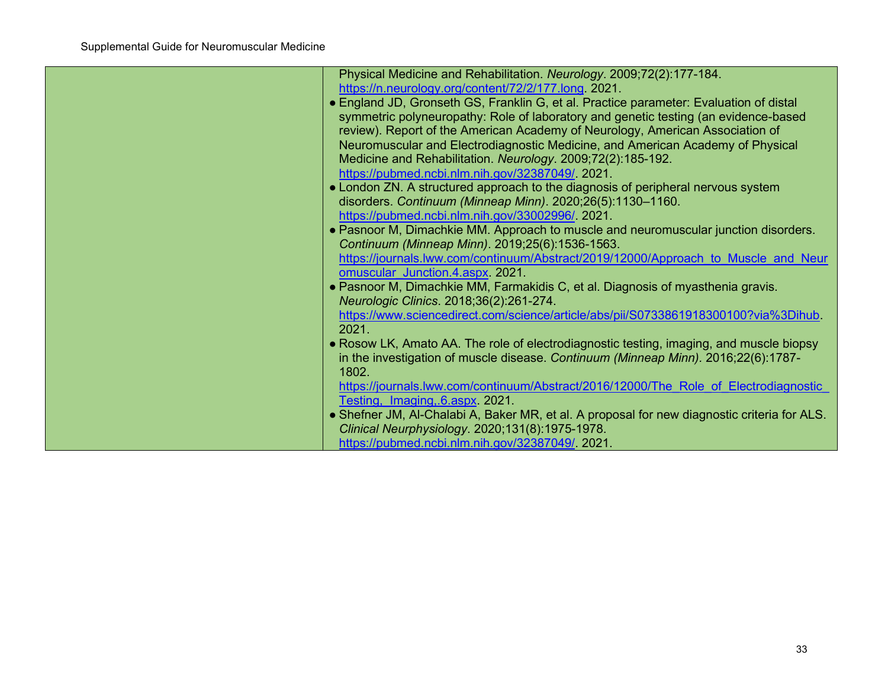| | |
|---|---|
| | Physical Medicine and Rehabilitation. *Neurology*. 2009;72(2):177-184. https://n.neurology.org/content/72/2/177.long. 2021.<br>● England JD, Gronseth GS, Franklin G, et al. Practice parameter: Evaluation of distal symmetric polyneuropathy: Role of laboratory and genetic testing (an evidence-based review). Report of the American Academy of Neurology, American Association of Neuromuscular and Electrodiagnostic Medicine, and American Academy of Physical Medicine and Rehabilitation. *Neurology*. 2009;72(2):185-192. https://pubmed.ncbi.nlm.nih.gov/32387049/. 2021.<br>● London ZN. A structured approach to the diagnosis of peripheral nervous system disorders. *Continuum (Minneap Minn)*. 2020;26(5):1130–1160. https://pubmed.ncbi.nlm.nih.gov/33002996/. 2021.<br>● Pasnoor M, Dimachkie MM. Approach to muscle and neuromuscular junction disorders. *Continuum (Minneap Minn)*. 2019;25(6):1536-1563. https://journals.lww.com/continuum/Abstract/2019/12000/Approach_to_Muscle_and_Neuromuscular_Junction.4.aspx. 2021.<br>● Pasnoor M, Dimachkie MM, Farmakidis C, et al. Diagnosis of myasthenia gravis. *Neurologic Clinics*. 2018;36(2):261-274. https://www.sciencedirect.com/science/article/abs/pii/S0733861918300100?via%3Dihub. 2021.<br>● Rosow LK, Amato AA. The role of electrodiagnostic testing, imaging, and muscle biopsy in the investigation of muscle disease. *Continuum (Minneap Minn)*. 2016;22(6):1787-1802. https://journals.lww.com/continuum/Abstract/2016/12000/The_Role_of_Electrodiagnostic_Testing,_Imaging,.6.aspx. 2021.<br>● Shefner JM, Al-Chalabi A, Baker MR, et al. A proposal for new diagnostic criteria for ALS. *Clinical Neurphysiology*. 2020;131(8):1975-1978. https://pubmed.ncbi.nlm.nih.gov/32387049/. 2021. |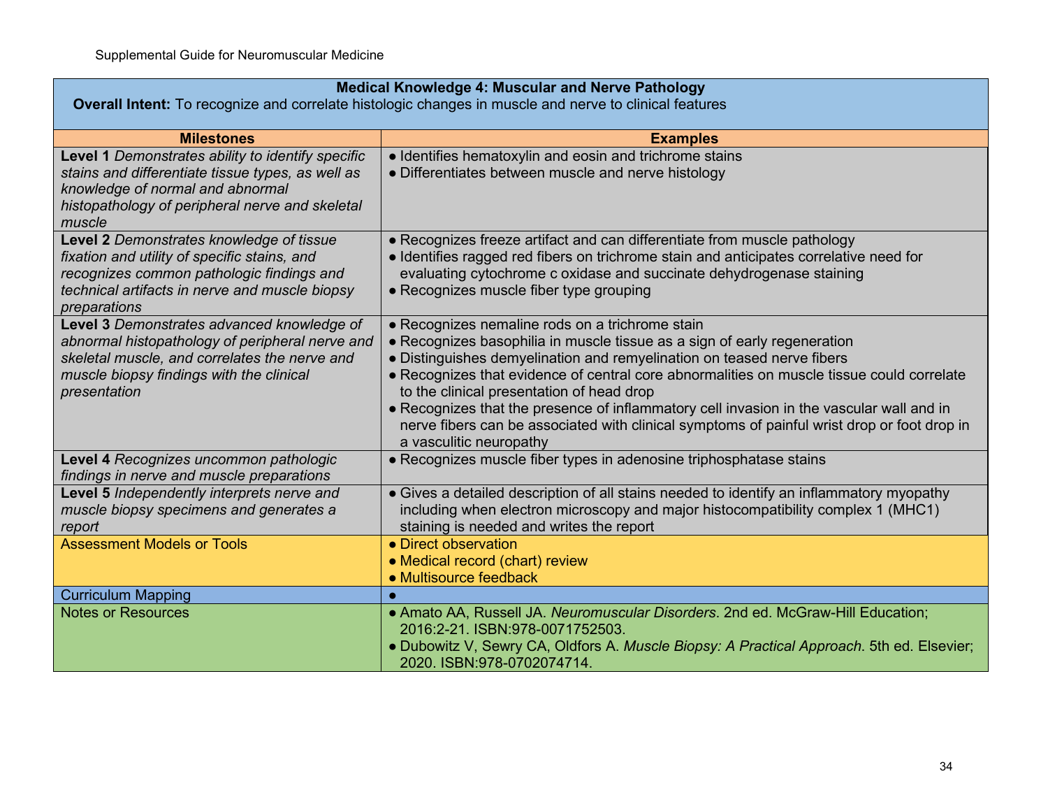| Medical Knowledge 4: Muscular and Nerve Pathology<br>**Overall Intent:** To recognize and correlate histologic changes in muscle and nerve to clinical features | |
|---|---|
| **Milestones** | **Examples** |
| **Level 1** *Demonstrates ability to identify specific stains and differentiate tissue types, as well as knowledge of normal and abnormal histopathology of peripheral nerve and skeletal muscle* | ● Identifies hematoxylin and eosin and trichrome stains<br>● Differentiates between muscle and nerve histology |
| **Level 2** *Demonstrates knowledge of tissue fixation and utility of specific stains, and recognizes common pathologic findings and technical artifacts in nerve and muscle biopsy preparations* | ● Recognizes freeze artifact and can differentiate from muscle pathology<br>● Identifies ragged red fibers on trichrome stain and anticipates correlative need for evaluating cytochrome c oxidase and succinate dehydrogenase staining<br>● Recognizes muscle fiber type grouping |
| **Level 3** *Demonstrates advanced knowledge of abnormal histopathology of peripheral nerve and skeletal muscle, and correlates the nerve and muscle biopsy findings with the clinical presentation* | ● Recognizes nemaline rods on a trichrome stain<br>● Recognizes basophilia in muscle tissue as a sign of early regeneration<br>● Distinguishes demyelination and remyelination on teased nerve fibers<br>● Recognizes that evidence of central core abnormalities on muscle tissue could correlate to the clinical presentation of head drop<br>● Recognizes that the presence of inflammatory cell invasion in the vascular wall and in nerve fibers can be associated with clinical symptoms of painful wrist drop or foot drop in a vasculitic neuropathy |
| **Level 4** *Recognizes uncommon pathologic findings in nerve and muscle preparations* | ● Recognizes muscle fiber types in adenosine triphosphatase stains |
| **Level 5** *Independently interprets nerve and muscle biopsy specimens and generates a report* | ● Gives a detailed description of all stains needed to identify an inflammatory myopathy including when electron microscopy and major histocompatibility complex 1 (MHC1) staining is needed and writes the report |
| Assessment Models or Tools | ● Direct observation<br>● Medical record (chart) review<br>● Multisource feedback |
| Curriculum Mapping | ● |
| Notes or Resources | ● Amato AA, Russell JA. *Neuromuscular Disorders*. 2nd ed. McGraw-Hill Education; 2016:2-21. ISBN:978-0071752503.<br>● Dubowitz V, Sewry CA, Oldfors A. *Muscle Biopsy: A Practical Approach*. 5th ed. Elsevier; 2020. ISBN:978-0702074714. |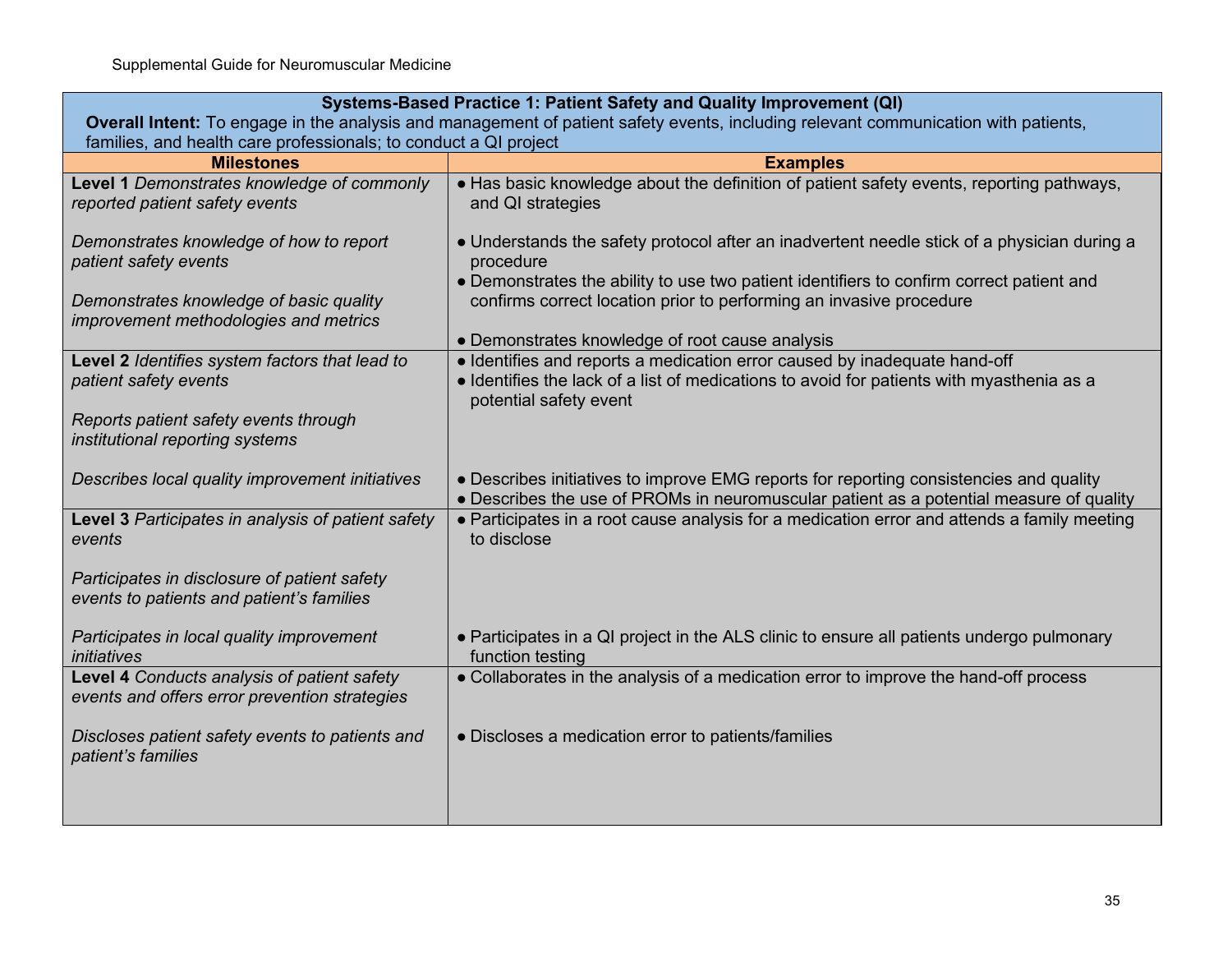| Systems-Based Practice 1: Patient Safety and Quality Improvement (QI)<br>**Overall Intent:** To engage in the analysis and management of patient safety events, including relevant communication with patients, families, and health care professionals; to conduct a QI project | |
|---|---|
| **Milestones** | **Examples** |
| **Level 1** *Demonstrates knowledge of commonly reported patient safety events*<br><br>*Demonstrates knowledge of how to report patient safety events*<br><br>*Demonstrates knowledge of basic quality improvement methodologies and metrics* | ● Has basic knowledge about the definition of patient safety events, reporting pathways, and QI strategies<br><br>● Understands the safety protocol after an inadvertent needle stick of a physician during a procedure<br>● Demonstrates the ability to use two patient identifiers to confirm correct patient and confirms correct location prior to performing an invasive procedure<br><br>● Demonstrates knowledge of root cause analysis |
| **Level 2** *Identifies system factors that lead to patient safety events*<br><br>*Reports patient safety events through institutional reporting systems*<br><br>*Describes local quality improvement initiatives* | ● Identifies and reports a medication error caused by inadequate hand-off<br>● Identifies the lack of a list of medications to avoid for patients with myasthenia as a potential safety event<br><br>● Describes initiatives to improve EMG reports for reporting consistencies and quality<br>● Describes the use of PROMs in neuromuscular patient as a potential measure of quality |
| **Level 3** *Participates in analysis of patient safety events*<br><br>*Participates in disclosure of patient safety events to patients and patient's families*<br><br>*Participates in local quality improvement initiatives* | ● Participates in a root cause analysis for a medication error and attends a family meeting to disclose<br><br>● Participates in a QI project in the ALS clinic to ensure all patients undergo pulmonary function testing |
| **Level 4** *Conducts analysis of patient safety events and offers error prevention strategies*<br><br>*Discloses patient safety events to patients and patient's families* | ● Collaborates in the analysis of a medication error to improve the hand-off process<br><br>● Discloses a medication error to patients/families |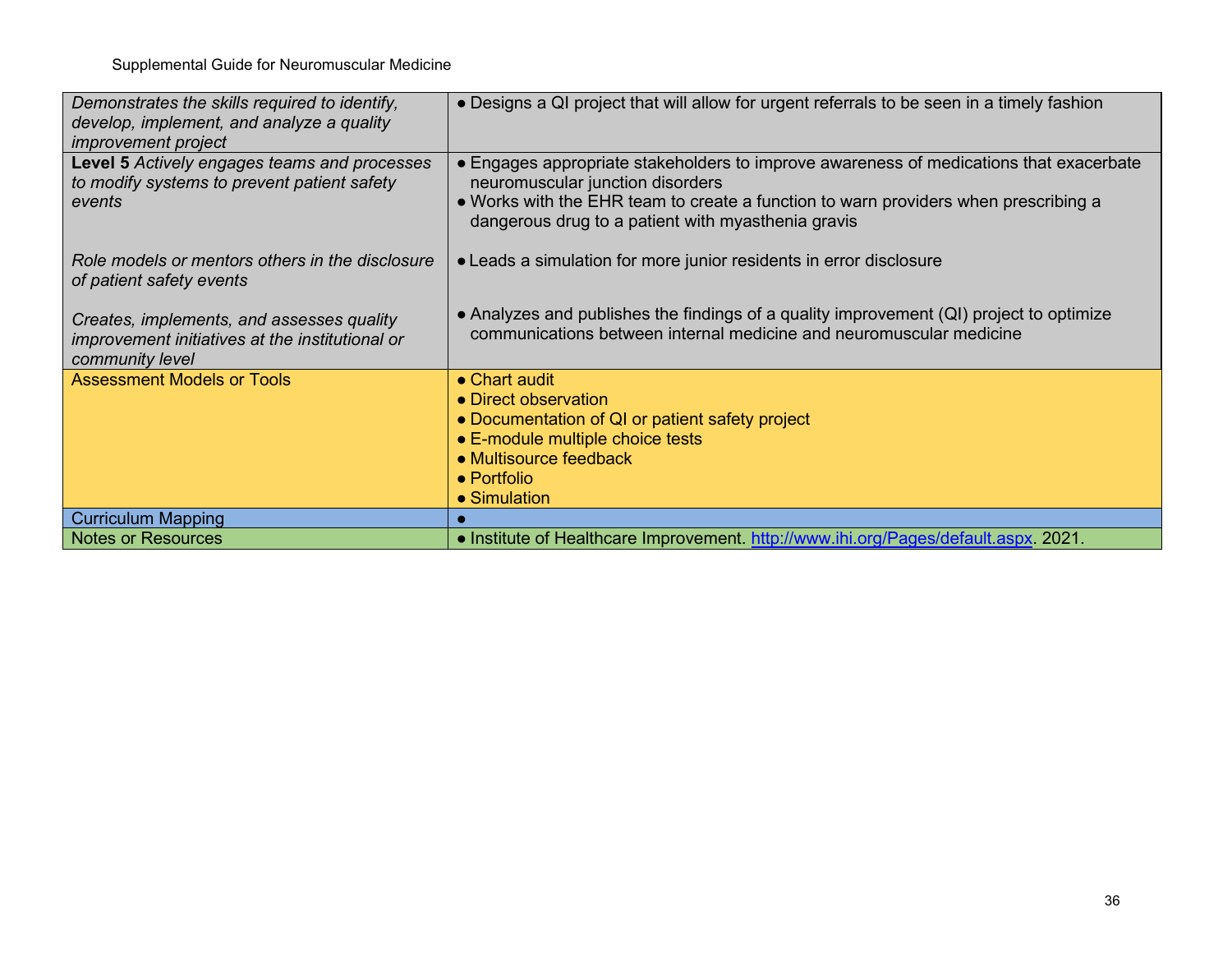| | |
|---|---|
| *Demonstrates the skills required to identify, develop, implement, and analyze a quality improvement project* | ● Designs a QI project that will allow for urgent referrals to be seen in a timely fashion |
| **Level 5** *Actively engages teams and processes to modify systems to prevent patient safety events*<br><br>*Role models or mentors others in the disclosure of patient safety events*<br><br>*Creates, implements, and assesses quality improvement initiatives at the institutional or community level* | ● Engages appropriate stakeholders to improve awareness of medications that exacerbate neuromuscular junction disorders<br>● Works with the EHR team to create a function to warn providers when prescribing a dangerous drug to a patient with myasthenia gravis<br><br>● Leads a simulation for more junior residents in error disclosure<br><br>● Analyzes and publishes the findings of a quality improvement (QI) project to optimize communications between internal medicine and neuromuscular medicine |
| Assessment Models or Tools | ● Chart audit<br>● Direct observation<br>● Documentation of QI or patient safety project<br>● E-module multiple choice tests<br>● Multisource feedback<br>● Portfolio<br>● Simulation |
| Curriculum Mapping | ● |
| Notes or Resources | ● Institute of Healthcare Improvement. http://www.ihi.org/Pages/default.aspx. 2021. |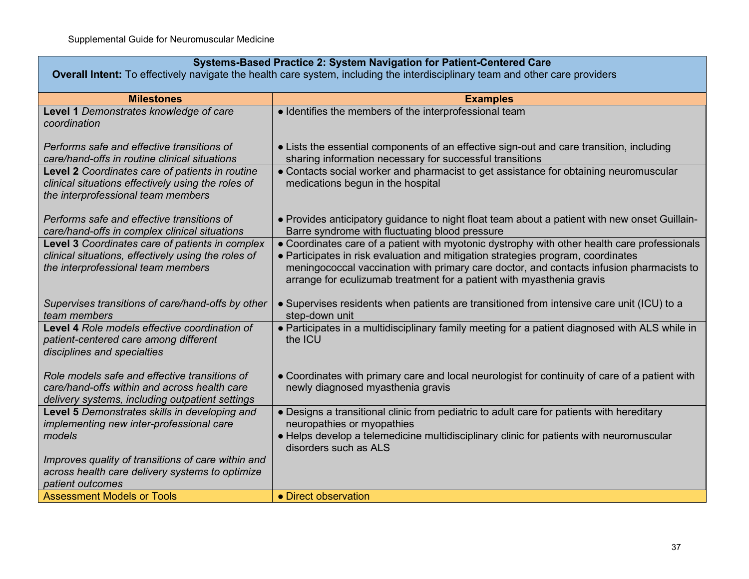| **Systems-Based Practice 2: System Navigation for Patient-Centered Care**<br>**Overall Intent:** To effectively navigate the health care system, including the interdisciplinary team and other care providers | |
|---|---|
| **Milestones** | **Examples** |
| **Level 1** *Demonstrates knowledge of care coordination*<br><br>*Performs safe and effective transitions of care/hand-offs in routine clinical situations* | ● Identifies the members of the interprofessional team<br><br>● Lists the essential components of an effective sign-out and care transition, including sharing information necessary for successful transitions |
| **Level 2** *Coordinates care of patients in routine clinical situations effectively using the roles of the interprofessional team members*<br><br>*Performs safe and effective transitions of care/hand-offs in complex clinical situations* | ● Contacts social worker and pharmacist to get assistance for obtaining neuromuscular medications begun in the hospital<br><br>● Provides anticipatory guidance to night float team about a patient with new onset Guillain-Barre syndrome with fluctuating blood pressure |
| **Level 3** *Coordinates care of patients in complex clinical situations, effectively using the roles of the interprofessional team members*<br><br>*Supervises transitions of care/hand-offs by other team members* | ● Coordinates care of a patient with myotonic dystrophy with other health care professionals<br>● Participates in risk evaluation and mitigation strategies program, coordinates meningococcal vaccination with primary care doctor, and contacts infusion pharmacists to arrange for eculizumab treatment for a patient with myasthenia gravis<br><br>● Supervises residents when patients are transitioned from intensive care unit (ICU) to a step-down unit |
| **Level 4** *Role models effective coordination of patient-centered care among different disciplines and specialties*<br><br>*Role models safe and effective transitions of care/hand-offs within and across health care delivery systems, including outpatient settings* | ● Participates in a multidisciplinary family meeting for a patient diagnosed with ALS while in the ICU<br><br>● Coordinates with primary care and local neurologist for continuity of care of a patient with newly diagnosed myasthenia gravis |
| **Level 5** *Demonstrates skills in developing and implementing new inter-professional care models*<br><br>*Improves quality of transitions of care within and across health care delivery systems to optimize patient outcomes* | ● Designs a transitional clinic from pediatric to adult care for patients with hereditary neuropathies or myopathies<br>● Helps develop a telemedicine multidisciplinary clinic for patients with neuromuscular disorders such as ALS |
| Assessment Models or Tools | ● Direct observation |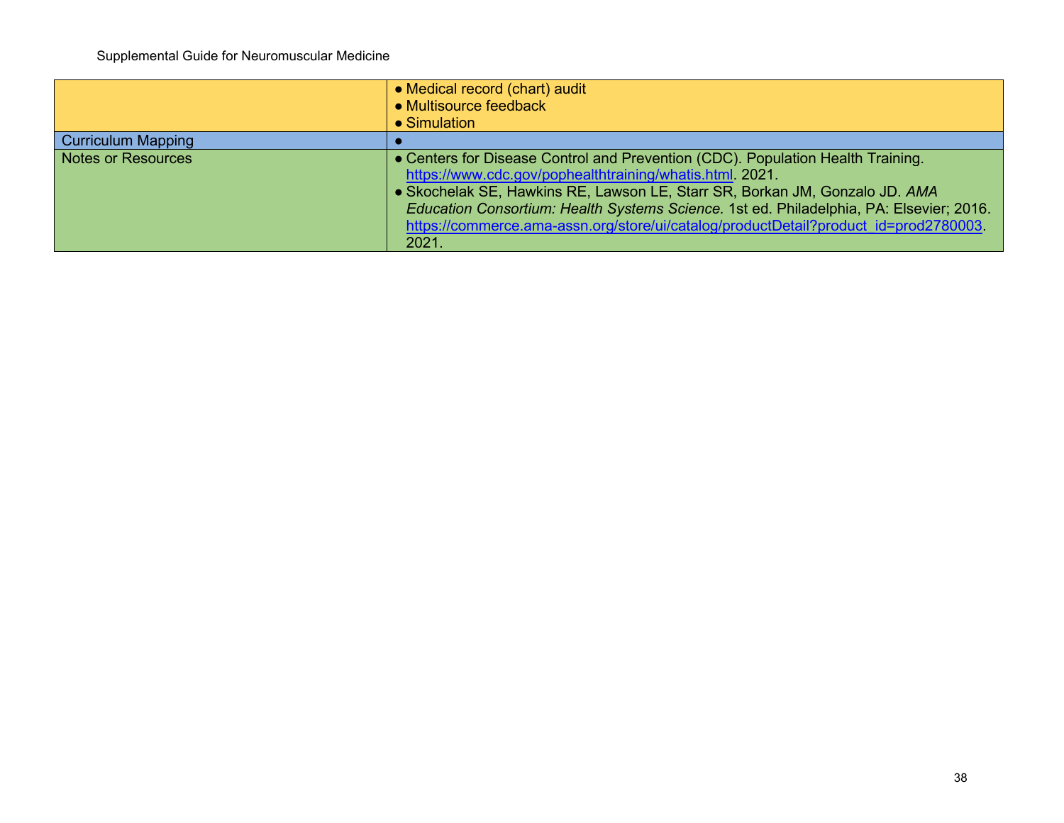| | |
|---|---|
| | ● Medical record (chart) audit<br>● Multisource feedback<br>● Simulation |
| Curriculum Mapping | ● |
| Notes or Resources | ● Centers for Disease Control and Prevention (CDC). Population Health Training. https://www.cdc.gov/pophealthtraining/whatis.html. 2021.<br>● Skochelak SE, Hawkins RE, Lawson LE, Starr SR, Borkan JM, Gonzalo JD. *AMA Education Consortium: Health Systems Science.* 1st ed. Philadelphia, PA: Elsevier; 2016. https://commerce.ama-assn.org/store/ui/catalog/productDetail?product_id=prod2780003. 2021. |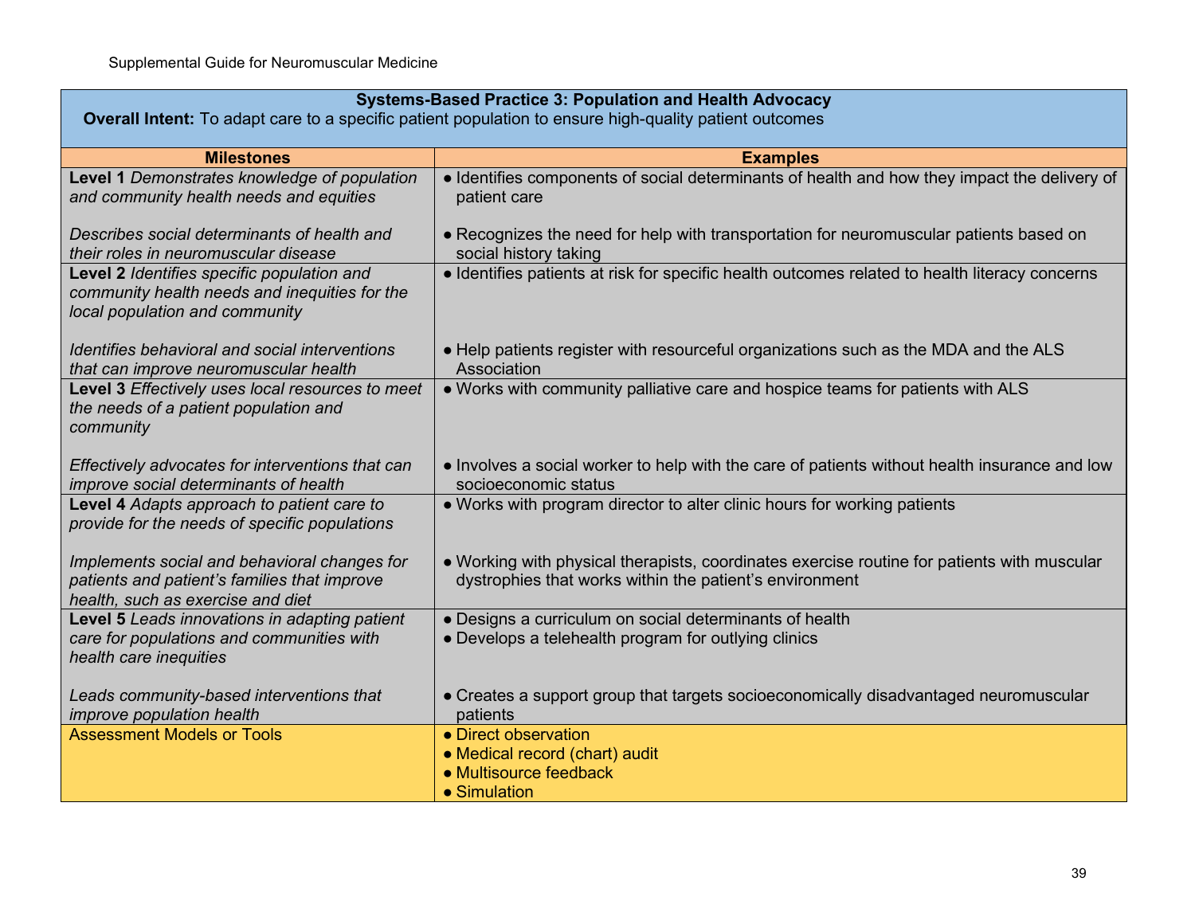| **Systems-Based Practice 3: Population and Health Advocacy**<br>**Overall Intent:** To adapt care to a specific patient population to ensure high-quality patient outcomes | |
|---|---|
| **Milestones** | **Examples** |
| **Level 1** *Demonstrates knowledge of population and community health needs and equities*<br><br>*Describes social determinants of health and their roles in neuromuscular disease* | ● Identifies components of social determinants of health and how they impact the delivery of patient care<br><br>● Recognizes the need for help with transportation for neuromuscular patients based on social history taking |
| **Level 2** *Identifies specific population and community health needs and inequities for the local population and community*<br><br>*Identifies behavioral and social interventions that can improve neuromuscular health* | ● Identifies patients at risk for specific health outcomes related to health literacy concerns<br><br>● Help patients register with resourceful organizations such as the MDA and the ALS Association |
| **Level 3** *Effectively uses local resources to meet the needs of a patient population and community*<br><br>*Effectively advocates for interventions that can improve social determinants of health* | ● Works with community palliative care and hospice teams for patients with ALS<br><br>● Involves a social worker to help with the care of patients without health insurance and low socioeconomic status |
| **Level 4** *Adapts approach to patient care to provide for the needs of specific populations*<br><br>*Implements social and behavioral changes for patients and patient's families that improve health, such as exercise and diet* | ● Works with program director to alter clinic hours for working patients<br><br>● Working with physical therapists, coordinates exercise routine for patients with muscular dystrophies that works within the patient's environment |
| **Level 5** *Leads innovations in adapting patient care for populations and communities with health care inequities*<br><br>*Leads community-based interventions that improve population health* | ● Designs a curriculum on social determinants of health<br>● Develops a telehealth program for outlying clinics<br><br>● Creates a support group that targets socioeconomically disadvantaged neuromuscular patients |
| Assessment Models or Tools | ● Direct observation<br>● Medical record (chart) audit<br>● Multisource feedback<br>● Simulation |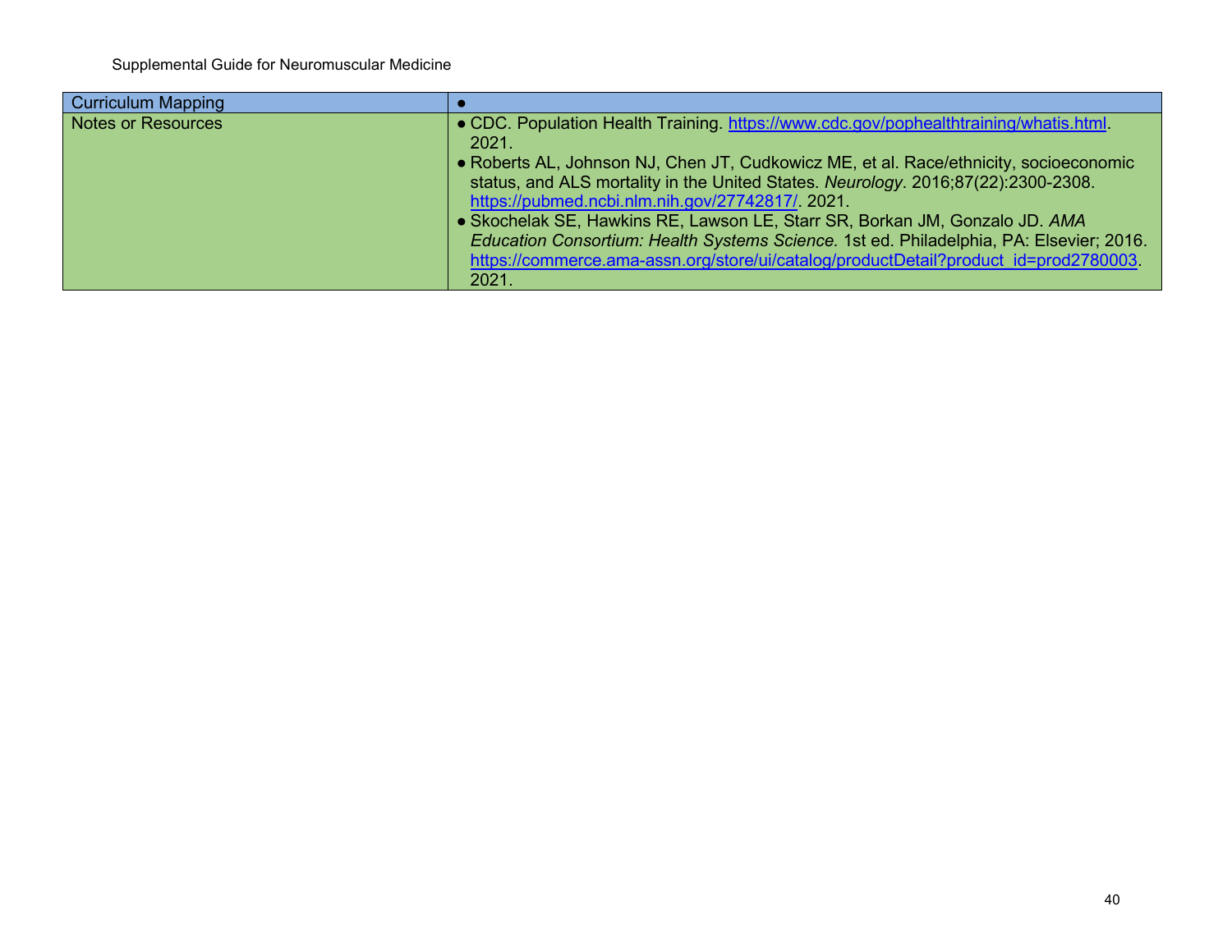| Curriculum Mapping | • |
|---|---|
| Notes or Resources | • CDC. Population Health Training. https://www.cdc.gov/pophealthtraining/whatis.html. 2021.<br>• Roberts AL, Johnson NJ, Chen JT, Cudkowicz ME, et al. Race/ethnicity, socioeconomic status, and ALS mortality in the United States. *Neurology*. 2016;87(22):2300-2308. https://pubmed.ncbi.nlm.nih.gov/27742817/. 2021.<br>• Skochelak SE, Hawkins RE, Lawson LE, Starr SR, Borkan JM, Gonzalo JD. *AMA Education Consortium: Health Systems Science*. 1st ed. Philadelphia, PA: Elsevier; 2016. https://commerce.ama-assn.org/store/ui/catalog/productDetail?product_id=prod2780003. 2021. |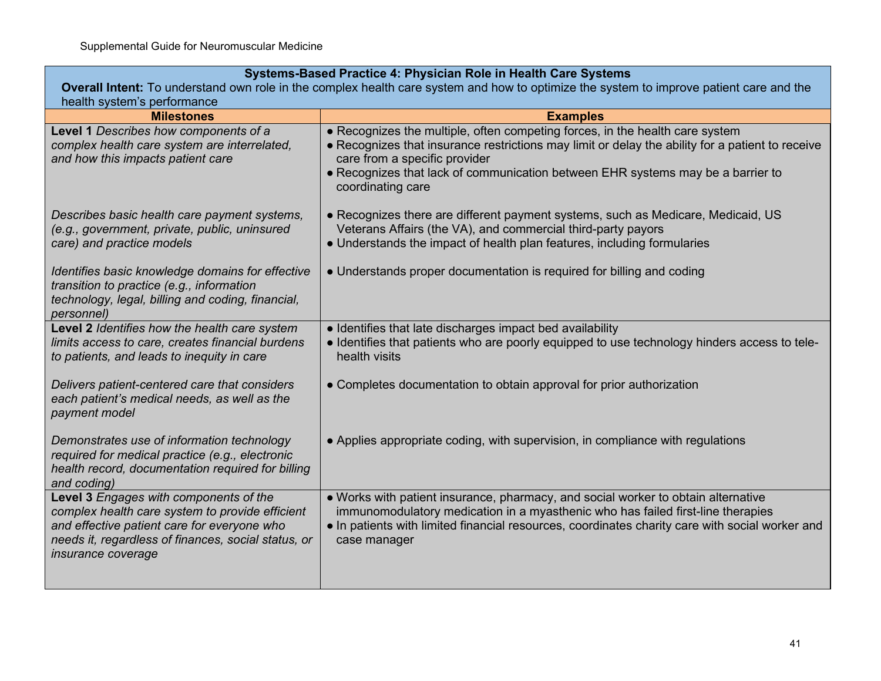| Systems-Based Practice 4: Physician Role in Health Care Systems<br>**Overall Intent:** To understand own role in the complex health care system and how to optimize the system to improve patient care and the health system's performance | |
|---|---|
| **Milestones** | **Examples** |
| **Level 1** *Describes how components of a complex health care system are interrelated, and how this impacts patient care* | ● Recognizes the multiple, often competing forces, in the health care system<br>● Recognizes that insurance restrictions may limit or delay the ability for a patient to receive care from a specific provider<br>● Recognizes that lack of communication between EHR systems may be a barrier to coordinating care |
| *Describes basic health care payment systems, (e.g., government, private, public, uninsured care) and practice models* | ● Recognizes there are different payment systems, such as Medicare, Medicaid, US Veterans Affairs (the VA), and commercial third-party payors<br>● Understands the impact of health plan features, including formularies |
| *Identifies basic knowledge domains for effective transition to practice (e.g., information technology, legal, billing and coding, financial, personnel)* | ● Understands proper documentation is required for billing and coding |
| **Level 2** *Identifies how the health care system limits access to care, creates financial burdens to patients, and leads to inequity in care* | ● Identifies that late discharges impact bed availability<br>● Identifies that patients who are poorly equipped to use technology hinders access to tele-health visits |
| *Delivers patient-centered care that considers each patient's medical needs, as well as the payment model* | ● Completes documentation to obtain approval for prior authorization |
| *Demonstrates use of information technology required for medical practice (e.g., electronic health record, documentation required for billing and coding)* | ● Applies appropriate coding, with supervision, in compliance with regulations |
| **Level 3** *Engages with components of the complex health care system to provide efficient and effective patient care for everyone who needs it, regardless of finances, social status, or insurance coverage* | ● Works with patient insurance, pharmacy, and social worker to obtain alternative immunomodulatory medication in a myasthenic who has failed first-line therapies<br>● In patients with limited financial resources, coordinates charity care with social worker and case manager |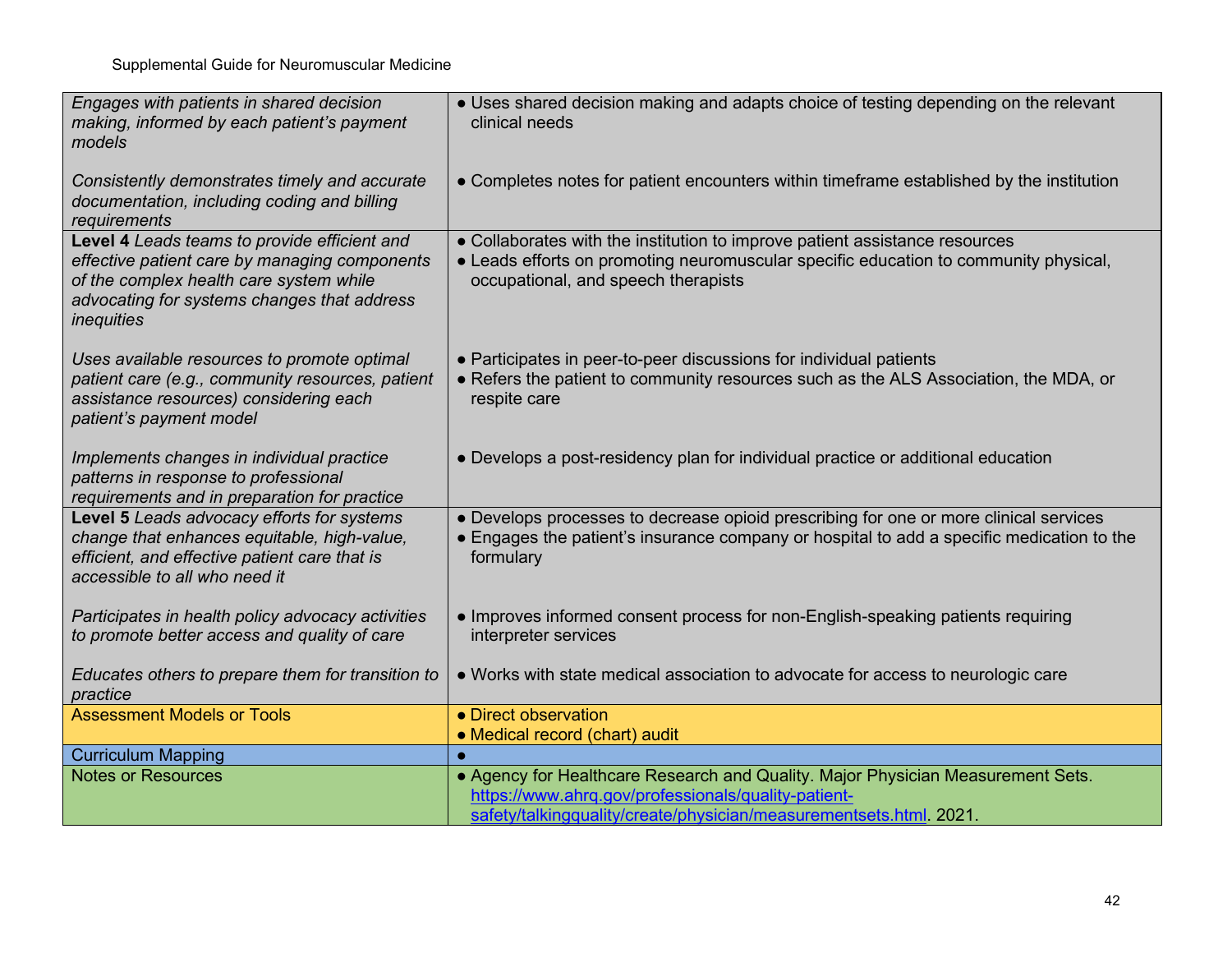| | |
|---|---|
| *Engages with patients in shared decision making, informed by each patient's payment models*<br><br>*Consistently demonstrates timely and accurate documentation, including coding and billing requirements* | • Uses shared decision making and adapts choice of testing depending on the relevant clinical needs<br><br>• Completes notes for patient encounters within timeframe established by the institution |
| **Level 4** *Leads teams to provide efficient and effective patient care by managing components of the complex health care system while advocating for systems changes that address inequities*<br><br>*Uses available resources to promote optimal patient care (e.g., community resources, patient assistance resources) considering each patient's payment model*<br><br>*Implements changes in individual practice patterns in response to professional requirements and in preparation for practice* | • Collaborates with the institution to improve patient assistance resources<br>• Leads efforts on promoting neuromuscular specific education to community physical, occupational, and speech therapists<br><br>• Participates in peer-to-peer discussions for individual patients<br>• Refers the patient to community resources such as the ALS Association, the MDA, or respite care<br><br>• Develops a post-residency plan for individual practice or additional education |
| **Level 5** *Leads advocacy efforts for systems change that enhances equitable, high-value, efficient, and effective patient care that is accessible to all who need it*<br><br>*Participates in health policy advocacy activities to promote better access and quality of care*<br><br>*Educates others to prepare them for transition to practice* | • Develops processes to decrease opioid prescribing for one or more clinical services<br>• Engages the patient's insurance company or hospital to add a specific medication to the formulary<br><br>• Improves informed consent process for non-English-speaking patients requiring interpreter services<br><br>• Works with state medical association to advocate for access to neurologic care |
| Assessment Models or Tools | • Direct observation<br>• Medical record (chart) audit |
| Curriculum Mapping | • |
| Notes or Resources | • Agency for Healthcare Research and Quality. Major Physician Measurement Sets. https://www.ahrq.gov/professionals/quality-patient-safety/talkingquality/create/physician/measurementsets.html. 2021. |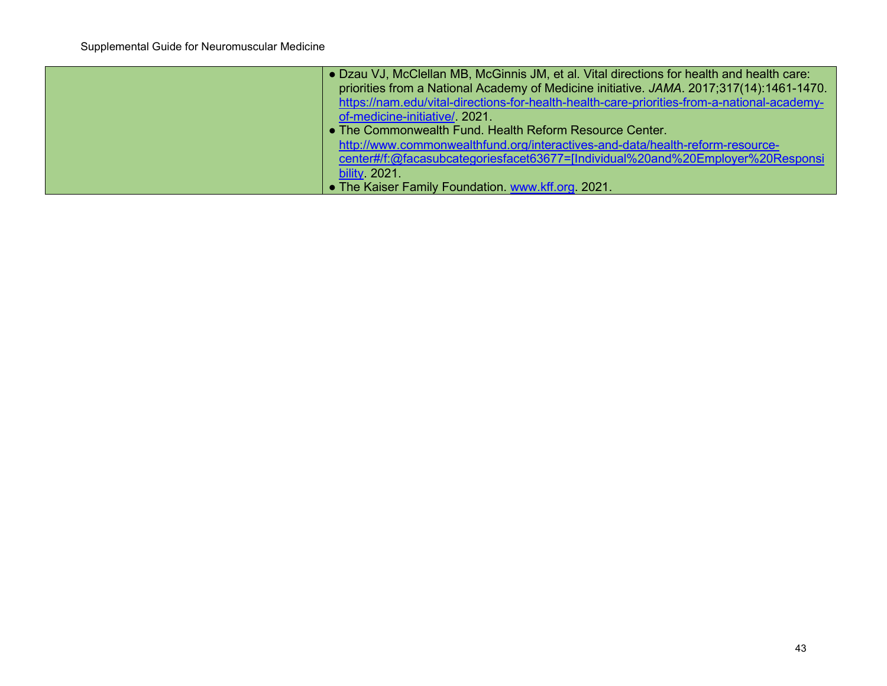|  |  |
|---|---|
|  | ● Dzau VJ, McClellan MB, McGinnis JM, et al. Vital directions for health and health care: priorities from a National Academy of Medicine initiative. *JAMA*. 2017;317(14):1461-1470. https://nam.edu/vital-directions-for-health-health-care-priorities-from-a-national-academy-of-medicine-initiative/. 2021.<br>● The Commonwealth Fund. Health Reform Resource Center. http://www.commonwealthfund.org/interactives-and-data/health-reform-resource-center#/f:@facasubcategoriesfacet63677=[Individual%20and%20Employer%20Responsibility. 2021.<br>● The Kaiser Family Foundation. www.kff.org. 2021. |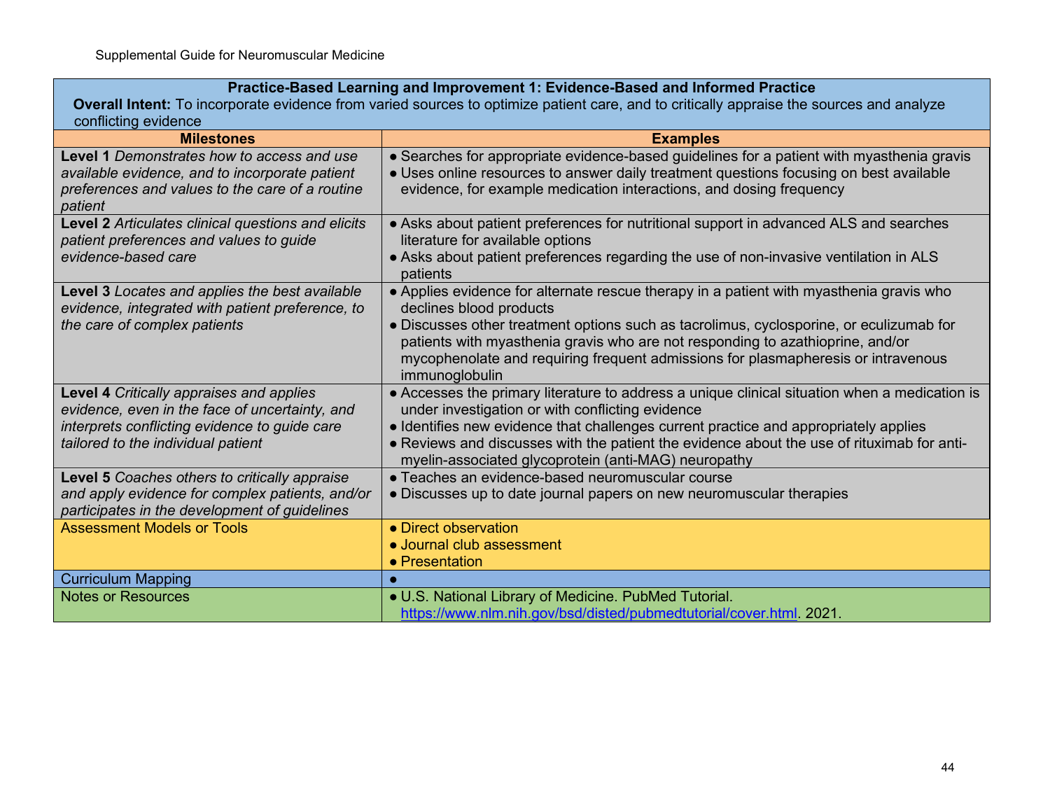| Practice-Based Learning and Improvement 1: Evidence-Based and Informed Practice<br>**Overall Intent:** To incorporate evidence from varied sources to optimize patient care, and to critically appraise the sources and analyze conflicting evidence | |
|---|---|
| **Milestones** | **Examples** |
| **Level 1** *Demonstrates how to access and use available evidence, and to incorporate patient preferences and values to the care of a routine patient* | ● Searches for appropriate evidence-based guidelines for a patient with myasthenia gravis<br>● Uses online resources to answer daily treatment questions focusing on best available evidence, for example medication interactions, and dosing frequency |
| **Level 2** *Articulates clinical questions and elicits patient preferences and values to guide evidence-based care* | ● Asks about patient preferences for nutritional support in advanced ALS and searches literature for available options<br>● Asks about patient preferences regarding the use of non-invasive ventilation in ALS patients |
| **Level 3** *Locates and applies the best available evidence, integrated with patient preference, to the care of complex patients* | ● Applies evidence for alternate rescue therapy in a patient with myasthenia gravis who declines blood products<br>● Discusses other treatment options such as tacrolimus, cyclosporine, or eculizumab for patients with myasthenia gravis who are not responding to azathioprine, and/or mycophenolate and requiring frequent admissions for plasmapheresis or intravenous immunoglobulin |
| **Level 4** *Critically appraises and applies evidence, even in the face of uncertainty, and interprets conflicting evidence to guide care tailored to the individual patient* | ● Accesses the primary literature to address a unique clinical situation when a medication is under investigation or with conflicting evidence<br>● Identifies new evidence that challenges current practice and appropriately applies<br>● Reviews and discusses with the patient the evidence about the use of rituximab for anti-myelin-associated glycoprotein (anti-MAG) neuropathy |
| **Level 5** *Coaches others to critically appraise and apply evidence for complex patients, and/or participates in the development of guidelines* | ● Teaches an evidence-based neuromuscular course<br>● Discusses up to date journal papers on new neuromuscular therapies |
| Assessment Models or Tools | ● Direct observation<br>● Journal club assessment<br>● Presentation |
| Curriculum Mapping | ● |
| Notes or Resources | ● U.S. National Library of Medicine. PubMed Tutorial. https://www.nlm.nih.gov/bsd/disted/pubmedtutorial/cover.html. 2021. |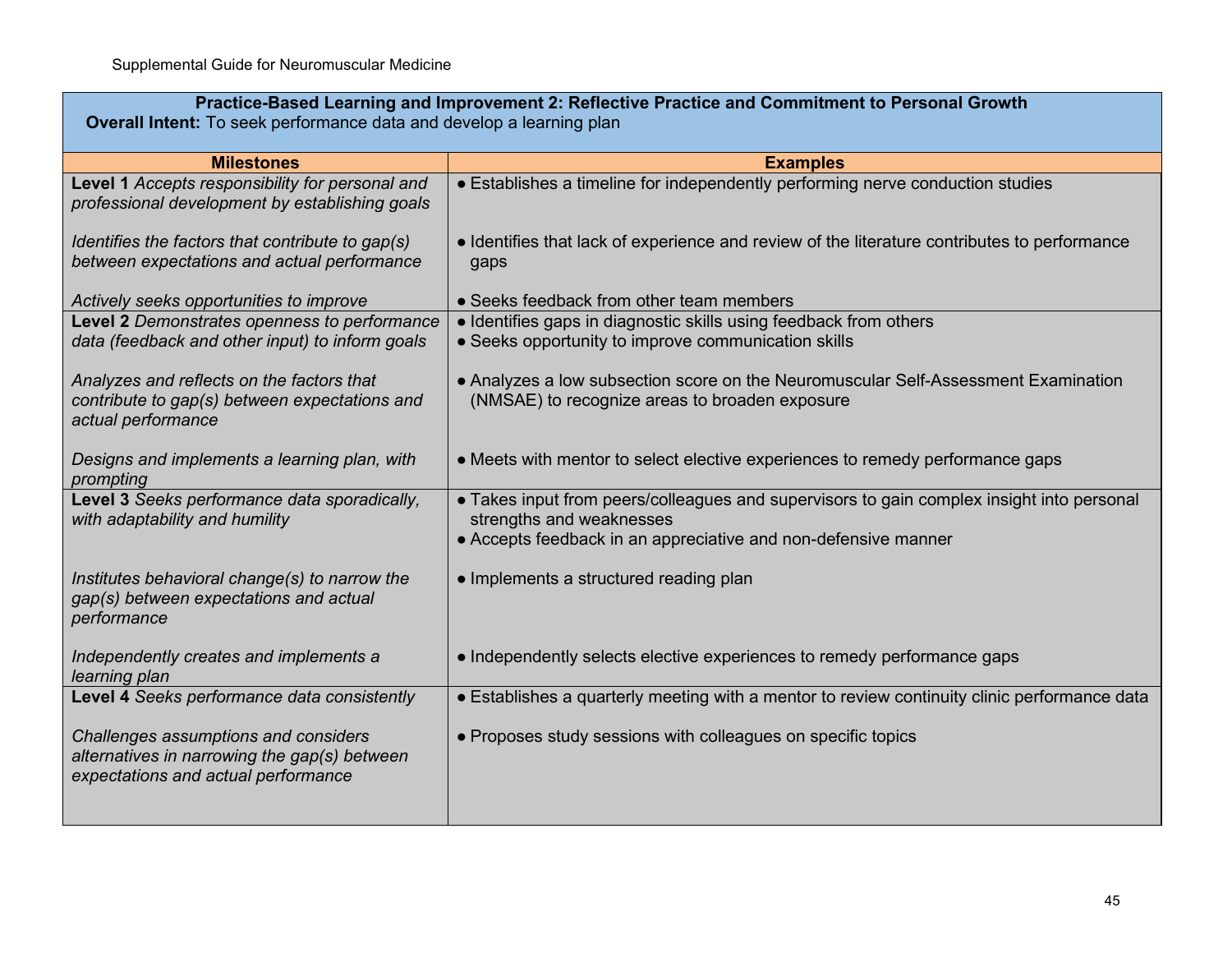| **Practice-Based Learning and Improvement 2: Reflective Practice and Commitment to Personal Growth**<br>**Overall Intent:** To seek performance data and develop a learning plan | |
|---|---|
| **Milestones** | **Examples** |
| **Level 1** *Accepts responsibility for personal and professional development by establishing goals* | ● Establishes a timeline for independently performing nerve conduction studies |
| *Identifies the factors that contribute to gap(s) between expectations and actual performance* | ● Identifies that lack of experience and review of the literature contributes to performance gaps |
| *Actively seeks opportunities to improve* | ● Seeks feedback from other team members |
| **Level 2** *Demonstrates openness to performance data (feedback and other input) to inform goals* | ● Identifies gaps in diagnostic skills using feedback from others<br>● Seeks opportunity to improve communication skills |
| *Analyzes and reflects on the factors that contribute to gap(s) between expectations and actual performance* | ● Analyzes a low subsection score on the Neuromuscular Self-Assessment Examination (NMSAE) to recognize areas to broaden exposure |
| *Designs and implements a learning plan, with prompting* | ● Meets with mentor to select elective experiences to remedy performance gaps |
| **Level 3** *Seeks performance data sporadically, with adaptability and humility* | ● Takes input from peers/colleagues and supervisors to gain complex insight into personal strengths and weaknesses<br>● Accepts feedback in an appreciative and non-defensive manner |
| *Institutes behavioral change(s) to narrow the gap(s) between expectations and actual performance* | ● Implements a structured reading plan |
| *Independently creates and implements a learning plan* | ● Independently selects elective experiences to remedy performance gaps |
| **Level 4** *Seeks performance data consistently* | ● Establishes a quarterly meeting with a mentor to review continuity clinic performance data |
| *Challenges assumptions and considers alternatives in narrowing the gap(s) between expectations and actual performance* | ● Proposes study sessions with colleagues on specific topics |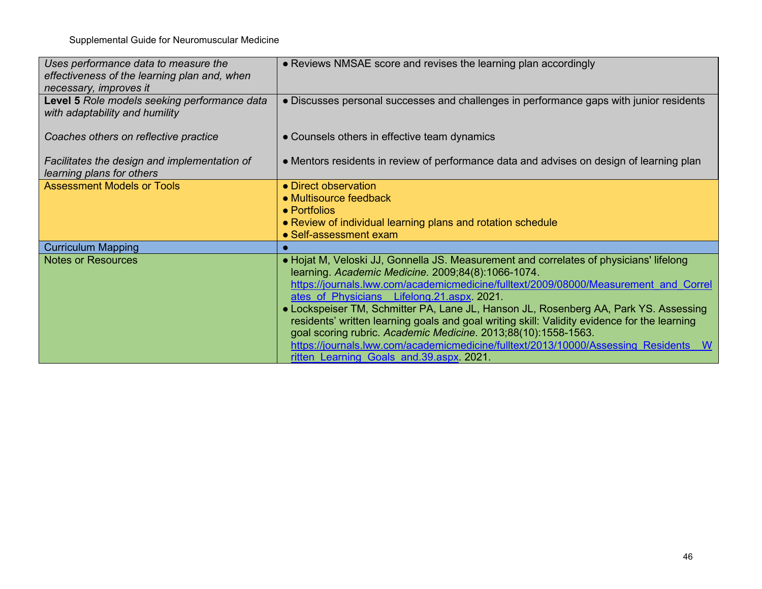| | |
|---|---|
| *Uses performance data to measure the effectiveness of the learning plan and, when necessary, improves it* | ● Reviews NMSAE score and revises the learning plan accordingly |
| **Level 5** *Role models seeking performance data with adaptability and humility*<br><br>*Coaches others on reflective practice*<br><br>*Facilitates the design and implementation of learning plans for others* | ● Discusses personal successes and challenges in performance gaps with junior residents<br><br>● Counsels others in effective team dynamics<br><br>● Mentors residents in review of performance data and advises on design of learning plan |
| Assessment Models or Tools | ● Direct observation<br>● Multisource feedback<br>● Portfolios<br>● Review of individual learning plans and rotation schedule<br>● Self-assessment exam |
| Curriculum Mapping | ● |
| Notes or Resources | ● Hojat M, Veloski JJ, Gonnella JS. Measurement and correlates of physicians' lifelong learning. *Academic Medicine.* 2009;84(8):1066-1074. https://journals.lww.com/academicmedicine/fulltext/2009/08000/Measurement_and_Correlates_of_Physicians__Lifelong.21.aspx. 2021.<br>● Lockspeiser TM, Schmitter PA, Lane JL, Hanson JL, Rosenberg AA, Park YS. Assessing residents' written learning goals and goal writing skill: Validity evidence for the learning goal scoring rubric. *Academic Medicine*. 2013;88(10):1558-1563. https://journals.lww.com/academicmedicine/fulltext/2013/10000/Assessing_Residents__Written_Learning_Goals_and.39.aspx. 2021. |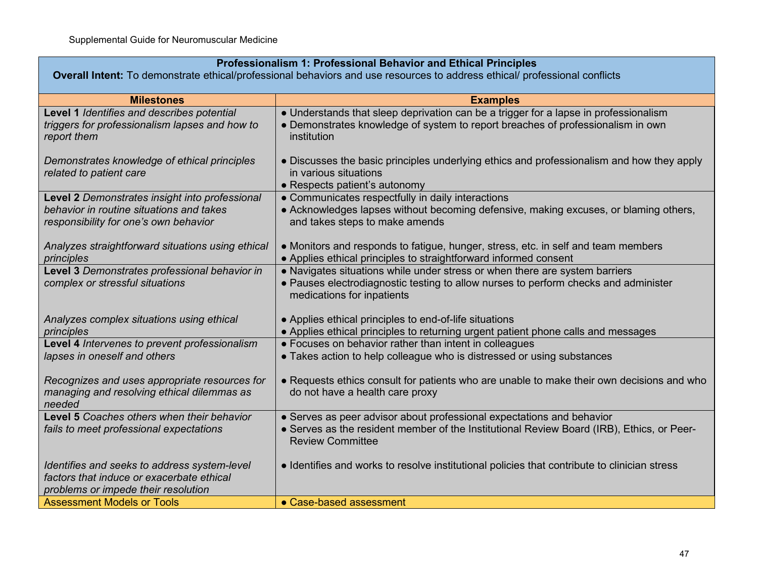| **Professionalism 1: Professional Behavior and Ethical Principles**<br>**Overall Intent:** To demonstrate ethical/professional behaviors and use resources to address ethical/ professional conflicts | |
|---|---|
| **Milestones** | **Examples** |
| **Level 1** *Identifies and describes potential triggers for professionalism lapses and how to report them* | ● Understands that sleep deprivation can be a trigger for a lapse in professionalism<br>● Demonstrates knowledge of system to report breaches of professionalism in own institution |
| *Demonstrates knowledge of ethical principles related to patient care* | ● Discusses the basic principles underlying ethics and professionalism and how they apply in various situations<br>● Respects patient's autonomy |
| **Level 2** *Demonstrates insight into professional behavior in routine situations and takes responsibility for one's own behavior* | ● Communicates respectfully in daily interactions<br>● Acknowledges lapses without becoming defensive, making excuses, or blaming others, and takes steps to make amends |
| *Analyzes straightforward situations using ethical principles* | ● Monitors and responds to fatigue, hunger, stress, etc. in self and team members<br>● Applies ethical principles to straightforward informed consent |
| **Level 3** *Demonstrates professional behavior in complex or stressful situations* | ● Navigates situations while under stress or when there are system barriers<br>● Pauses electrodiagnostic testing to allow nurses to perform checks and administer medications for inpatients |
| *Analyzes complex situations using ethical principles* | ● Applies ethical principles to end-of-life situations<br>● Applies ethical principles to returning urgent patient phone calls and messages |
| **Level 4** *Intervenes to prevent professionalism lapses in oneself and others* | ● Focuses on behavior rather than intent in colleagues<br>● Takes action to help colleague who is distressed or using substances |
| *Recognizes and uses appropriate resources for managing and resolving ethical dilemmas as needed* | ● Requests ethics consult for patients who are unable to make their own decisions and who do not have a health care proxy |
| **Level 5** *Coaches others when their behavior fails to meet professional expectations* | ● Serves as peer advisor about professional expectations and behavior<br>● Serves as the resident member of the Institutional Review Board (IRB), Ethics, or Peer-Review Committee |
| *Identifies and seeks to address system-level factors that induce or exacerbate ethical problems or impede their resolution* | ● Identifies and works to resolve institutional policies that contribute to clinician stress |
| Assessment Models or Tools | ● Case-based assessment |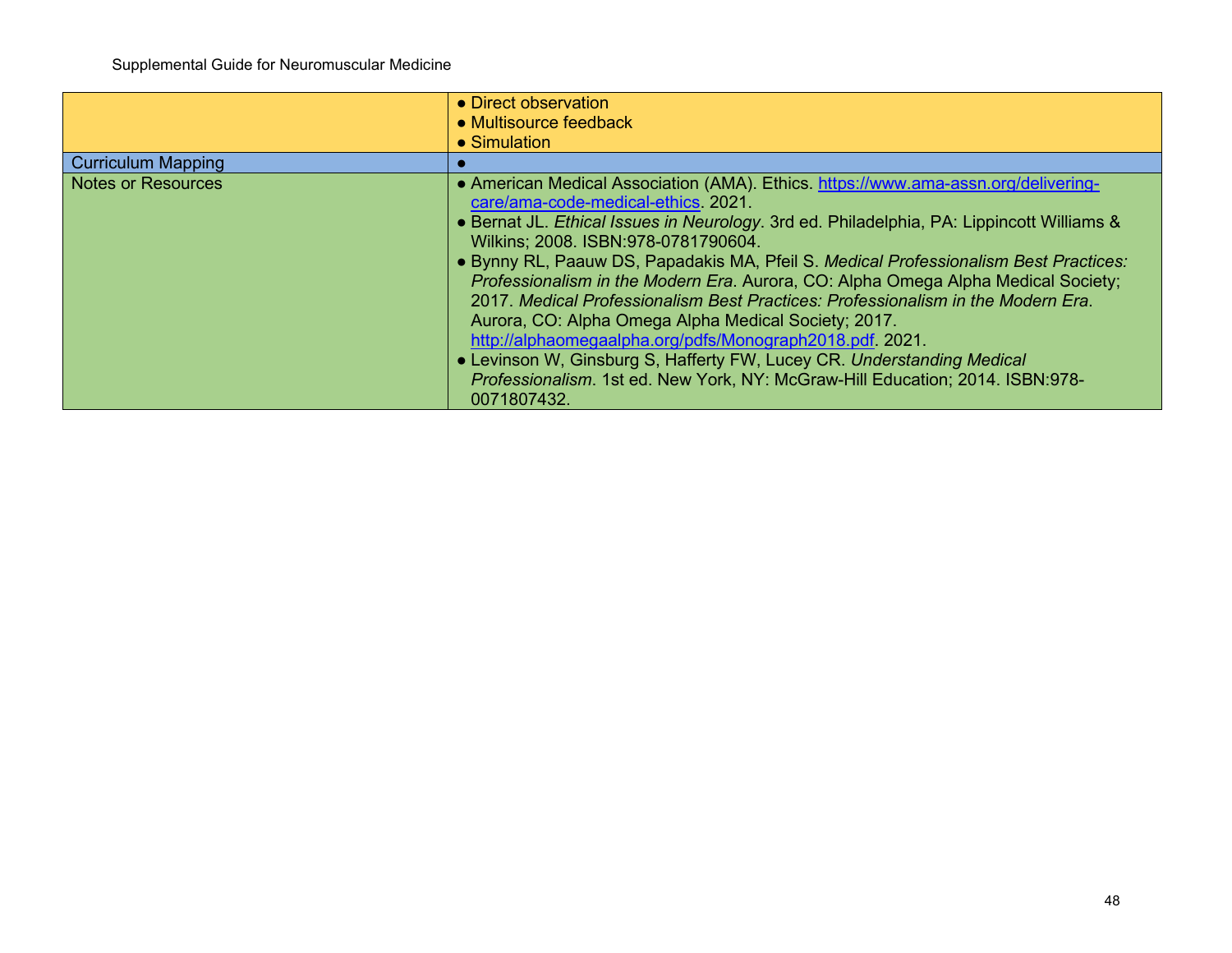| | |
|---|---|
| | ● Direct observation<br>● Multisource feedback<br>● Simulation |
| Curriculum Mapping | ● |
| Notes or Resources | ● American Medical Association (AMA). Ethics. https://www.ama-assn.org/delivering-care/ama-code-medical-ethics. 2021.<br>● Bernat JL. *Ethical Issues in Neurology*. 3rd ed. Philadelphia, PA: Lippincott Williams & Wilkins; 2008. ISBN:978-0781790604.<br>● Bynny RL, Paauw DS, Papadakis MA, Pfeil S. *Medical Professionalism Best Practices: Professionalism in the Modern Era*. Aurora, CO: Alpha Omega Alpha Medical Society; 2017. *Medical Professionalism Best Practices: Professionalism in the Modern Era*. Aurora, CO: Alpha Omega Alpha Medical Society; 2017. http://alphaomegaalpha.org/pdfs/Monograph2018.pdf. 2021.<br>● Levinson W, Ginsburg S, Hafferty FW, Lucey CR. *Understanding Medical Professionalism*. 1st ed. New York, NY: McGraw-Hill Education; 2014. ISBN:978-0071807432. |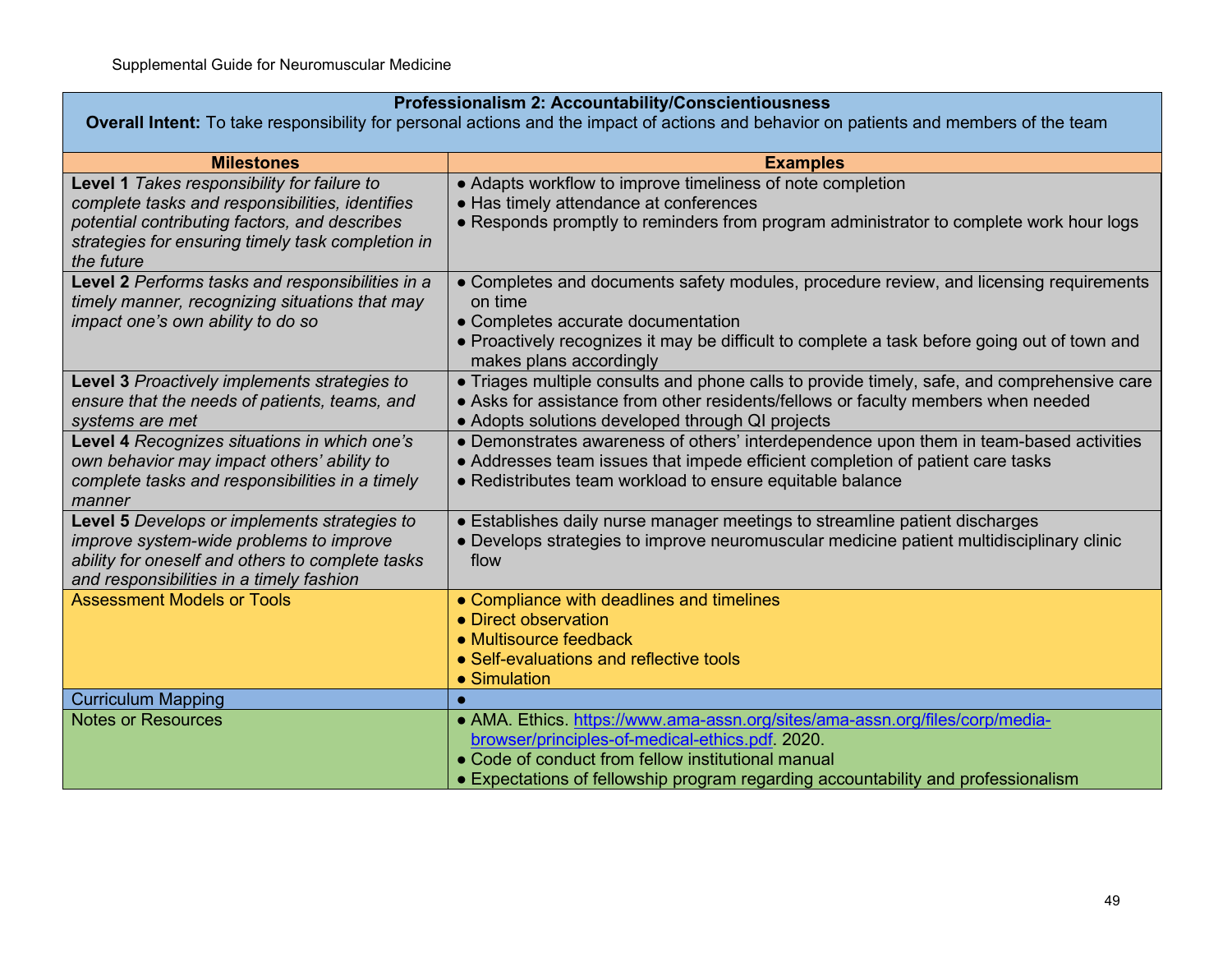| **Professionalism 2: Accountability/Conscientiousness**<br>**Overall Intent:** To take responsibility for personal actions and the impact of actions and behavior on patients and members of the team | |
|---|---|
| **Milestones** | **Examples** |
| **Level 1** *Takes responsibility for failure to complete tasks and responsibilities, identifies potential contributing factors, and describes strategies for ensuring timely task completion in the future* | ● Adapts workflow to improve timeliness of note completion<br>● Has timely attendance at conferences<br>● Responds promptly to reminders from program administrator to complete work hour logs |
| **Level 2** *Performs tasks and responsibilities in a timely manner, recognizing situations that may impact one's own ability to do so* | ● Completes and documents safety modules, procedure review, and licensing requirements on time<br>● Completes accurate documentation<br>● Proactively recognizes it may be difficult to complete a task before going out of town and makes plans accordingly |
| **Level 3** *Proactively implements strategies to ensure that the needs of patients, teams, and systems are met* | ● Triages multiple consults and phone calls to provide timely, safe, and comprehensive care<br>● Asks for assistance from other residents/fellows or faculty members when needed<br>● Adopts solutions developed through QI projects |
| **Level 4** *Recognizes situations in which one's own behavior may impact others' ability to complete tasks and responsibilities in a timely manner* | ● Demonstrates awareness of others' interdependence upon them in team-based activities<br>● Addresses team issues that impede efficient completion of patient care tasks<br>● Redistributes team workload to ensure equitable balance |
| **Level 5** *Develops or implements strategies to improve system-wide problems to improve ability for oneself and others to complete tasks and responsibilities in a timely fashion* | ● Establishes daily nurse manager meetings to streamline patient discharges<br>● Develops strategies to improve neuromuscular medicine patient multidisciplinary clinic flow |
| Assessment Models or Tools | ● Compliance with deadlines and timelines<br>● Direct observation<br>● Multisource feedback<br>● Self-evaluations and reflective tools<br>● Simulation |
| Curriculum Mapping | ● |
| Notes or Resources | ● AMA. Ethics. https://www.ama-assn.org/sites/ama-assn.org/files/corp/media-browser/principles-of-medical-ethics.pdf. 2020.<br>● Code of conduct from fellow institutional manual<br>● Expectations of fellowship program regarding accountability and professionalism |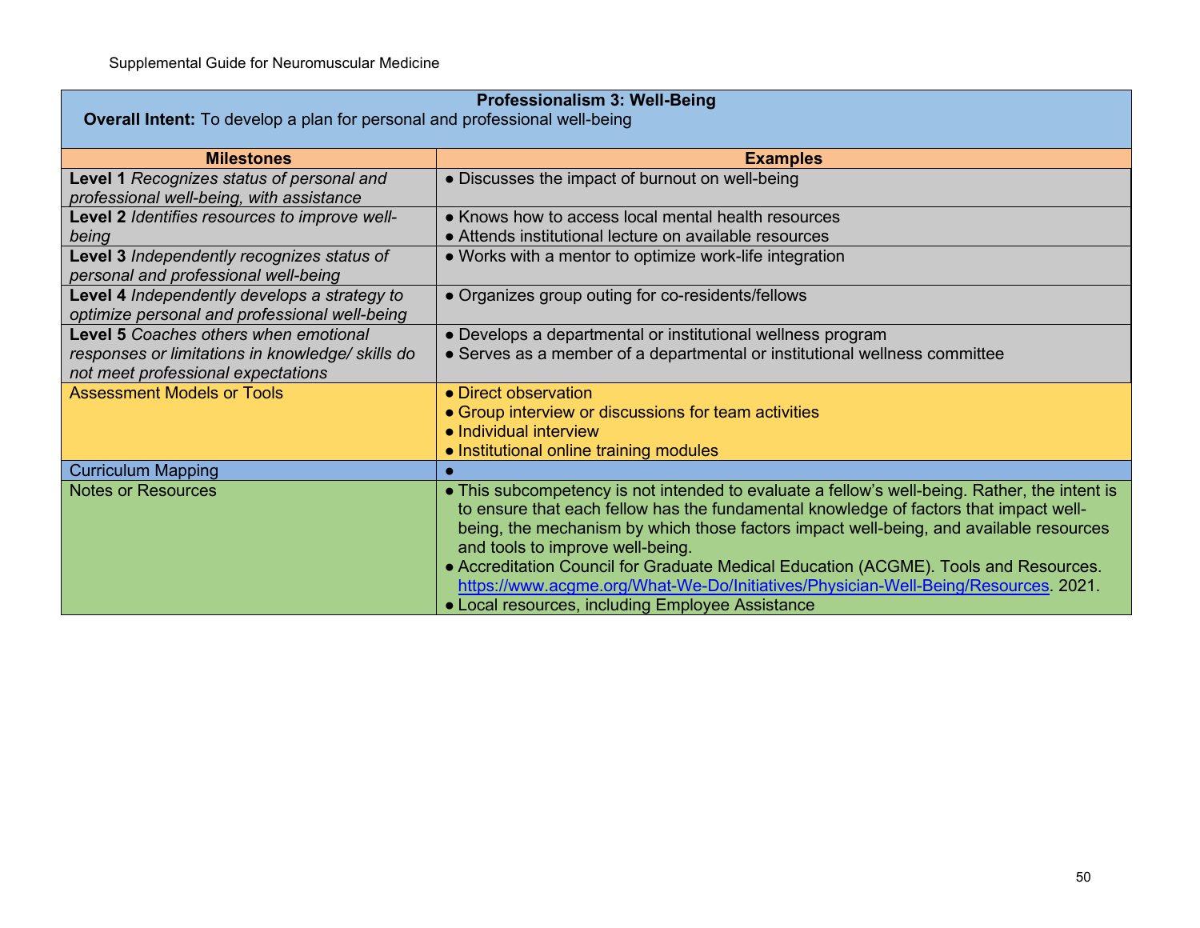| **Professionalism 3: Well-Being**<br>**Overall Intent:** To develop a plan for personal and professional well-being | |
|---|---|
| **Milestones** | **Examples** |
| **Level 1** *Recognizes status of personal and professional well-being, with assistance* | ● Discusses the impact of burnout on well-being |
| **Level 2** *Identifies resources to improve well-being* | ● Knows how to access local mental health resources<br>● Attends institutional lecture on available resources |
| **Level 3** *Independently recognizes status of personal and professional well-being* | ● Works with a mentor to optimize work-life integration |
| **Level 4** *Independently develops a strategy to optimize personal and professional well-being* | ● Organizes group outing for co-residents/fellows |
| **Level 5** *Coaches others when emotional responses or limitations in knowledge/ skills do not meet professional expectations* | ● Develops a departmental or institutional wellness program<br>● Serves as a member of a departmental or institutional wellness committee |
| Assessment Models or Tools | ● Direct observation<br>● Group interview or discussions for team activities<br>● Individual interview<br>● Institutional online training modules |
| Curriculum Mapping | ● |
| Notes or Resources | ● This subcompetency is not intended to evaluate a fellow's well-being. Rather, the intent is to ensure that each fellow has the fundamental knowledge of factors that impact well-being, the mechanism by which those factors impact well-being, and available resources and tools to improve well-being.<br>● Accreditation Council for Graduate Medical Education (ACGME). Tools and Resources. https://www.acgme.org/What-We-Do/Initiatives/Physician-Well-Being/Resources. 2021.<br>● Local resources, including Employee Assistance |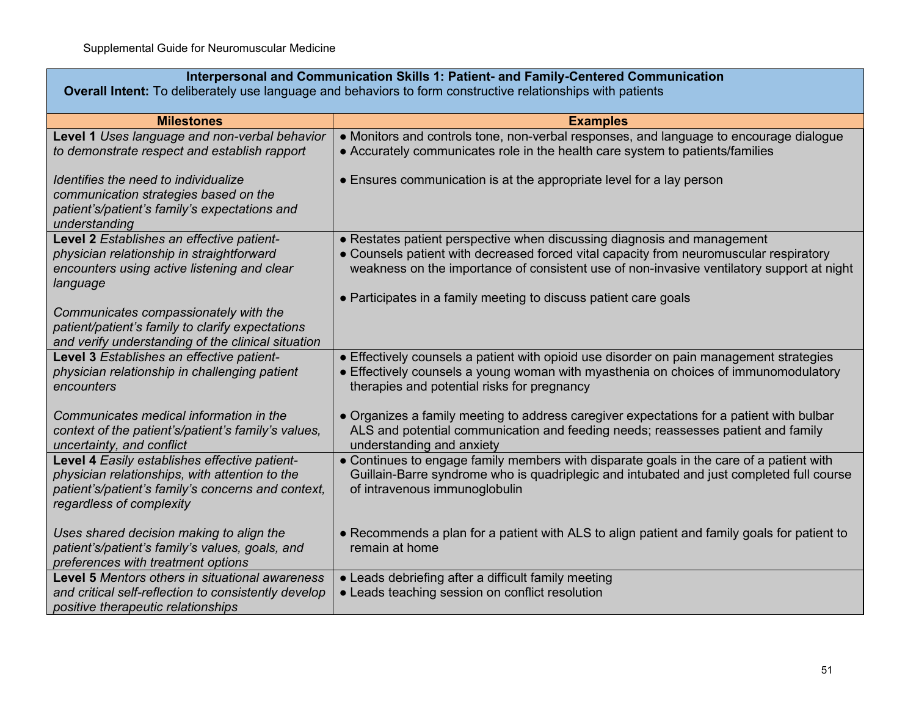| Interpersonal and Communication Skills 1: Patient- and Family-Centered Communication<br>**Overall Intent:** To deliberately use language and behaviors to form constructive relationships with patients | |
|---|---|
| **Milestones** | **Examples** |
| **Level 1** *Uses language and non-verbal behavior to demonstrate respect and establish rapport*<br><br>*Identifies the need to individualize communication strategies based on the patient's/patient's family's expectations and understanding* | ● Monitors and controls tone, non-verbal responses, and language to encourage dialogue<br>● Accurately communicates role in the health care system to patients/families<br><br>● Ensures communication is at the appropriate level for a lay person |
| **Level 2** *Establishes an effective patient-physician relationship in straightforward encounters using active listening and clear language*<br><br>*Communicates compassionately with the patient/patient's family to clarify expectations and verify understanding of the clinical situation* | ● Restates patient perspective when discussing diagnosis and management<br>● Counsels patient with decreased forced vital capacity from neuromuscular respiratory weakness on the importance of consistent use of non-invasive ventilatory support at night<br><br>● Participates in a family meeting to discuss patient care goals |
| **Level 3** *Establishes an effective patient-physician relationship in challenging patient encounters*<br><br>*Communicates medical information in the context of the patient's/patient's family's values, uncertainty, and conflict* | ● Effectively counsels a patient with opioid use disorder on pain management strategies<br>● Effectively counsels a young woman with myasthenia on choices of immunomodulatory therapies and potential risks for pregnancy<br><br>● Organizes a family meeting to address caregiver expectations for a patient with bulbar ALS and potential communication and feeding needs; reassesses patient and family understanding and anxiety |
| **Level 4** *Easily establishes effective patient-physician relationships, with attention to the patient's/patient's family's concerns and context, regardless of complexity*<br><br>*Uses shared decision making to align the patient's/patient's family's values, goals, and preferences with treatment options* | ● Continues to engage family members with disparate goals in the care of a patient with Guillain-Barre syndrome who is quadriplegic and intubated and just completed full course of intravenous immunoglobulin<br><br>● Recommends a plan for a patient with ALS to align patient and family goals for patient to remain at home |
| **Level 5** *Mentors others in situational awareness and critical self-reflection to consistently develop positive therapeutic relationships* | ● Leads debriefing after a difficult family meeting<br>● Leads teaching session on conflict resolution |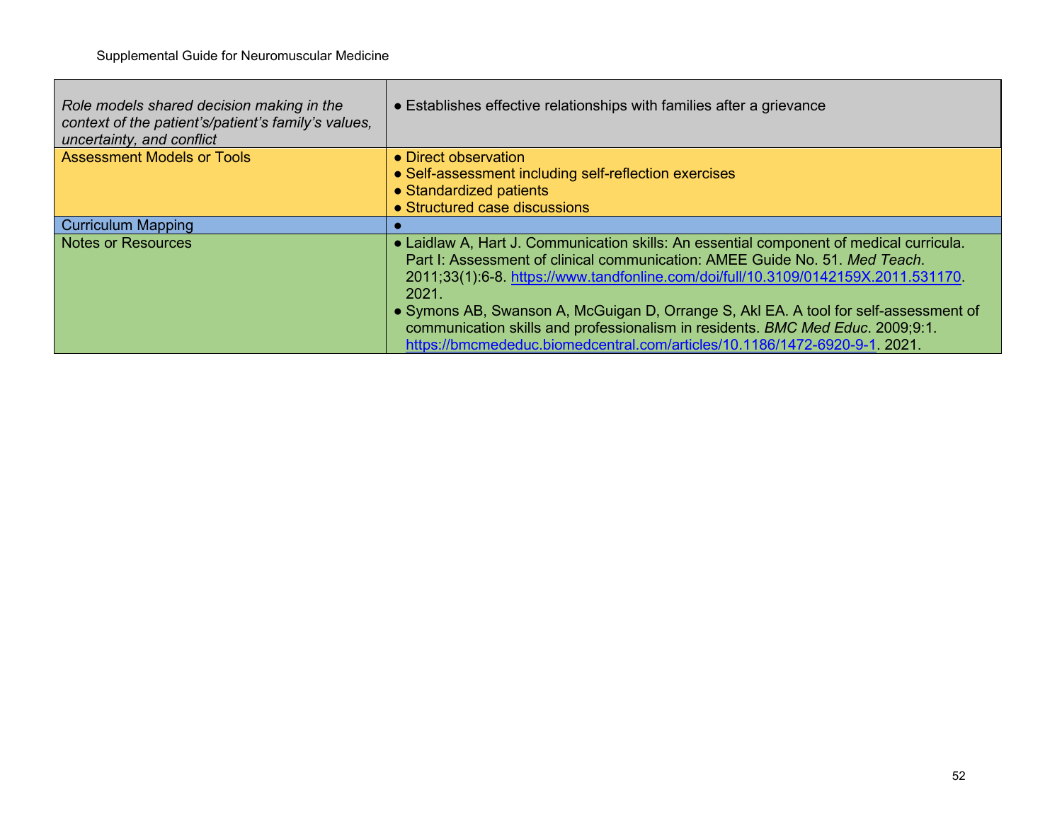| | |
|---|---|
| *Role models shared decision making in the context of the patient's/patient's family's values, uncertainty, and conflict* | ● Establishes effective relationships with families after a grievance |
| Assessment Models or Tools | ● Direct observation<br>● Self-assessment including self-reflection exercises<br>● Standardized patients<br>● Structured case discussions |
| Curriculum Mapping | ● |
| Notes or Resources | ● Laidlaw A, Hart J. Communication skills: An essential component of medical curricula. Part I: Assessment of clinical communication: AMEE Guide No. 51. *Med Teach*. 2011;33(1):6-8. https://www.tandfonline.com/doi/full/10.3109/0142159X.2011.531170. 2021.<br>● Symons AB, Swanson A, McGuigan D, Orrange S, Akl EA. A tool for self-assessment of communication skills and professionalism in residents. *BMC Med Educ*. 2009;9:1. https://bmcmededuc.biomedcentral.com/articles/10.1186/1472-6920-9-1. 2021. |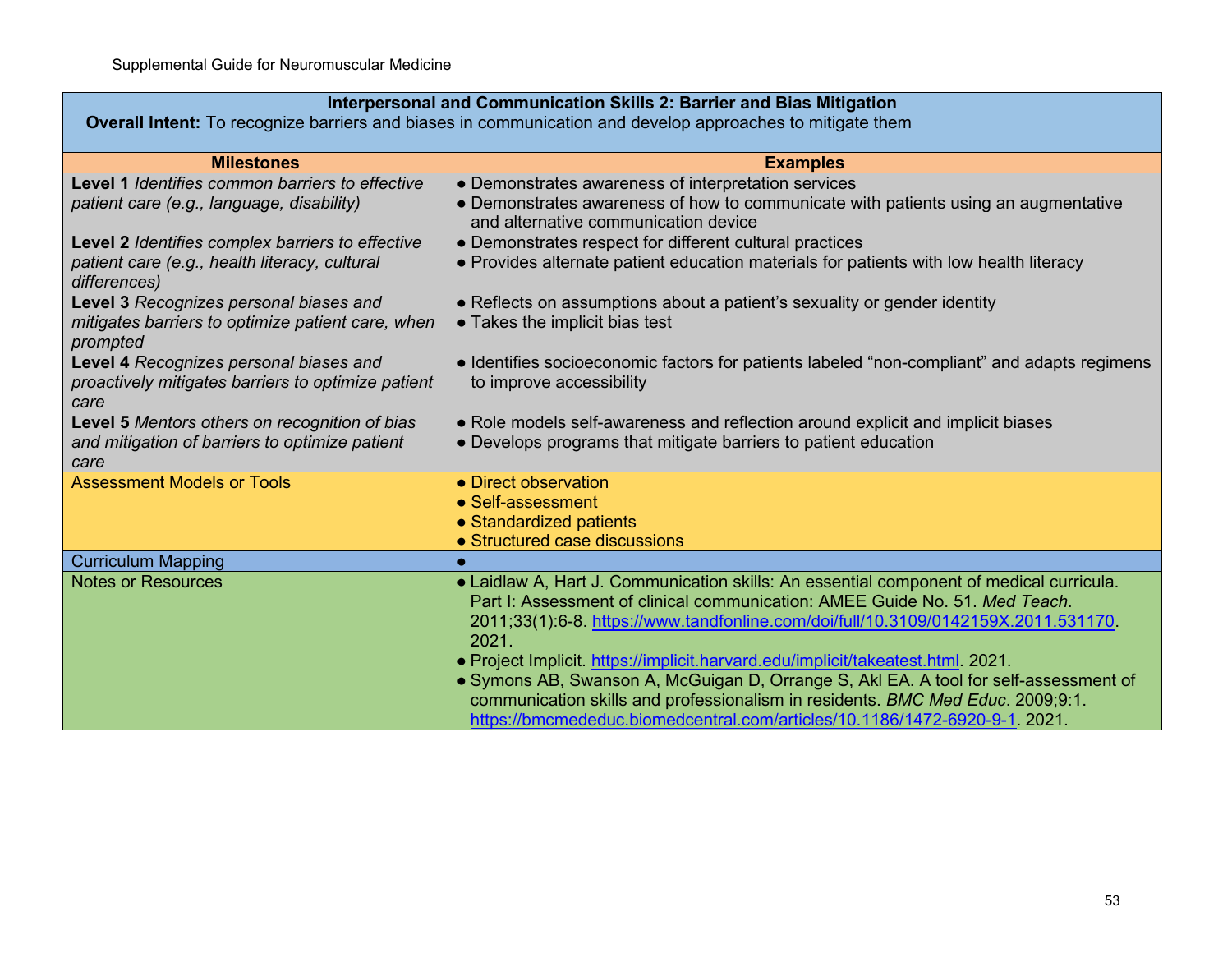| Interpersonal and Communication Skills 2: Barrier and Bias Mitigation<br>**Overall Intent:** To recognize barriers and biases in communication and develop approaches to mitigate them | |
|---|---|
| **Milestones** | **Examples** |
| **Level 1** *Identifies common barriers to effective patient care (e.g., language, disability)* | ● Demonstrates awareness of interpretation services<br>● Demonstrates awareness of how to communicate with patients using an augmentative and alternative communication device |
| **Level 2** *Identifies complex barriers to effective patient care (e.g., health literacy, cultural differences)* | ● Demonstrates respect for different cultural practices<br>● Provides alternate patient education materials for patients with low health literacy |
| **Level 3** *Recognizes personal biases and mitigates barriers to optimize patient care, when prompted* | ● Reflects on assumptions about a patient's sexuality or gender identity<br>● Takes the implicit bias test |
| **Level 4** *Recognizes personal biases and proactively mitigates barriers to optimize patient care* | ● Identifies socioeconomic factors for patients labeled "non-compliant" and adapts regimens to improve accessibility |
| **Level 5** *Mentors others on recognition of bias and mitigation of barriers to optimize patient care* | ● Role models self-awareness and reflection around explicit and implicit biases<br>● Develops programs that mitigate barriers to patient education |
| Assessment Models or Tools | ● Direct observation<br>● Self-assessment<br>● Standardized patients<br>● Structured case discussions |
| Curriculum Mapping | ● |
| Notes or Resources | ● Laidlaw A, Hart J. Communication skills: An essential component of medical curricula. Part I: Assessment of clinical communication: AMEE Guide No. 51. *Med Teach*. 2011;33(1):6-8. https://www.tandfonline.com/doi/full/10.3109/0142159X.2011.531170. 2021.<br>● Project Implicit. https://implicit.harvard.edu/implicit/takeatest.html. 2021.<br>● Symons AB, Swanson A, McGuigan D, Orrange S, Akl EA. A tool for self-assessment of communication skills and professionalism in residents. *BMC Med Educ*. 2009;9:1. https://bmcmededuc.biomedcentral.com/articles/10.1186/1472-6920-9-1. 2021. |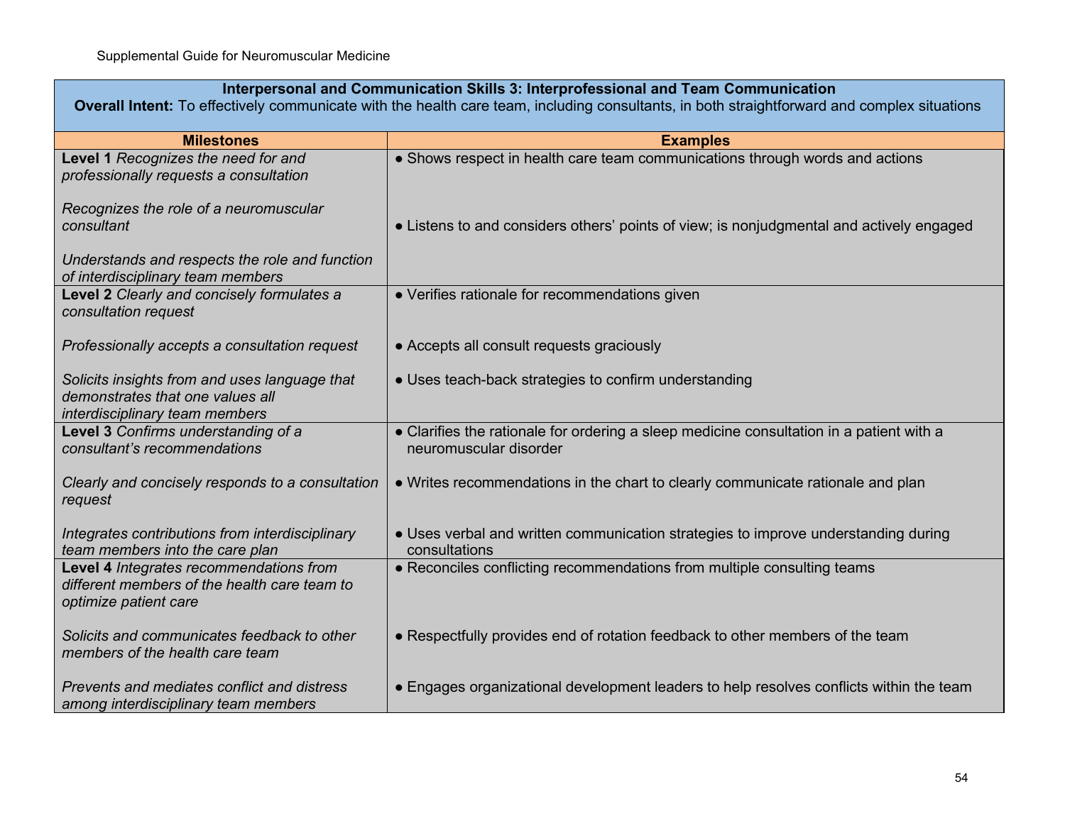| Interpersonal and Communication Skills 3: Interprofessional and Team Communication<br>**Overall Intent:** To effectively communicate with the health care team, including consultants, in both straightforward and complex situations | |
|---|---|
| **Milestones** | **Examples** |
| **Level 1** *Recognizes the need for and professionally requests a consultation*<br><br>*Recognizes the role of a neuromuscular consultant*<br><br>*Understands and respects the role and function of interdisciplinary team members* | ● Shows respect in health care team communications through words and actions<br><br>● Listens to and considers others' points of view; is nonjudgmental and actively engaged |
| **Level 2** *Clearly and concisely formulates a consultation request*<br><br>*Professionally accepts a consultation request*<br><br>*Solicits insights from and uses language that demonstrates that one values all interdisciplinary team members* | ● Verifies rationale for recommendations given<br><br>● Accepts all consult requests graciously<br><br>● Uses teach-back strategies to confirm understanding |
| **Level 3** *Confirms understanding of a consultant's recommendations*<br><br>*Clearly and concisely responds to a consultation request*<br><br>*Integrates contributions from interdisciplinary team members into the care plan* | ● Clarifies the rationale for ordering a sleep medicine consultation in a patient with a neuromuscular disorder<br><br>● Writes recommendations in the chart to clearly communicate rationale and plan<br><br>● Uses verbal and written communication strategies to improve understanding during consultations |
| **Level 4** *Integrates recommendations from different members of the health care team to optimize patient care*<br><br>*Solicits and communicates feedback to other members of the health care team*<br><br>*Prevents and mediates conflict and distress among interdisciplinary team members* | ● Reconciles conflicting recommendations from multiple consulting teams<br><br>● Respectfully provides end of rotation feedback to other members of the team<br><br>● Engages organizational development leaders to help resolves conflicts within the team |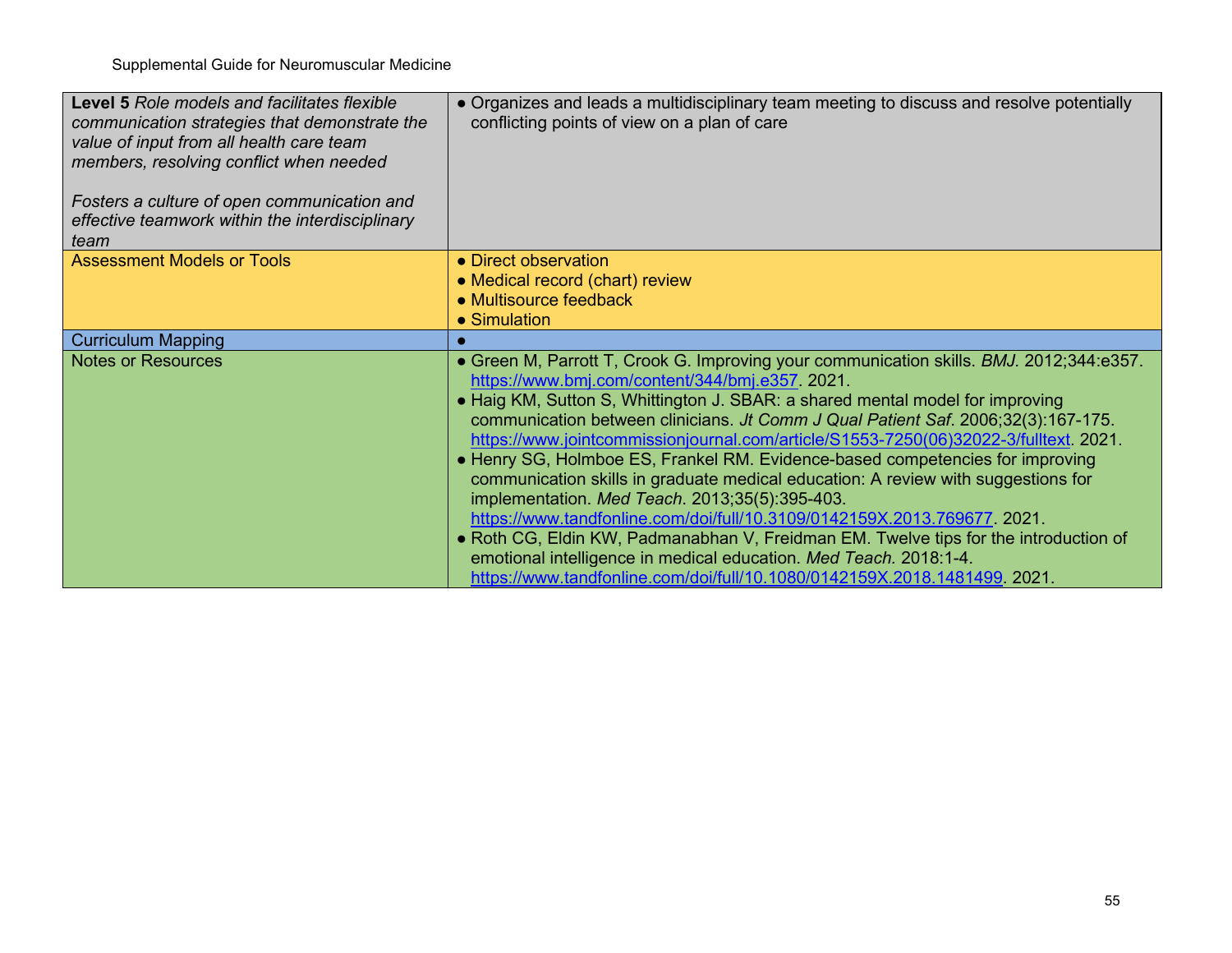| **Level 5** *Role models and facilitates flexible communication strategies that demonstrate the value of input from all health care team members, resolving conflict when needed*<br><br>*Fosters a culture of open communication and effective teamwork within the interdisciplinary team* | ● Organizes and leads a multidisciplinary team meeting to discuss and resolve potentially conflicting points of view on a plan of care |
|---|---|
| Assessment Models or Tools | ● Direct observation<br>● Medical record (chart) review<br>● Multisource feedback<br>● Simulation |
| Curriculum Mapping | ● |
| Notes or Resources | ● Green M, Parrott T, Crook G. Improving your communication skills. *BMJ.* 2012;344:e357. https://www.bmj.com/content/344/bmj.e357. 2021.<br>● Haig KM, Sutton S, Whittington J. SBAR: a shared mental model for improving communication between clinicians. *Jt Comm J Qual Patient Saf*. 2006;32(3):167-175. https://www.jointcommissionjournal.com/article/S1553-7250(06)32022-3/fulltext. 2021.<br>● Henry SG, Holmboe ES, Frankel RM. Evidence-based competencies for improving communication skills in graduate medical education: A review with suggestions for implementation. *Med Teach*. 2013;35(5):395-403. https://www.tandfonline.com/doi/full/10.3109/0142159X.2013.769677. 2021.<br>● Roth CG, Eldin KW, Padmanabhan V, Freidman EM. Twelve tips for the introduction of emotional intelligence in medical education. *Med Teach.* 2018:1-4. https://www.tandfonline.com/doi/full/10.1080/0142159X.2018.1481499. 2021. |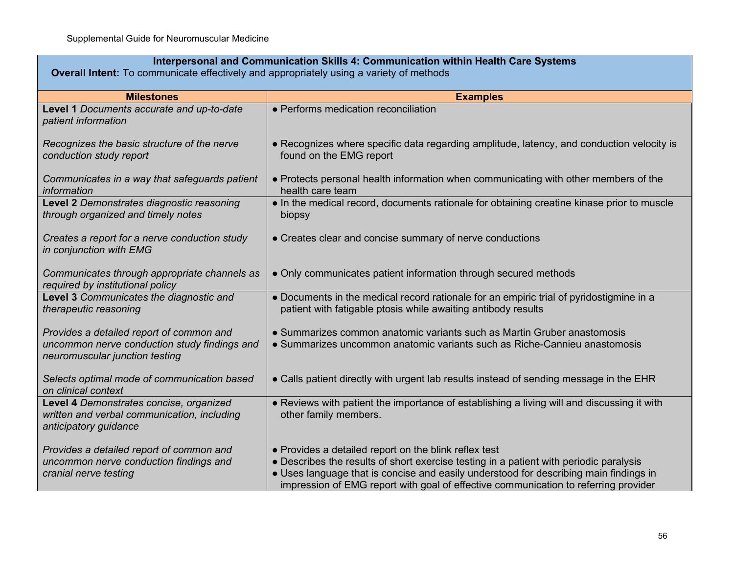| **Interpersonal and Communication Skills 4: Communication within Health Care Systems**<br>**Overall Intent:** To communicate effectively and appropriately using a variety of methods | |
|---|---|
| **Milestones** | **Examples** |
| **Level 1** *Documents accurate and up-to-date patient information* | ● Performs medication reconciliation |
| *Recognizes the basic structure of the nerve conduction study report* | ● Recognizes where specific data regarding amplitude, latency, and conduction velocity is found on the EMG report |
| *Communicates in a way that safeguards patient information* | ● Protects personal health information when communicating with other members of the health care team |
| **Level 2** *Demonstrates diagnostic reasoning through organized and timely notes* | ● In the medical record, documents rationale for obtaining creatine kinase prior to muscle biopsy |
| *Creates a report for a nerve conduction study in conjunction with EMG* | ● Creates clear and concise summary of nerve conductions |
| *Communicates through appropriate channels as required by institutional policy* | ● Only communicates patient information through secured methods |
| **Level 3** *Communicates the diagnostic and therapeutic reasoning* | ● Documents in the medical record rationale for an empiric trial of pyridostigmine in a patient with fatigable ptosis while awaiting antibody results |
| *Provides a detailed report of common and uncommon nerve conduction study findings and neuromuscular junction testing* | ● Summarizes common anatomic variants such as Martin Gruber anastomosis<br>● Summarizes uncommon anatomic variants such as Riche-Cannieu anastomosis |
| *Selects optimal mode of communication based on clinical context* | ● Calls patient directly with urgent lab results instead of sending message in the EHR |
| **Level 4** *Demonstrates concise, organized written and verbal communication, including anticipatory guidance* | ● Reviews with patient the importance of establishing a living will and discussing it with other family members. |
| *Provides a detailed report of common and uncommon nerve conduction findings and cranial nerve testing* | ● Provides a detailed report on the blink reflex test<br>● Describes the results of short exercise testing in a patient with periodic paralysis<br>● Uses language that is concise and easily understood for describing main findings in impression of EMG report with goal of effective communication to referring provider |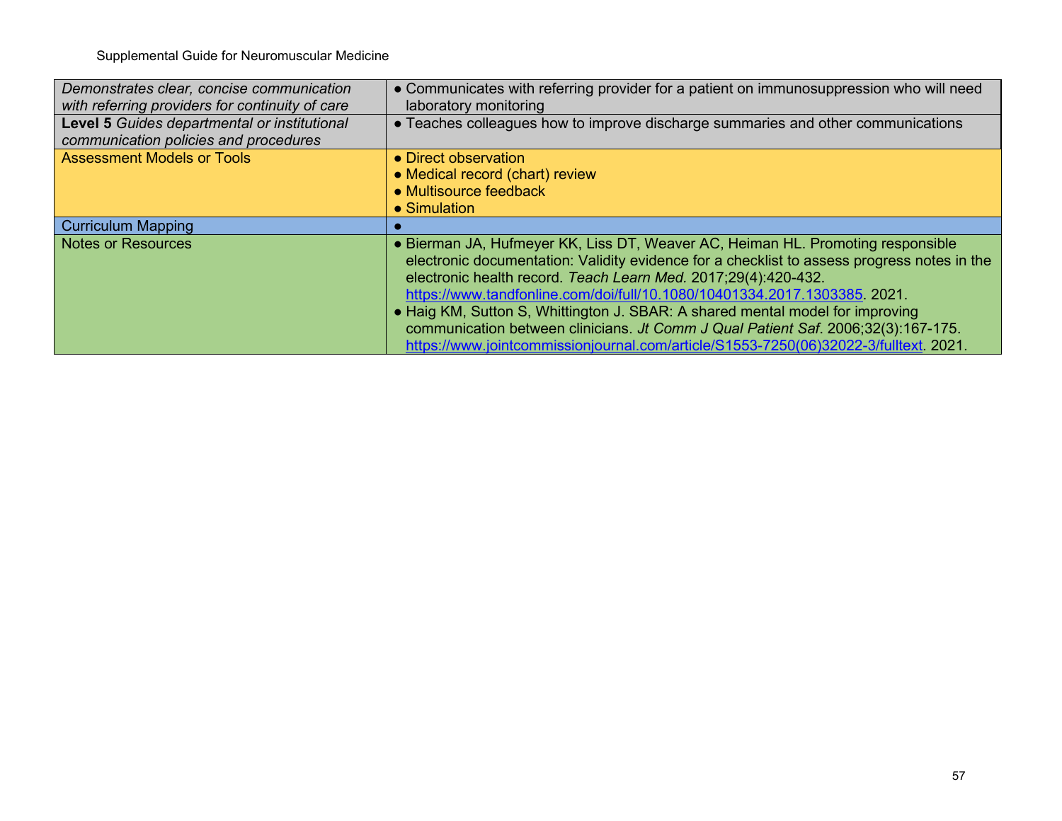| | |
|---|---|
| *Demonstrates clear, concise communication with referring providers for continuity of care* | ● Communicates with referring provider for a patient on immunosuppression who will need laboratory monitoring |
| **Level 5** *Guides departmental or institutional communication policies and procedures* | ● Teaches colleagues how to improve discharge summaries and other communications |
| Assessment Models or Tools | ● Direct observation<br>● Medical record (chart) review<br>● Multisource feedback<br>● Simulation |
| Curriculum Mapping | ● |
| Notes or Resources | ● Bierman JA, Hufmeyer KK, Liss DT, Weaver AC, Heiman HL. Promoting responsible electronic documentation: Validity evidence for a checklist to assess progress notes in the electronic health record. *Teach Learn Med.* 2017;29(4):420-432. https://www.tandfonline.com/doi/full/10.1080/10401334.2017.1303385. 2021.<br>● Haig KM, Sutton S, Whittington J. SBAR: A shared mental model for improving communication between clinicians. *Jt Comm J Qual Patient Saf*. 2006;32(3):167-175. https://www.jointcommissionjournal.com/article/S1553-7250(06)32022-3/fulltext. 2021. |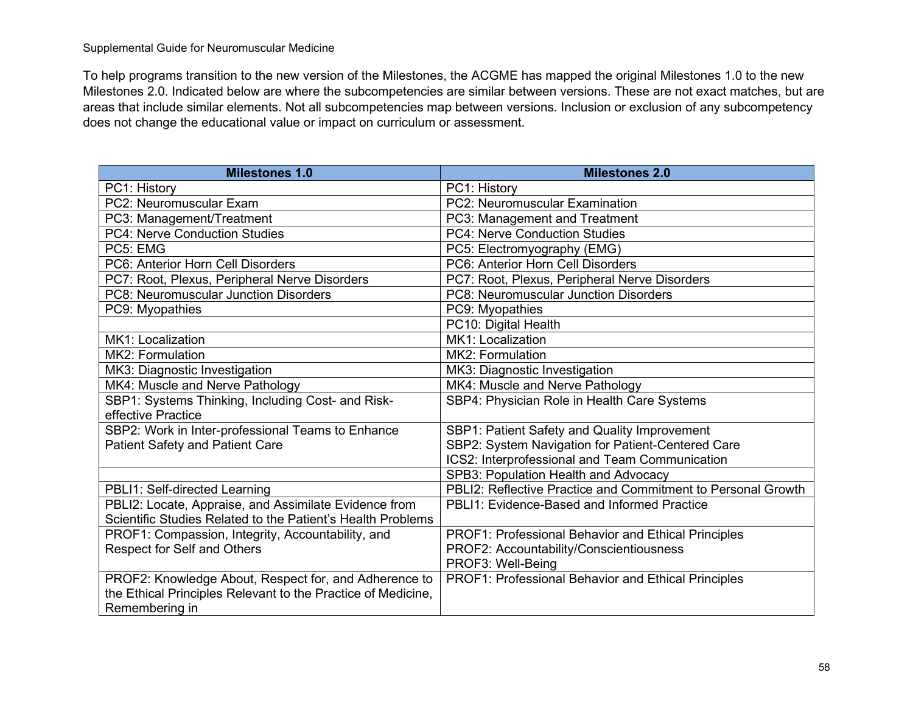To help programs transition to the new version of the Milestones, the ACGME has mapped the original Milestones 1.0 to the new Milestones 2.0. Indicated below are where the subcompetencies are similar between versions. These are not exact matches, but are areas that include similar elements. Not all subcompetencies map between versions. Inclusion or exclusion of any subcompetency does not change the educational value or impact on curriculum or assessment.

| Milestones 1.0 | Milestones 2.0 |
| --- | --- |
| PC1: History | PC1: History |
| PC2: Neuromuscular Exam | PC2: Neuromuscular Examination |
| PC3: Management/Treatment | PC3: Management and Treatment |
| PC4: Nerve Conduction Studies | PC4: Nerve Conduction Studies |
| PC5: EMG | PC5: Electromyography (EMG) |
| PC6: Anterior Horn Cell Disorders | PC6: Anterior Horn Cell Disorders |
| PC7: Root, Plexus, Peripheral Nerve Disorders | PC7: Root, Plexus, Peripheral Nerve Disorders |
| PC8: Neuromuscular Junction Disorders | PC8: Neuromuscular Junction Disorders |
| PC9: Myopathies | PC9: Myopathies |
| | PC10: Digital Health |
| MK1: Localization | MK1: Localization |
| MK2: Formulation | MK2: Formulation |
| MK3: Diagnostic Investigation | MK3: Diagnostic Investigation |
| MK4: Muscle and Nerve Pathology | MK4: Muscle and Nerve Pathology |
| SBP1: Systems Thinking, Including Cost- and Risk-effective Practice | SBP4: Physician Role in Health Care Systems |
| SBP2: Work in Inter-professional Teams to Enhance Patient Safety and Patient Care | SBP1: Patient Safety and Quality Improvement<br>SBP2: System Navigation for Patient-Centered Care<br>ICS2: Interprofessional and Team Communication |
| | SPB3: Population Health and Advocacy |
| PBLI1: Self-directed Learning | PBLI2: Reflective Practice and Commitment to Personal Growth |
| PBLI2: Locate, Appraise, and Assimilate Evidence from Scientific Studies Related to the Patient's Health Problems | PBLI1: Evidence-Based and Informed Practice |
| PROF1: Compassion, Integrity, Accountability, and Respect for Self and Others | PROF1: Professional Behavior and Ethical Principles<br>PROF2: Accountability/Conscientiousness<br>PROF3: Well-Being |
| PROF2: Knowledge About, Respect for, and Adherence to the Ethical Principles Relevant to the Practice of Medicine, Remembering in | PROF1: Professional Behavior and Ethical Principles |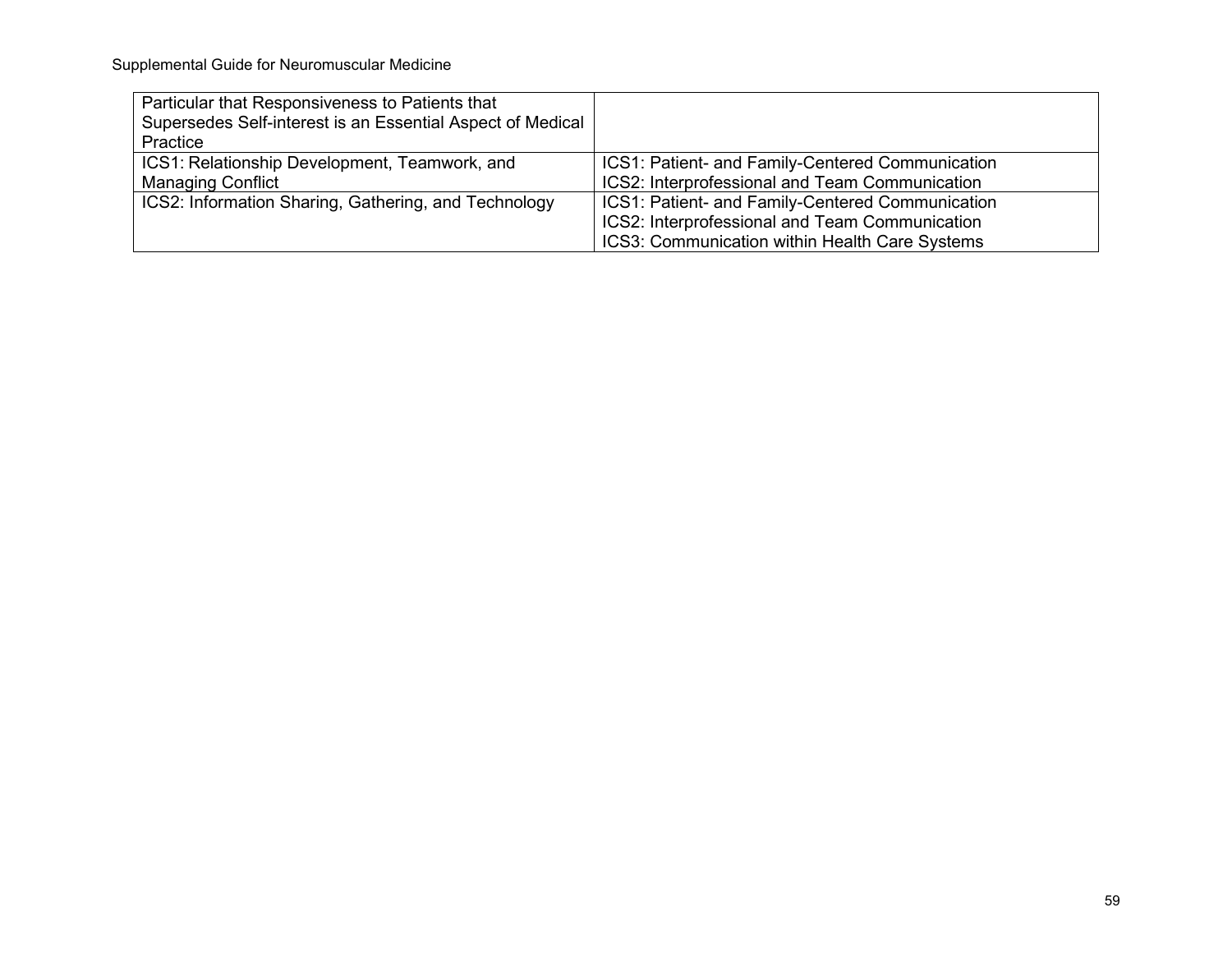| | |
|---|---|
| Particular that Responsiveness to Patients that Supersedes Self-interest is an Essential Aspect of Medical Practice | |
| ICS1: Relationship Development, Teamwork, and Managing Conflict | ICS1: Patient- and Family-Centered Communication<br>ICS2: Interprofessional and Team Communication |
| ICS2: Information Sharing, Gathering, and Technology | ICS1: Patient- and Family-Centered Communication<br>ICS2: Interprofessional and Team Communication<br>ICS3: Communication within Health Care Systems |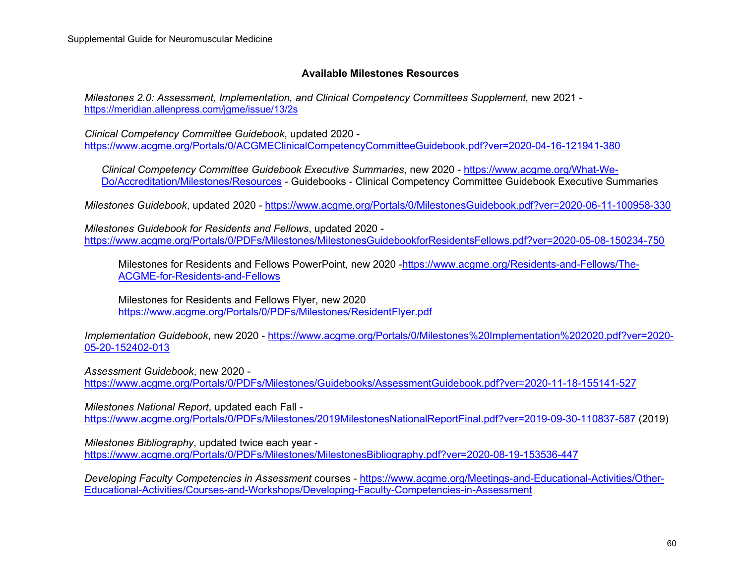## Available Milestones Resources

*Milestones 2.0: Assessment, Implementation, and Clinical Competency Committees Supplement,* new 2021 - https://meridian.allenpress.com/jgme/issue/13/2s

*Clinical Competency Committee Guidebook*, updated 2020 - https://www.acgme.org/Portals/0/ACGMEClinicalCompetencyCommitteeGuidebook.pdf?ver=2020-04-16-121941-380

*Clinical Competency Committee Guidebook Executive Summaries*, new 2020 - https://www.acgme.org/What-We-Do/Accreditation/Milestones/Resources - Guidebooks - Clinical Competency Committee Guidebook Executive Summaries

*Milestones Guidebook*, updated 2020 - https://www.acgme.org/Portals/0/MilestonesGuidebook.pdf?ver=2020-06-11-100958-330

*Milestones Guidebook for Residents and Fellows*, updated 2020 - https://www.acgme.org/Portals/0/PDFs/Milestones/MilestonesGuidebookforResidentsFellows.pdf?ver=2020-05-08-150234-750

Milestones for Residents and Fellows PowerPoint, new 2020 -https://www.acgme.org/Residents-and-Fellows/The-ACGME-for-Residents-and-Fellows

Milestones for Residents and Fellows Flyer, new 2020 https://www.acgme.org/Portals/0/PDFs/Milestones/ResidentFlyer.pdf

*Implementation Guidebook*, new 2020 - https://www.acgme.org/Portals/0/Milestones%20Implementation%202020.pdf?ver=2020-05-20-152402-013

*Assessment Guidebook*, new 2020 - https://www.acgme.org/Portals/0/PDFs/Milestones/Guidebooks/AssessmentGuidebook.pdf?ver=2020-11-18-155141-527

*Milestones National Report*, updated each Fall - https://www.acgme.org/Portals/0/PDFs/Milestones/2019MilestonesNationalReportFinal.pdf?ver=2019-09-30-110837-587 (2019)

*Milestones Bibliography*, updated twice each year - https://www.acgme.org/Portals/0/PDFs/Milestones/MilestonesBibliography.pdf?ver=2020-08-19-153536-447

*Developing Faculty Competencies in Assessment* courses - https://www.acgme.org/Meetings-and-Educational-Activities/Other-Educational-Activities/Courses-and-Workshops/Developing-Faculty-Competencies-in-Assessment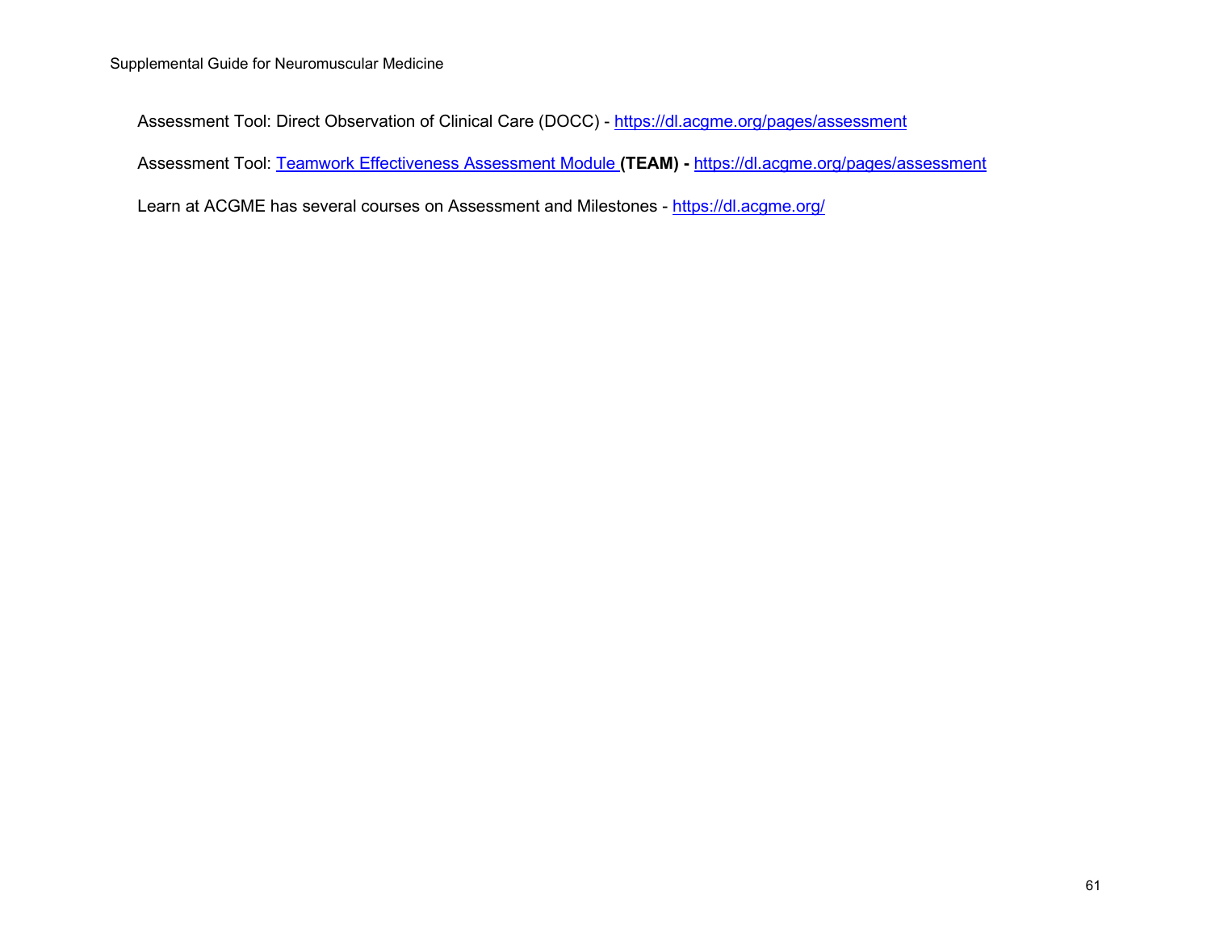Assessment Tool: Direct Observation of Clinical Care (DOCC) - https://dl.acgme.org/pages/assessment

Assessment Tool: Teamwork Effectiveness Assessment Module **(TEAM) -** https://dl.acgme.org/pages/assessment

Learn at ACGME has several courses on Assessment and Milestones - https://dl.acgme.org/